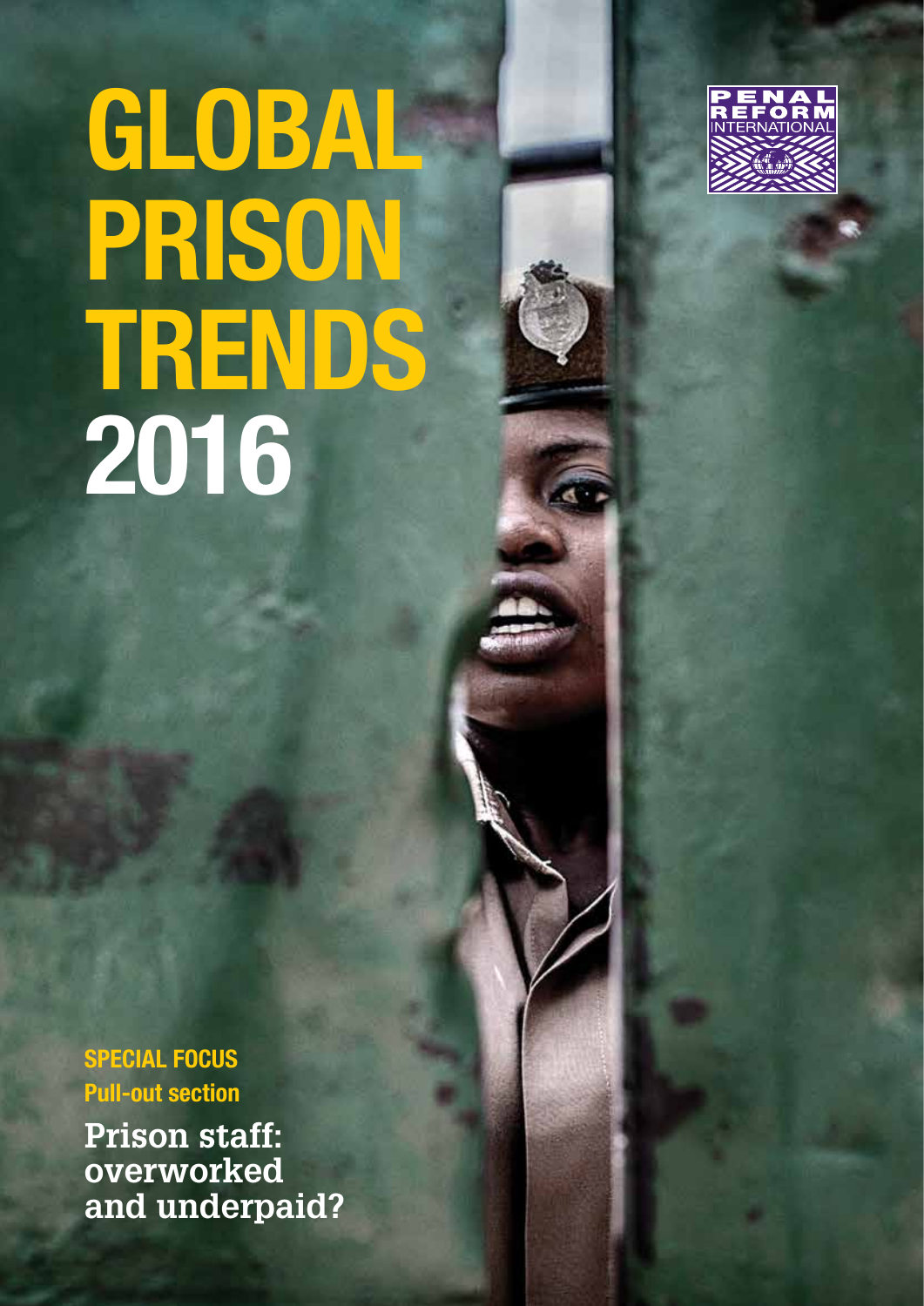# GLOBAL PRISON TRENDS 2016

PENAL REFORM INTERNATIONAL

**SPECIAL FOCUS**

**Pull-out section**

**Prison staff: overworked and underpaid?**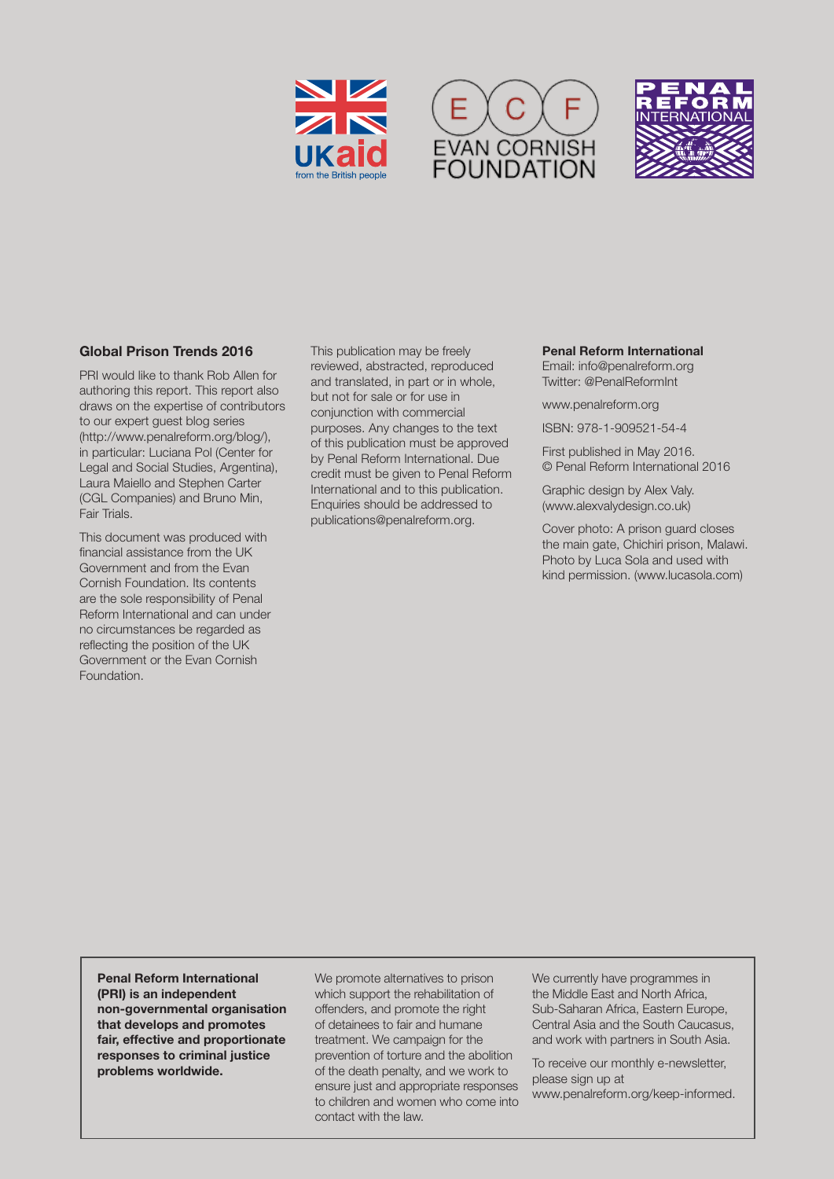## Global Prison Trends 2016

PRI would like to thank Rob Allen for authoring this report. This report also draws on the expertise of contributors to our expert guest blog series (http://www.penalreform.org/blog/), in particular: Luciana Pol (Center for Legal and Social Studies, Argentina), Laura Maiello and Stephen Carter (CGL Companies) and Bruno Min, Fair Trials.

This document was produced with financial assistance from the UK Government and from the Evan Cornish Foundation. Its contents are the sole responsibility of Penal Reform International and can under no circumstances be regarded as reflecting the position of the UK Government or the Evan Cornish Foundation.

This publication may be freely reviewed, abstracted, reproduced and translated, in part or in whole, but not for sale or for use in conjunction with commercial purposes. Any changes to the text of this publication must be approved by Penal Reform International. Due credit must be given to Penal Reform International and to this publication. Enquiries should be addressed to publications@penalreform.org.

**Penal Reform International**
Email: info@penalreform.org
Twitter: @PenalReformInt

www.penalreform.org

ISBN: 978-1-909521-54-4

First published in May 2016.
© Penal Reform International 2016

Graphic design by Alex Valy. (www.alexvalydesign.co.uk)

Cover photo: A prison guard closes the main gate, Chichiri prison, Malawi. Photo by Luca Sola and used with kind permission. (www.lucasola.com)

**Penal Reform International (PRI) is an independent non-governmental organisation that develops and promotes fair, effective and proportionate responses to criminal justice problems worldwide.**

We promote alternatives to prison which support the rehabilitation of offenders, and promote the right of detainees to fair and humane treatment. We campaign for the prevention of torture and the abolition of the death penalty, and we work to ensure just and appropriate responses to children and women who come into contact with the law.

We currently have programmes in the Middle East and North Africa, Sub-Saharan Africa, Eastern Europe, Central Asia and the South Caucasus, and work with partners in South Asia.

To receive our monthly e-newsletter, please sign up at www.penalreform.org/keep-informed.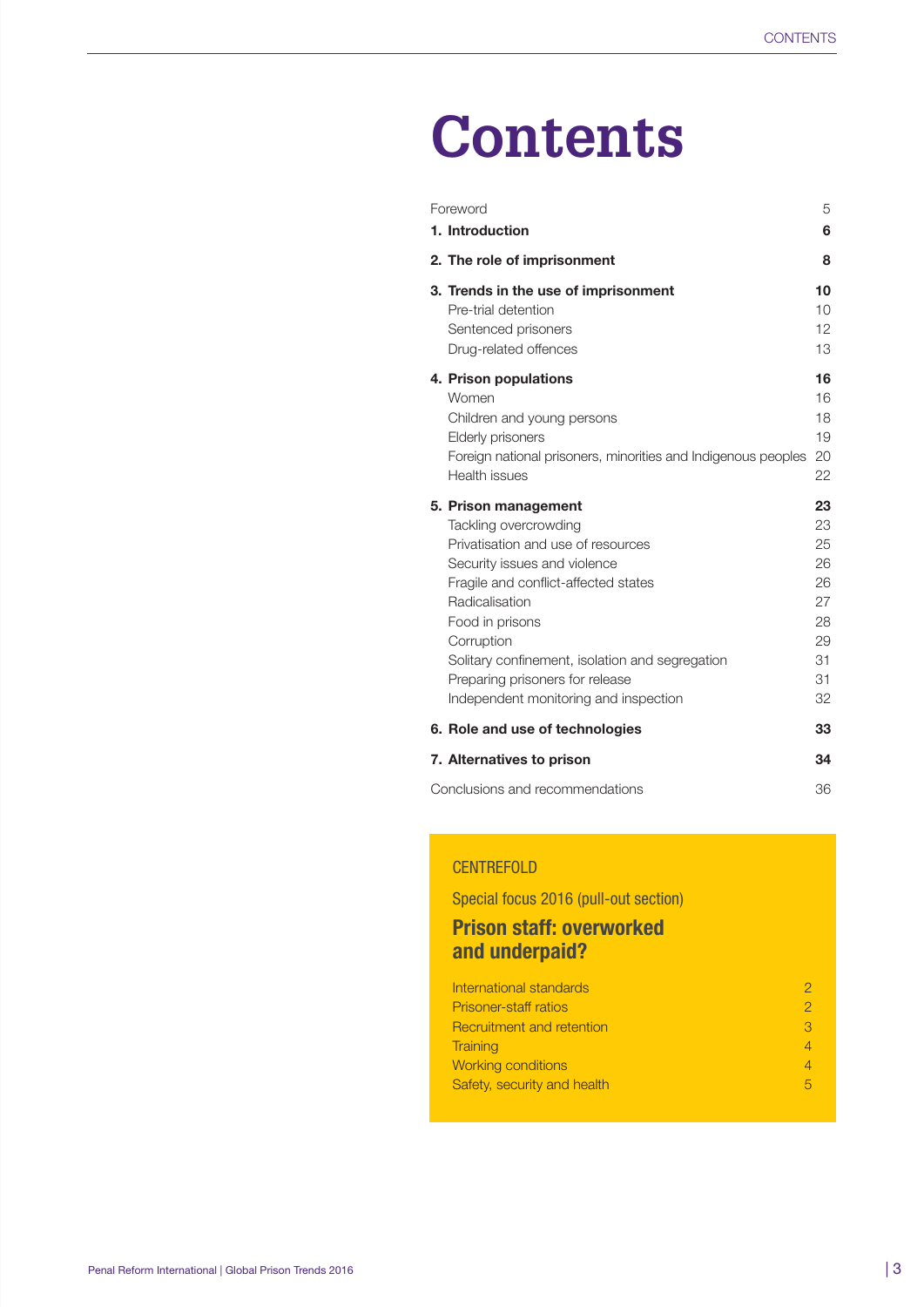# Contents

| | |
|---|---|
| Foreword | 5 |
| **1. Introduction** | **6** |
| **2. The role of imprisonment** | **8** |
| **3. Trends in the use of imprisonment** | **10** |
| Pre-trial detention | 10 |
| Sentenced prisoners | 12 |
| Drug-related offences | 13 |
| **4. Prison populations** | **16** |
| Women | 16 |
| Children and young persons | 18 |
| Elderly prisoners | 19 |
| Foreign national prisoners, minorities and Indigenous peoples | 20 |
| Health issues | 22 |
| **5. Prison management** | **23** |
| Tackling overcrowding | 23 |
| Privatisation and use of resources | 25 |
| Security issues and violence | 26 |
| Fragile and conflict-affected states | 26 |
| Radicalisation | 27 |
| Food in prisons | 28 |
| Corruption | 29 |
| Solitary confinement, isolation and segregation | 31 |
| Preparing prisoners for release | 31 |
| Independent monitoring and inspection | 32 |
| **6. Role and use of technologies** | **33** |
| **7. Alternatives to prison** | **34** |
| Conclusions and recommendations | 36 |

CENTREFOLD

Special focus 2016 (pull-out section)

## Prison staff: overworked and underpaid?

| | |
|---|---|
| International standards | 2 |
| Prisoner-staff ratios | 2 |
| Recruitment and retention | 3 |
| Training | 4 |
| Working conditions | 4 |
| Safety, security and health | 5 |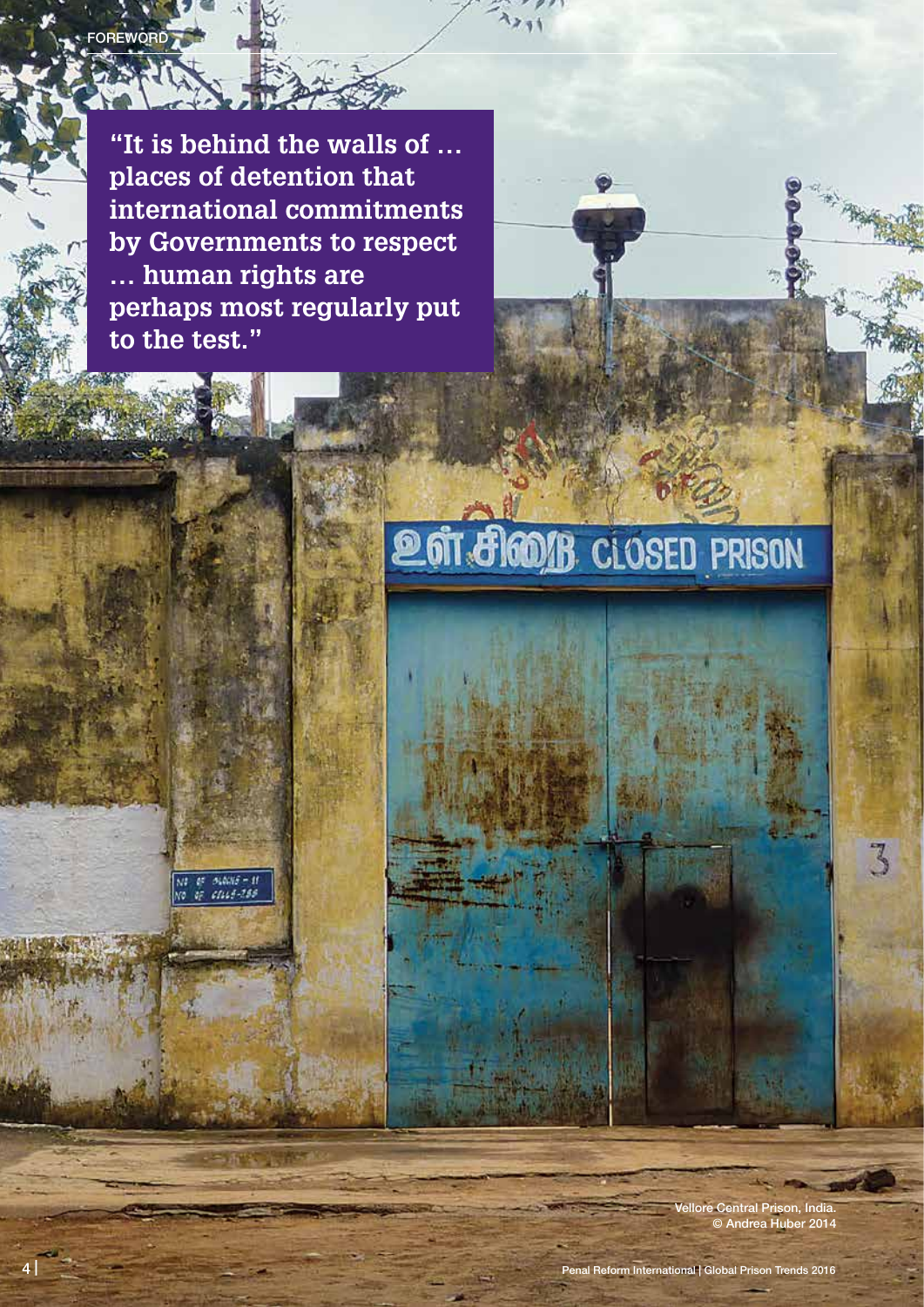"It is behind the walls of … places of detention that international commitments by Governments to respect … human rights are perhaps most regularly put to the test."

Vellore Central Prison, India.
© Andrea Huber 2014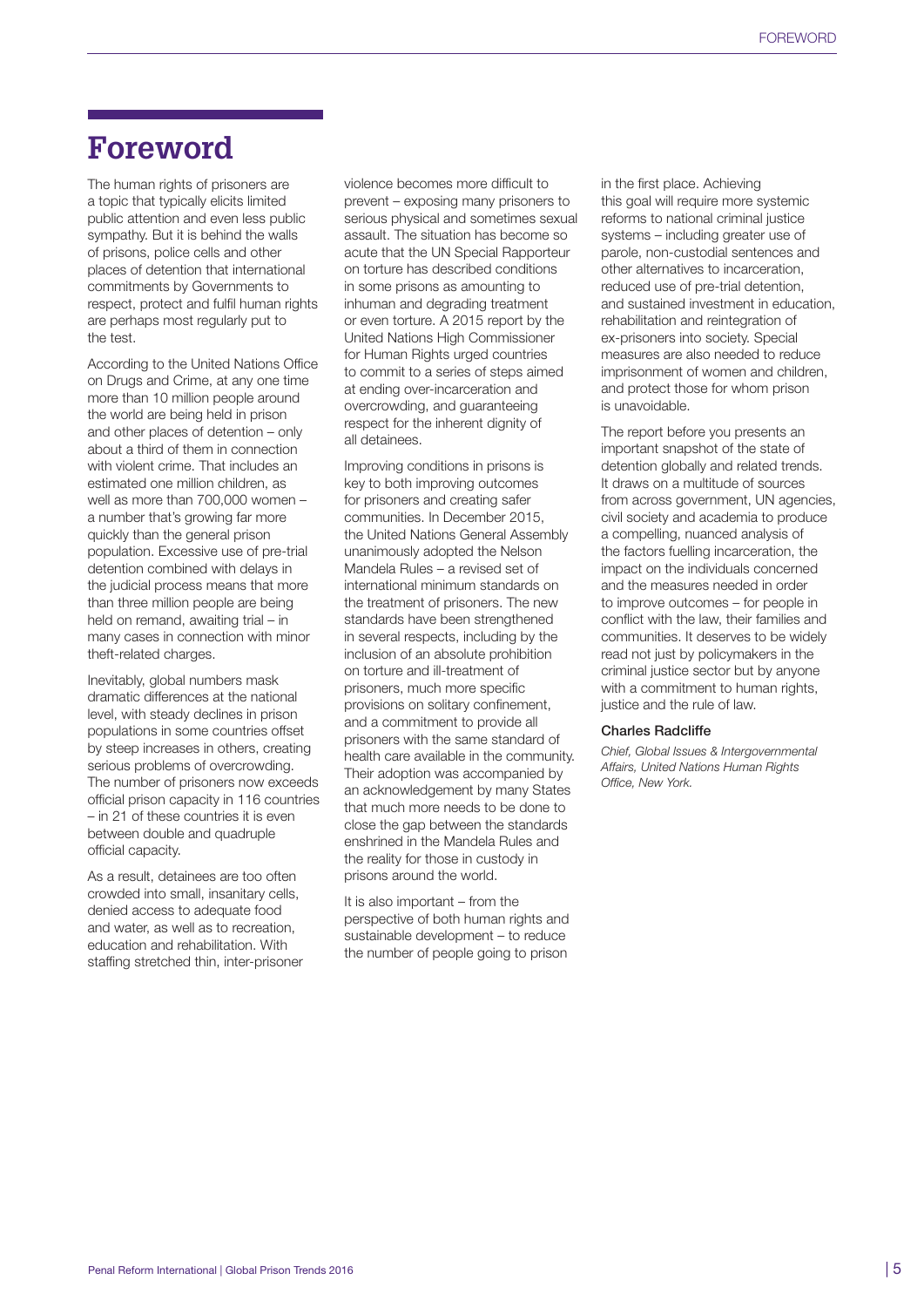# Foreword

The human rights of prisoners are a topic that typically elicits limited public attention and even less public sympathy. But it is behind the walls of prisons, police cells and other places of detention that international commitments by Governments to respect, protect and fulfil human rights are perhaps most regularly put to the test.

According to the United Nations Office on Drugs and Crime, at any one time more than 10 million people around the world are being held in prison and other places of detention – only about a third of them in connection with violent crime. That includes an estimated one million children, as well as more than 700,000 women – a number that's growing far more quickly than the general prison population. Excessive use of pre-trial detention combined with delays in the judicial process means that more than three million people are being held on remand, awaiting trial – in many cases in connection with minor theft-related charges.

Inevitably, global numbers mask dramatic differences at the national level, with steady declines in prison populations in some countries offset by steep increases in others, creating serious problems of overcrowding. The number of prisoners now exceeds official prison capacity in 116 countries – in 21 of these countries it is even between double and quadruple official capacity.

As a result, detainees are too often crowded into small, insanitary cells, denied access to adequate food and water, as well as to recreation, education and rehabilitation. With staffing stretched thin, inter-prisoner violence becomes more difficult to prevent – exposing many prisoners to serious physical and sometimes sexual assault. The situation has become so acute that the UN Special Rapporteur on torture has described conditions in some prisons as amounting to inhuman and degrading treatment or even torture. A 2015 report by the United Nations High Commissioner for Human Rights urged countries to commit to a series of steps aimed at ending over-incarceration and overcrowding, and guaranteeing respect for the inherent dignity of all detainees.

Improving conditions in prisons is key to both improving outcomes for prisoners and creating safer communities. In December 2015, the United Nations General Assembly unanimously adopted the Nelson Mandela Rules – a revised set of international minimum standards on the treatment of prisoners. The new standards have been strengthened in several respects, including by the inclusion of an absolute prohibition on torture and ill-treatment of prisoners, much more specific provisions on solitary confinement, and a commitment to provide all prisoners with the same standard of health care available in the community. Their adoption was accompanied by an acknowledgement by many States that much more needs to be done to close the gap between the standards enshrined in the Mandela Rules and the reality for those in custody in prisons around the world.

It is also important – from the perspective of both human rights and sustainable development – to reduce the number of people going to prison in the first place. Achieving this goal will require more systemic reforms to national criminal justice systems – including greater use of parole, non-custodial sentences and other alternatives to incarceration, reduced use of pre-trial detention, and sustained investment in education, rehabilitation and reintegration of ex-prisoners into society. Special measures are also needed to reduce imprisonment of women and children, and protect those for whom prison is unavoidable.

The report before you presents an important snapshot of the state of detention globally and related trends. It draws on a multitude of sources from across government, UN agencies, civil society and academia to produce a compelling, nuanced analysis of the factors fuelling incarceration, the impact on the individuals concerned and the measures needed in order to improve outcomes – for people in conflict with the law, their families and communities. It deserves to be widely read not just by policymakers in the criminal justice sector but by anyone with a commitment to human rights, justice and the rule of law.

**Charles Radcliffe**

*Chief, Global Issues & Intergovernmental Affairs, United Nations Human Rights Office, New York.*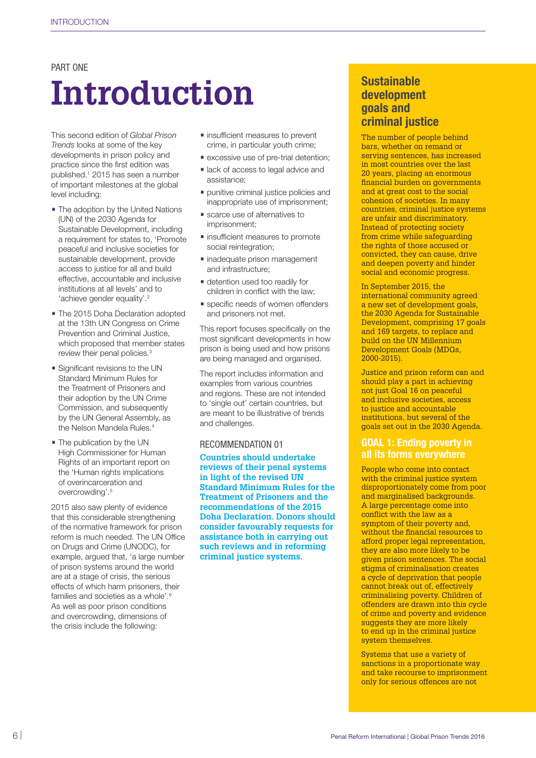PART ONE

# Introduction

This second edition of *Global Prison Trends* looks at some of the key developments in prison policy and practice since the first edition was published.[1] 2015 has seen a number of important milestones at the global level including:

- The adoption by the United Nations (UN) of the 2030 Agenda for Sustainable Development, including a requirement for states to, 'Promote peaceful and inclusive societies for sustainable development, provide access to justice for all and build effective, accountable and inclusive institutions at all levels' and to 'achieve gender equality'.[2]
- The 2015 Doha Declaration adopted at the 13th UN Congress on Crime Prevention and Criminal Justice, which proposed that member states review their penal policies.[3]
- Significant revisions to the UN Standard Minimum Rules for the Treatment of Prisoners and their adoption by the UN Crime Commission, and subsequently by the UN General Assembly, as the Nelson Mandela Rules.[4]
- The publication by the UN High Commissioner for Human Rights of an important report on the 'Human rights implications of overincarceration and overcrowding'.[5]

2015 also saw plenty of evidence that this considerable strengthening of the normative framework for prison reform is much needed. The UN Office on Drugs and Crime (UNODC), for example, argued that, 'a large number of prison systems around the world are at a stage of crisis, the serious effects of which harm prisoners, their families and societies as a whole'.[6] As well as poor prison conditions and overcrowding, dimensions of the crisis include the following:

- insufficient measures to prevent crime, in particular youth crime;
- excessive use of pre-trial detention;
- lack of access to legal advice and assistance;
- punitive criminal justice policies and inappropriate use of imprisonment;
- scarce use of alternatives to imprisonment;
- insufficient measures to promote social reintegration;
- inadequate prison management and infrastructure;
- detention used too readily for children in conflict with the law;
- specific needs of women offenders and prisoners not met.

This report focuses specifically on the most significant developments in how prison is being used and how prisons are being managed and organised.

The report includes information and examples from various countries and regions. These are not intended to 'single out' certain countries, but are meant to be illustrative of trends and challenges.

RECOMMENDATION 01

**Countries should undertake reviews of their penal systems in light of the revised UN Standard Minimum Rules for the Treatment of Prisoners and the recommendations of the 2015 Doha Declaration. Donors should consider favourably requests for assistance both in carrying out such reviews and in reforming criminal justice systems.**

## Sustainable development goals and criminal justice

The number of people behind bars, whether on remand or serving sentences, has increased in most countries over the last 20 years, placing an enormous financial burden on governments and at great cost to the social cohesion of societies. In many countries, criminal justice systems are unfair and discriminatory. Instead of protecting society from crime while safeguarding the rights of those accused or convicted, they can cause, drive and deepen poverty and hinder social and economic progress.

In September 2015, the international community agreed a new set of development goals, the 2030 Agenda for Sustainable Development, comprising 17 goals and 169 targets, to replace and build on the UN Millennium Development Goals (MDGs, 2000-2015).

Justice and prison reform can and should play a part in achieving not just Goal 16 on peaceful and inclusive societies, access to justice and accountable institutions, but several of the goals set out in the 2030 Agenda.

### GOAL 1: Ending poverty in all its forms everywhere

People who come into contact with the criminal justice system disproportionately come from poor and marginalised backgrounds. A large percentage come into conflict with the law as a symptom of their poverty and, without the financial resources to afford proper legal representation, they are also more likely to be given prison sentences. The social stigma of criminalisation creates a cycle of deprivation that people cannot break out of, effectively criminalising poverty. Children of offenders are drawn into this cycle of crime and poverty and evidence suggests they are more likely to end up in the criminal justice system themselves.

Systems that use a variety of sanctions in a proportionate way and take recourse to imprisonment only for serious offences are not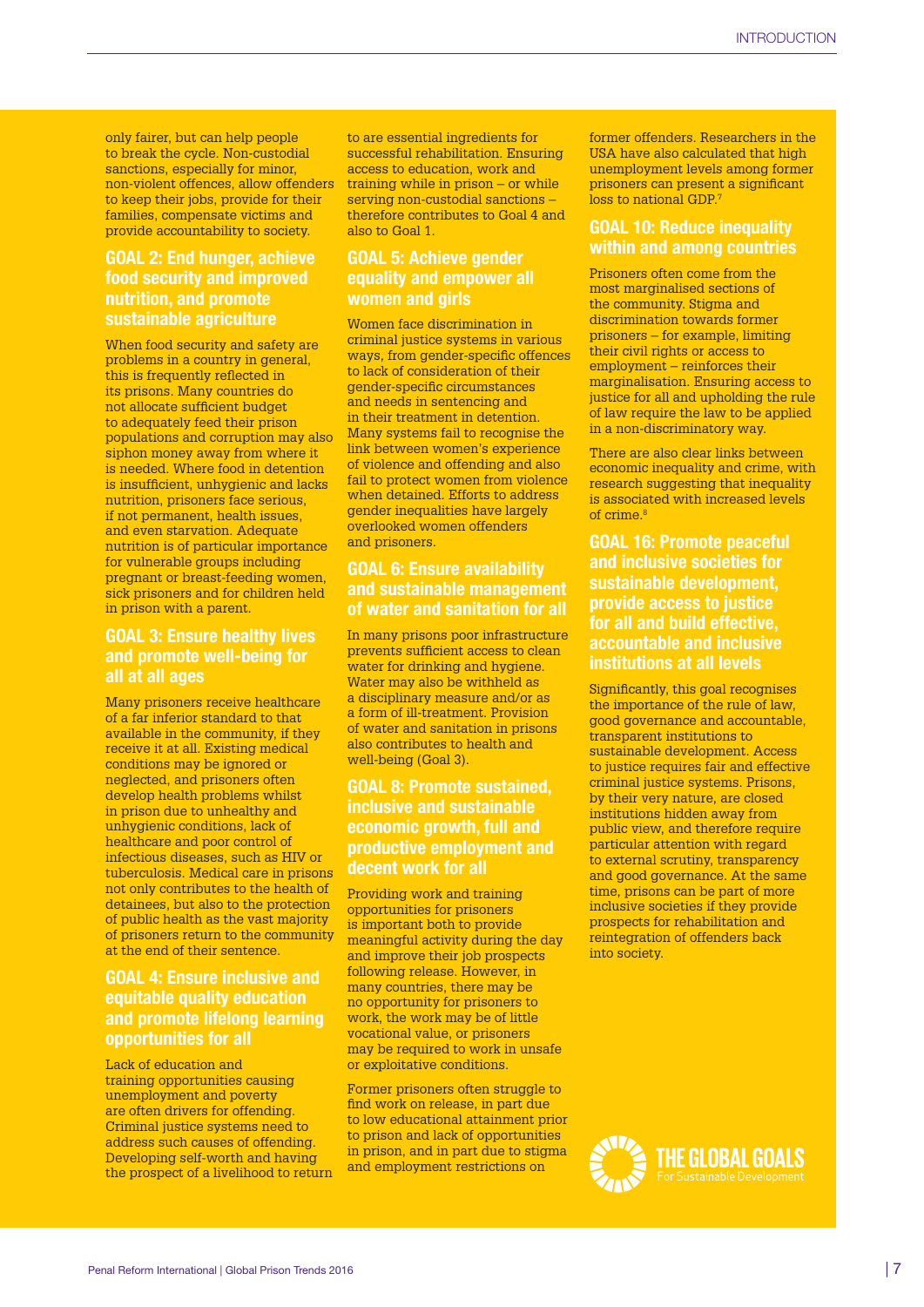only fairer, but can help people to break the cycle. Non-custodial sanctions, especially for minor, non-violent offences, allow offenders to keep their jobs, provide for their families, compensate victims and provide accountability to society.

## GOAL 2: End hunger, achieve food security and improved nutrition, and promote sustainable agriculture

When food security and safety are problems in a country in general, this is frequently reflected in its prisons. Many countries do not allocate sufficient budget to adequately feed their prison populations and corruption may also siphon money away from where it is needed. Where food in detention is insufficient, unhygienic and lacks nutrition, prisoners face serious, if not permanent, health issues, and even starvation. Adequate nutrition is of particular importance for vulnerable groups including pregnant or breast-feeding women, sick prisoners and for children held in prison with a parent.

## GOAL 3: Ensure healthy lives and promote well-being for all at all ages

Many prisoners receive healthcare of a far inferior standard to that available in the community, if they receive it at all. Existing medical conditions may be ignored or neglected, and prisoners often develop health problems whilst in prison due to unhealthy and unhygienic conditions, lack of healthcare and poor control of infectious diseases, such as HIV or tuberculosis. Medical care in prisons not only contributes to the health of detainees, but also to the protection of public health as the vast majority of prisoners return to the community at the end of their sentence.

## GOAL 4: Ensure inclusive and equitable quality education and promote lifelong learning opportunities for all

Lack of education and training opportunities causing unemployment and poverty are often drivers for offending. Criminal justice systems need to address such causes of offending. Developing self-worth and having the prospect of a livelihood to return to are essential ingredients for successful rehabilitation. Ensuring access to education, work and training while in prison – or while serving non-custodial sanctions – therefore contributes to Goal 4 and also to Goal 1.

## GOAL 5: Achieve gender equality and empower all women and girls

Women face discrimination in criminal justice systems in various ways, from gender-specific offences to lack of consideration of their gender-specific circumstances and needs in sentencing and in their treatment in detention. Many systems fail to recognise the link between women's experience of violence and offending and also fail to protect women from violence when detained. Efforts to address gender inequalities have largely overlooked women offenders and prisoners.

## GOAL 6: Ensure availability and sustainable management of water and sanitation for all

In many prisons poor infrastructure prevents sufficient access to clean water for drinking and hygiene. Water may also be withheld as a disciplinary measure and/or as a form of ill-treatment. Provision of water and sanitation in prisons also contributes to health and well-being (Goal 3).

## GOAL 8: Promote sustained, inclusive and sustainable economic growth, full and productive employment and decent work for all

Providing work and training opportunities for prisoners is important both to provide meaningful activity during the day and improve their job prospects following release. However, in many countries, there may be no opportunity for prisoners to work, the work may be of little vocational value, or prisoners may be required to work in unsafe or exploitative conditions.

Former prisoners often struggle to find work on release, in part due to low educational attainment prior to prison and lack of opportunities in prison, and in part due to stigma and employment restrictions on former offenders. Researchers in the USA have also calculated that high unemployment levels among former prisoners can present a significant loss to national GDP.[7]

## GOAL 10: Reduce inequality within and among countries

Prisoners often come from the most marginalised sections of the community. Stigma and discrimination towards former prisoners – for example, limiting their civil rights or access to employment – reinforces their marginalisation. Ensuring access to justice for all and upholding the rule of law require the law to be applied in a non-discriminatory way.

There are also clear links between economic inequality and crime, with research suggesting that inequality is associated with increased levels of crime.[8]

## GOAL 16: Promote peaceful and inclusive societies for sustainable development, provide access to justice for all and build effective, accountable and inclusive institutions at all levels

Significantly, this goal recognises the importance of the rule of law, good governance and accountable, transparent institutions to sustainable development. Access to justice requires fair and effective criminal justice systems. Prisons, by their very nature, are closed institutions hidden away from public view, and therefore require particular attention with regard to external scrutiny, transparency and good governance. At the same time, prisons can be part of more inclusive societies if they provide prospects for rehabilitation and reintegration of offenders back into society.

THE GLOBAL GOALS
For Sustainable Development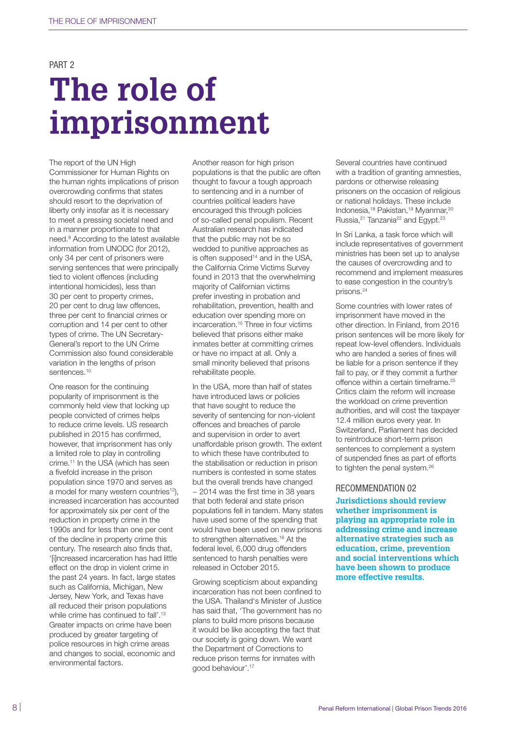PART 2

# The role of imprisonment

The report of the UN High Commissioner for Human Rights on the human rights implications of prison overcrowding confirms that states should resort to the deprivation of liberty only insofar as it is necessary to meet a pressing societal need and in a manner proportionate to that need.[9] According to the latest available information from UNODC (for 2012), only 34 per cent of prisoners were serving sentences that were principally tied to violent offences (including intentional homicides), less than 30 per cent to property crimes, 20 per cent to drug law offences, three per cent to financial crimes or corruption and 14 per cent to other types of crime. The UN Secretary-General's report to the UN Crime Commission also found considerable variation in the lengths of prison sentences.[10]

One reason for the continuing popularity of imprisonment is the commonly held view that locking up people convicted of crimes helps to reduce crime levels. US research published in 2015 has confirmed, however, that imprisonment has only a limited role to play in controlling crime.[11] In the USA (which has seen a fivefold increase in the prison population since 1970 and serves as a model for many western countries[12]), increased incarceration has accounted for approximately six per cent of the reduction in property crime in the 1990s and for less than one per cent of the decline in property crime this century. The research also finds that, '[i]ncreased incarceration has had little effect on the drop in violent crime in the past 24 years. In fact, large states such as California, Michigan, New Jersey, New York, and Texas have all reduced their prison populations while crime has continued to fall'.[13] Greater impacts on crime have been produced by greater targeting of police resources in high crime areas and changes to social, economic and environmental factors.

Another reason for high prison populations is that the public are often thought to favour a tough approach to sentencing and in a number of countries political leaders have encouraged this through policies of so-called penal populism. Recent Australian research has indicated that the public may not be so wedded to punitive approaches as is often supposed[14] and in the USA, the California Crime Victims Survey found in 2013 that the overwhelming majority of Californian victims prefer investing in probation and rehabilitation, prevention, health and education over spending more on incarceration.[15] Three in four victims believed that prisons either make inmates better at committing crimes or have no impact at all. Only a small minority believed that prisons rehabilitate people.

In the USA, more than half of states have introduced laws or policies that have sought to reduce the severity of sentencing for non-violent offences and breaches of parole and supervision in order to avert unaffordable prison growth. The extent to which these have contributed to the stabilisation or reduction in prison numbers is contested in some states but the overall trends have changed – 2014 was the first time in 38 years that both federal and state prison populations fell in tandem. Many states have used some of the spending that would have been used on new prisons to strengthen alternatives.[16] At the federal level, 6,000 drug offenders sentenced to harsh penalties were released in October 2015.

Growing scepticism about expanding incarceration has not been confined to the USA. Thailand's Minister of Justice has said that, 'The government has no plans to build more prisons because it would be like accepting the fact that our society is going down. We want the Department of Corrections to reduce prison terms for inmates with good behaviour'.[17]

Several countries have continued with a tradition of granting amnesties, pardons or otherwise releasing prisoners on the occasion of religious or national holidays. These include Indonesia,[18] Pakistan,[19] Myanmar,[20] Russia,[21] Tanzania[22] and Egypt.[23]

In Sri Lanka, a task force which will include representatives of government ministries has been set up to analyse the causes of overcrowding and to recommend and implement measures to ease congestion in the country's prisons.[24]

Some countries with lower rates of imprisonment have moved in the other direction. In Finland, from 2016 prison sentences will be more likely for repeat low-level offenders. Individuals who are handed a series of fines will be liable for a prison sentence if they fail to pay, or if they commit a further offence within a certain timeframe.[25] Critics claim the reform will increase the workload on crime prevention authorities, and will cost the taxpayer 12.4 million euros every year. In Switzerland, Parliament has decided to reintroduce short-term prison sentences to complement a system of suspended fines as part of efforts to tighten the penal system.[26]

### RECOMMENDATION 02

**Jurisdictions should review whether imprisonment is playing an appropriate role in addressing crime and increase alternative strategies such as education, crime, prevention and social interventions which have been shown to produce more effective results.**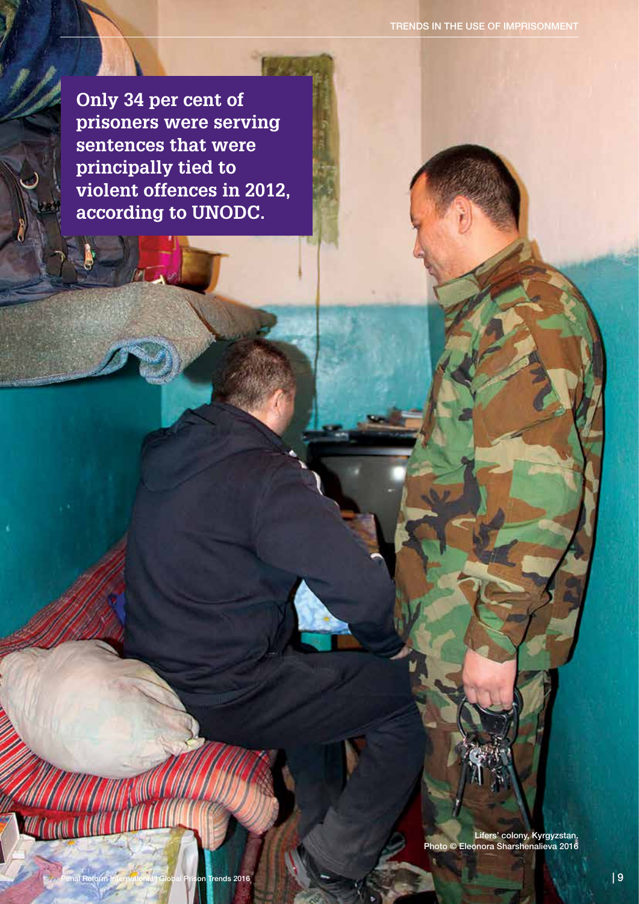**Only 34 per cent of prisoners were serving sentences that were principally tied to violent offences in 2012, according to UNODC.**

Lifers' colony, Kyrgyzstan.
Photo © Eleonora Sharshenalieva 2016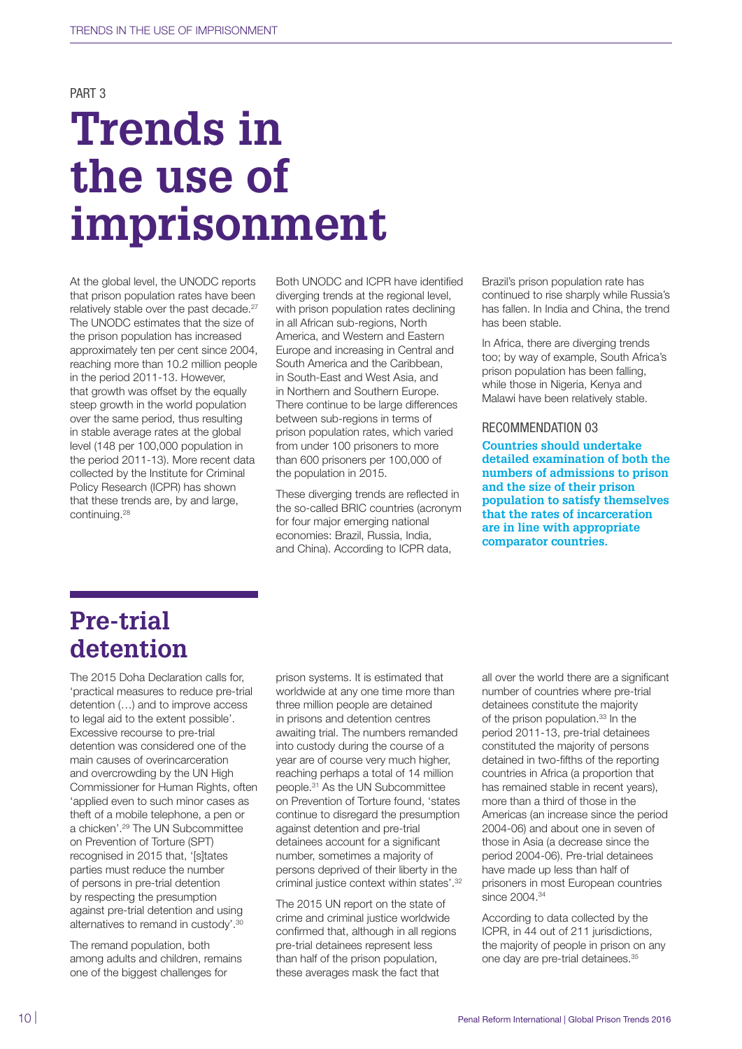PART 3

# Trends in the use of imprisonment

At the global level, the UNODC reports that prison population rates have been relatively stable over the past decade.[27] The UNODC estimates that the size of the prison population has increased approximately ten per cent since 2004, reaching more than 10.2 million people in the period 2011-13. However, that growth was offset by the equally steep growth in the world population over the same period, thus resulting in stable average rates at the global level (148 per 100,000 population in the period 2011-13). More recent data collected by the Institute for Criminal Policy Research (ICPR) has shown that these trends are, by and large, continuing.[28]

Both UNODC and ICPR have identified diverging trends at the regional level, with prison population rates declining in all African sub-regions, North America, and Western and Eastern Europe and increasing in Central and South America and the Caribbean, in South-East and West Asia, and in Northern and Southern Europe. There continue to be large differences between sub-regions in terms of prison population rates, which varied from under 100 prisoners to more than 600 prisoners per 100,000 of the population in 2015.

These diverging trends are reflected in the so-called BRIC countries (acronym for four major emerging national economies: Brazil, Russia, India, and China). According to ICPR data, Brazil's prison population rate has continued to rise sharply while Russia's has fallen. In India and China, the trend has been stable.

In Africa, there are diverging trends too; by way of example, South Africa's prison population has been falling, while those in Nigeria, Kenya and Malawi have been relatively stable.

RECOMMENDATION 03

**Countries should undertake detailed examination of both the numbers of admissions to prison and the size of their prison population to satisfy themselves that the rates of incarceration are in line with appropriate comparator countries.**

## Pre-trial detention

The 2015 Doha Declaration calls for, 'practical measures to reduce pre-trial detention (…) and to improve access to legal aid to the extent possible'. Excessive recourse to pre-trial detention was considered one of the main causes of overincarceration and overcrowding by the UN High Commissioner for Human Rights, often 'applied even to such minor cases as theft of a mobile telephone, a pen or a chicken'.[29] The UN Subcommittee on Prevention of Torture (SPT) recognised in 2015 that, '[s]tates parties must reduce the number of persons in pre-trial detention by respecting the presumption against pre-trial detention and using alternatives to remand in custody'.[30]

The remand population, both among adults and children, remains one of the biggest challenges for prison systems. It is estimated that worldwide at any one time more than three million people are detained in prisons and detention centres awaiting trial. The numbers remanded into custody during the course of a year are of course very much higher, reaching perhaps a total of 14 million people.[31] As the UN Subcommittee on Prevention of Torture found, 'states continue to disregard the presumption against detention and pre-trial detainees account for a significant number, sometimes a majority of persons deprived of their liberty in the criminal justice context within states'.[32]

The 2015 UN report on the state of crime and criminal justice worldwide confirmed that, although in all regions pre-trial detainees represent less than half of the prison population, these averages mask the fact that all over the world there are a significant number of countries where pre-trial detainees constitute the majority of the prison population.[33] In the period 2011-13, pre-trial detainees constituted the majority of persons detained in two-fifths of the reporting countries in Africa (a proportion that has remained stable in recent years), more than a third of those in the Americas (an increase since the period 2004-06) and about one in seven of those in Asia (a decrease since the period 2004-06). Pre-trial detainees have made up less than half of prisoners in most European countries since 2004.[34]

According to data collected by the ICPR, in 44 out of 211 jurisdictions, the majority of people in prison on any one day are pre-trial detainees.[35]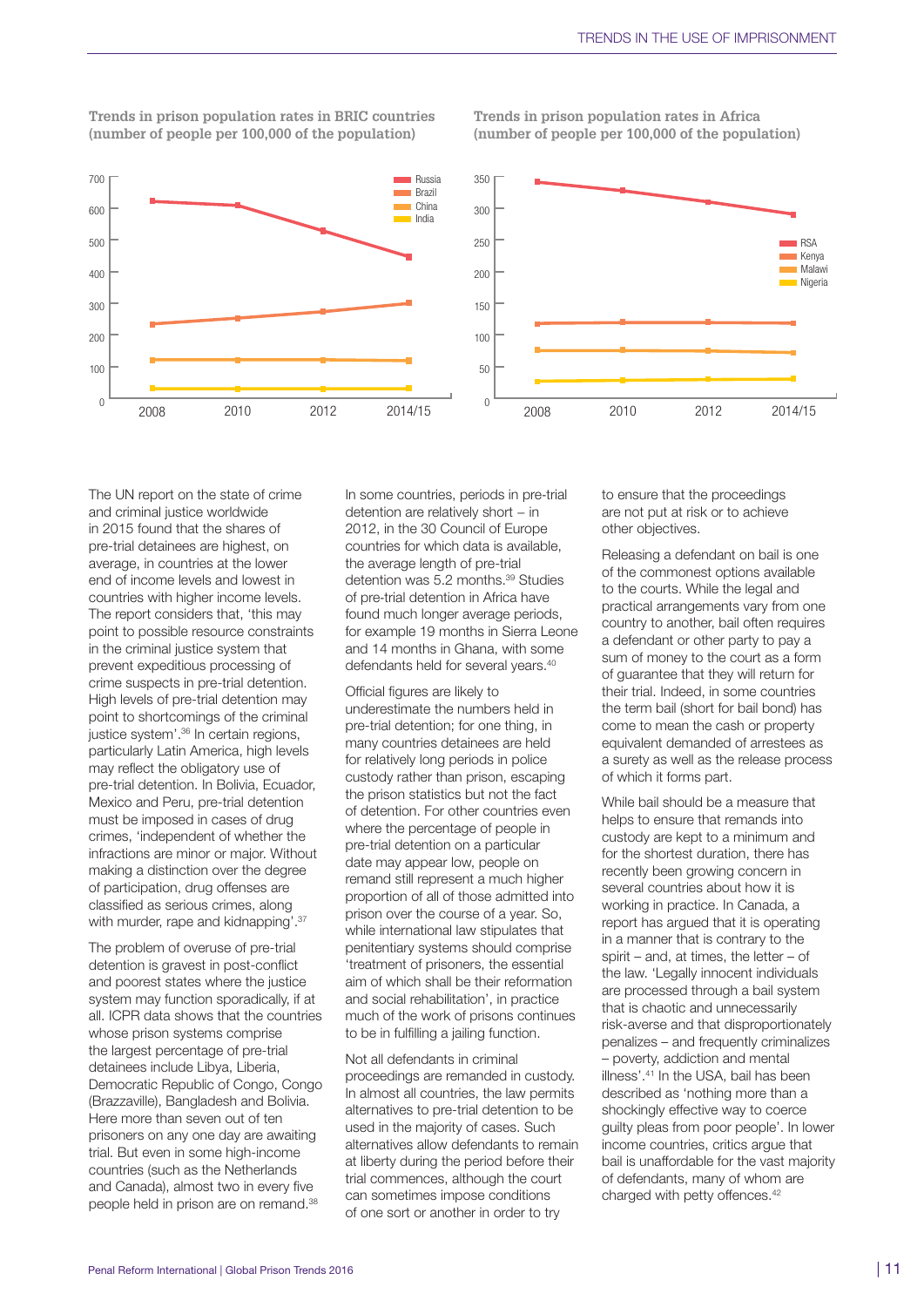**Trends in prison population rates in BRIC countries (number of people per 100,000 of the population)**

**Trends in prison population rates in Africa (number of people per 100,000 of the population)**

The UN report on the state of crime and criminal justice worldwide in 2015 found that the shares of pre-trial detainees are highest, on average, in countries at the lower end of income levels and lowest in countries with higher income levels. The report considers that, 'this may point to possible resource constraints in the criminal justice system that prevent expeditious processing of crime suspects in pre-trial detention. High levels of pre-trial detention may point to shortcomings of the criminal justice system'.[36] In certain regions, particularly Latin America, high levels may reflect the obligatory use of pre-trial detention. In Bolivia, Ecuador, Mexico and Peru, pre-trial detention must be imposed in cases of drug crimes, 'independent of whether the infractions are minor or major. Without making a distinction over the degree of participation, drug offenses are classified as serious crimes, along with murder, rape and kidnapping'.[37]

The problem of overuse of pre-trial detention is gravest in post-conflict and poorest states where the justice system may function sporadically, if at all. ICPR data shows that the countries whose prison systems comprise the largest percentage of pre-trial detainees include Libya, Liberia, Democratic Republic of Congo, Congo (Brazzaville), Bangladesh and Bolivia. Here more than seven out of ten prisoners on any one day are awaiting trial. But even in some high-income countries (such as the Netherlands and Canada), almost two in every five people held in prison are on remand.[38]

In some countries, periods in pre-trial detention are relatively short – in 2012, in the 30 Council of Europe countries for which data is available, the average length of pre-trial detention was 5.2 months.[39] Studies of pre-trial detention in Africa have found much longer average periods, for example 19 months in Sierra Leone and 14 months in Ghana, with some defendants held for several years.[40]

Official figures are likely to underestimate the numbers held in pre-trial detention; for one thing, in many countries detainees are held for relatively long periods in police custody rather than prison, escaping the prison statistics but not the fact of detention. For other countries even where the percentage of people in pre-trial detention on a particular date may appear low, people on remand still represent a much higher proportion of all of those admitted into prison over the course of a year. So, while international law stipulates that penitentiary systems should comprise 'treatment of prisoners, the essential aim of which shall be their reformation and social rehabilitation', in practice much of the work of prisons continues to be in fulfilling a jailing function.

Not all defendants in criminal proceedings are remanded in custody. In almost all countries, the law permits alternatives to pre-trial detention to be used in the majority of cases. Such alternatives allow defendants to remain at liberty during the period before their trial commences, although the court can sometimes impose conditions of one sort or another in order to try to ensure that the proceedings are not put at risk or to achieve other objectives.

Releasing a defendant on bail is one of the commonest options available to the courts. While the legal and practical arrangements vary from one country to another, bail often requires a defendant or other party to pay a sum of money to the court as a form of guarantee that they will return for their trial. Indeed, in some countries the term bail (short for bail bond) has come to mean the cash or property equivalent demanded of arrestees as a surety as well as the release process of which it forms part.

While bail should be a measure that helps to ensure that remands into custody are kept to a minimum and for the shortest duration, there has recently been growing concern in several countries about how it is working in practice. In Canada, a report has argued that it is operating in a manner that is contrary to the spirit – and, at times, the letter – of the law. 'Legally innocent individuals are processed through a bail system that is chaotic and unnecessarily risk-averse and that disproportionately penalizes – and frequently criminalizes – poverty, addiction and mental illness'.[41] In the USA, bail has been described as 'nothing more than a shockingly effective way to coerce guilty pleas from poor people'. In lower income countries, critics argue that bail is unaffordable for the vast majority of defendants, many of whom are charged with petty offences.[42]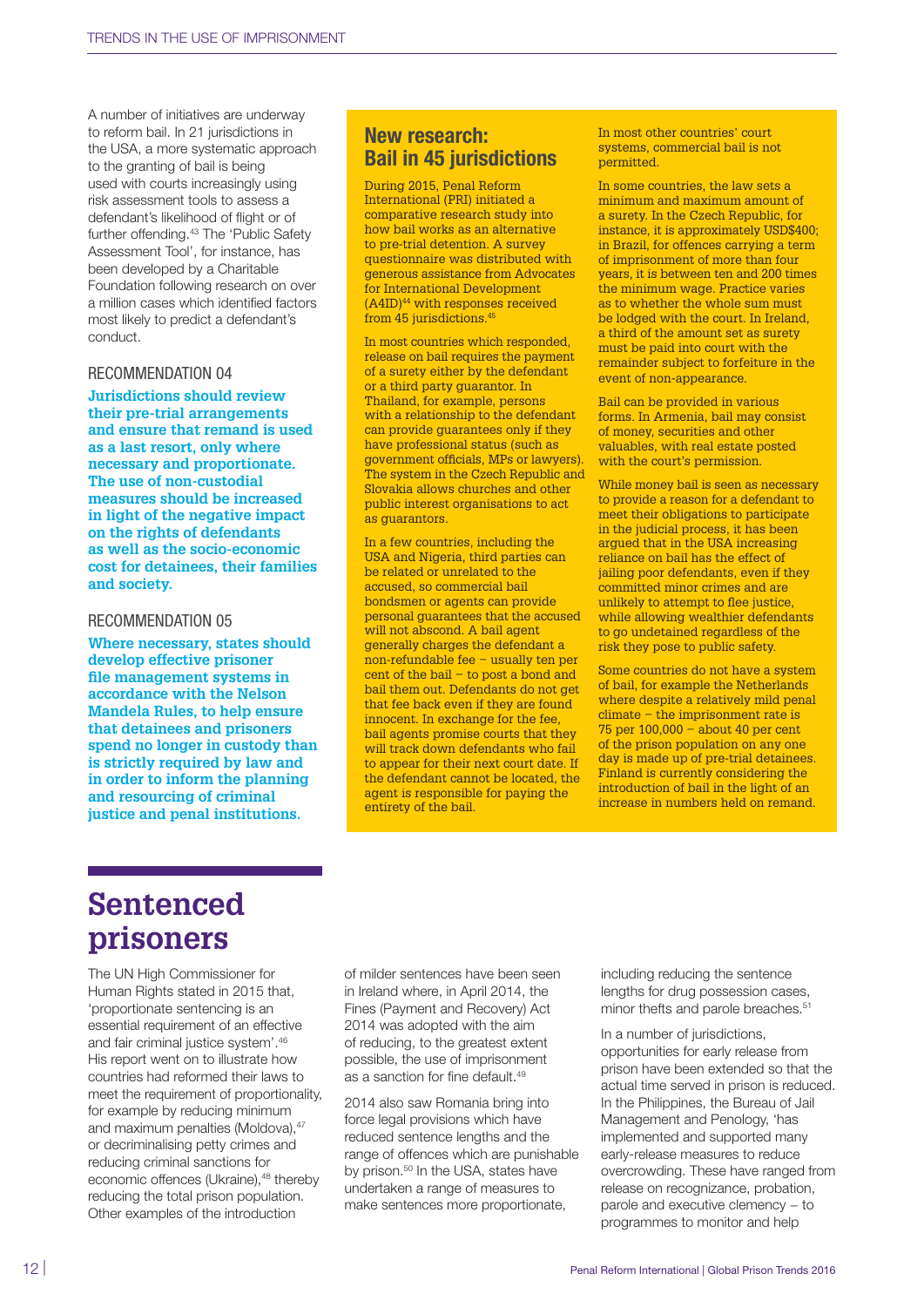A number of initiatives are underway to reform bail. In 21 jurisdictions in the USA, a more systematic approach to the granting of bail is being used with courts increasingly using risk assessment tools to assess a defendant's likelihood of flight or of further offending.[43] The 'Public Safety Assessment Tool', for instance, has been developed by a Charitable Foundation following research on over a million cases which identified factors most likely to predict a defendant's conduct.

### RECOMMENDATION 04

**Jurisdictions should review their pre-trial arrangements and ensure that remand is used as a last resort, only where necessary and proportionate. The use of non-custodial measures should be increased in light of the negative impact on the rights of defendants as well as the socio-economic cost for detainees, their families and society.**

### RECOMMENDATION 05

**Where necessary, states should develop effective prisoner file management systems in accordance with the Nelson Mandela Rules, to help ensure that detainees and prisoners spend no longer in custody than is strictly required by law and in order to inform the planning and resourcing of criminal justice and penal institutions.**

### New research: Bail in 45 jurisdictions

During 2015, Penal Reform International (PRI) initiated a comparative research study into how bail works as an alternative to pre-trial detention. A survey questionnaire was distributed with generous assistance from Advocates for International Development (A4ID)[44] with responses received from 45 jurisdictions.[45]

In most countries which responded, release on bail requires the payment of a surety either by the defendant or a third party guarantor. In Thailand, for example, persons with a relationship to the defendant can provide guarantees only if they have professional status (such as government officials, MPs or lawyers). The system in the Czech Republic and Slovakia allows churches and other public interest organisations to act as guarantors.

In a few countries, including the USA and Nigeria, third parties can be related or unrelated to the accused, so commercial bail bondsmen or agents can provide personal guarantees that the accused will not abscond. A bail agent generally charges the defendant a non-refundable fee – usually ten per cent of the bail – to post a bond and bail them out. Defendants do not get that fee back even if they are found innocent. In exchange for the fee, bail agents promise courts that they will track down defendants who fail to appear for their next court date. If the defendant cannot be located, the agent is responsible for paying the entirety of the bail.

In most other countries' court systems, commercial bail is not permitted.

In some countries, the law sets a minimum and maximum amount of a surety. In the Czech Republic, for instance, it is approximately USD$400; in Brazil, for offences carrying a term of imprisonment of more than four years, it is between ten and 200 times the minimum wage. Practice varies as to whether the whole sum must be lodged with the court. In Ireland, a third of the amount set as surety must be paid into court with the remainder subject to forfeiture in the event of non-appearance.

Bail can be provided in various forms. In Armenia, bail may consist of money, securities and other valuables, with real estate posted with the court's permission.

While money bail is seen as necessary to provide a reason for a defendant to meet their obligations to participate in the judicial process, it has been argued that in the USA increasing reliance on bail has the effect of jailing poor defendants, even if they committed minor crimes and are unlikely to attempt to flee justice, while allowing wealthier defendants to go undetained regardless of the risk they pose to public safety.

Some countries do not have a system of bail, for example the Netherlands where despite a relatively mild penal climate – the imprisonment rate is 75 per 100,000 – about 40 per cent of the prison population on any one day is made up of pre-trial detainees. Finland is currently considering the introduction of bail in the light of an increase in numbers held on remand.

## Sentenced prisoners

The UN High Commissioner for Human Rights stated in 2015 that, 'proportionate sentencing is an essential requirement of an effective and fair criminal justice system'.[46] His report went on to illustrate how countries had reformed their laws to meet the requirement of proportionality, for example by reducing minimum and maximum penalties (Moldova),[47] or decriminalising petty crimes and reducing criminal sanctions for economic offences (Ukraine),[48] thereby reducing the total prison population. Other examples of the introduction of milder sentences have been seen in Ireland where, in April 2014, the Fines (Payment and Recovery) Act 2014 was adopted with the aim of reducing, to the greatest extent possible, the use of imprisonment as a sanction for fine default.[49]

2014 also saw Romania bring into force legal provisions which have reduced sentence lengths and the range of offences which are punishable by prison.[50] In the USA, states have undertaken a range of measures to make sentences more proportionate, including reducing the sentence lengths for drug possession cases, minor thefts and parole breaches.[51]

In a number of jurisdictions, opportunities for early release from prison have been extended so that the actual time served in prison is reduced. In the Philippines, the Bureau of Jail Management and Penology, 'has implemented and supported many early-release measures to reduce overcrowding. These have ranged from release on recognizance, probation, parole and executive clemency – to programmes to monitor and help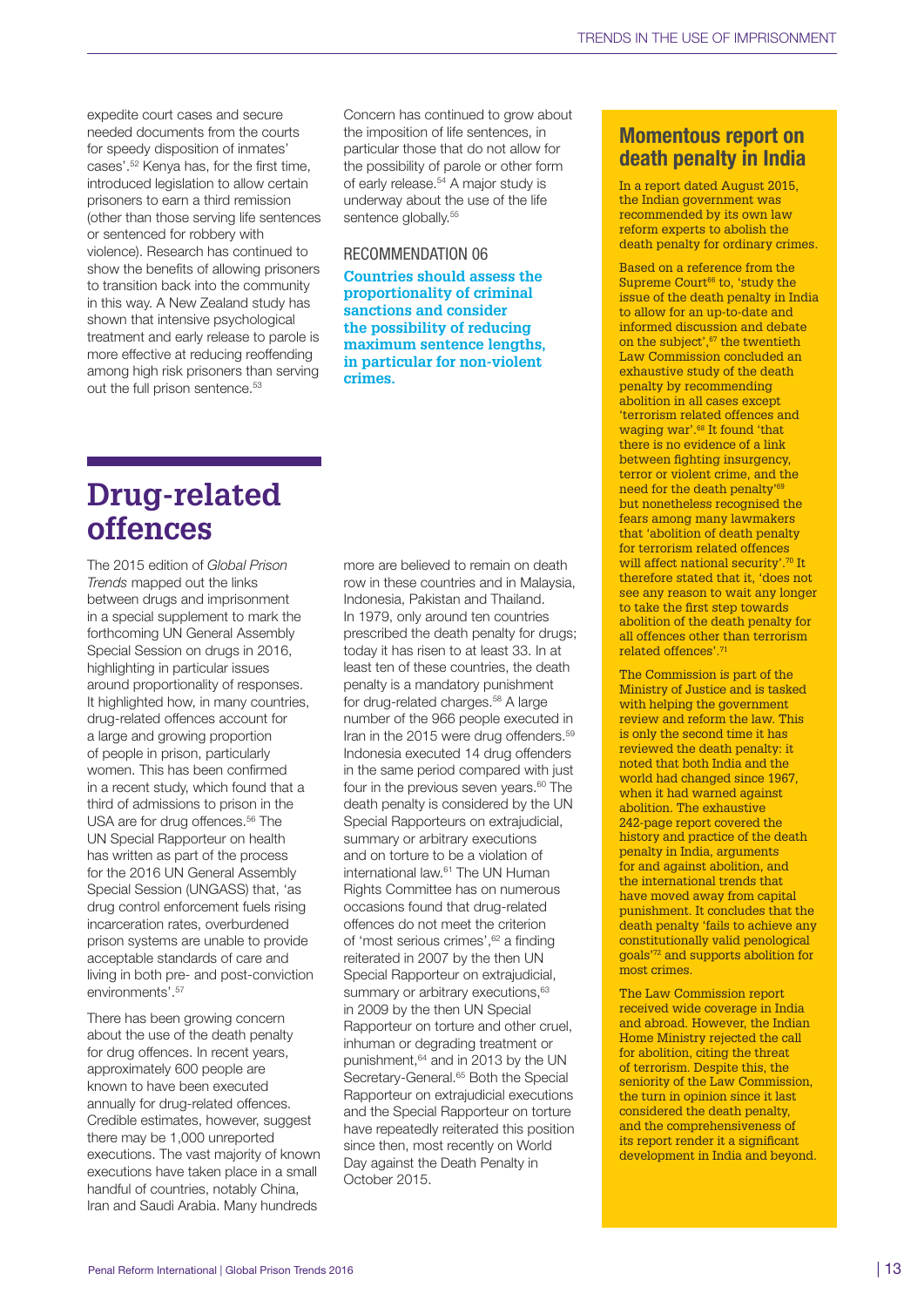expedite court cases and secure needed documents from the courts for speedy disposition of inmates' cases'.[52] Kenya has, for the first time, introduced legislation to allow certain prisoners to earn a third remission (other than those serving life sentences or sentenced for robbery with violence). Research has continued to show the benefits of allowing prisoners to transition back into the community in this way. A New Zealand study has shown that intensive psychological treatment and early release to parole is more effective at reducing reoffending among high risk prisoners than serving out the full prison sentence.[53]

Concern has continued to grow about the imposition of life sentences, in particular those that do not allow for the possibility of parole or other form of early release.[54] A major study is underway about the use of the life sentence globally.[55]

RECOMMENDATION 06

**Countries should assess the proportionality of criminal sanctions and consider the possibility of reducing maximum sentence lengths, in particular for non-violent crimes.**

## Drug-related offences

The 2015 edition of *Global Prison Trends* mapped out the links between drugs and imprisonment in a special supplement to mark the forthcoming UN General Assembly Special Session on drugs in 2016, highlighting in particular issues around proportionality of responses. It highlighted how, in many countries, drug-related offences account for a large and growing proportion of people in prison, particularly women. This has been confirmed in a recent study, which found that a third of admissions to prison in the USA are for drug offences.[56] The UN Special Rapporteur on health has written as part of the process for the 2016 UN General Assembly Special Session (UNGASS) that, 'as drug control enforcement fuels rising incarceration rates, overburdened prison systems are unable to provide acceptable standards of care and living in both pre- and post-conviction environments'.[57]

There has been growing concern about the use of the death penalty for drug offences. In recent years, approximately 600 people are known to have been executed annually for drug-related offences. Credible estimates, however, suggest there may be 1,000 unreported executions. The vast majority of known executions have taken place in a small handful of countries, notably China, Iran and Saudi Arabia. Many hundreds more are believed to remain on death row in these countries and in Malaysia, Indonesia, Pakistan and Thailand. In 1979, only around ten countries prescribed the death penalty for drugs; today it has risen to at least 33. In at least ten of these countries, the death penalty is a mandatory punishment for drug-related charges.[58] A large number of the 966 people executed in Iran in the 2015 were drug offenders.[59] Indonesia executed 14 drug offenders in the same period compared with just four in the previous seven years.[60] The death penalty is considered by the UN Special Rapporteurs on extrajudicial, summary or arbitrary executions and on torture to be a violation of international law.[61] The UN Human Rights Committee has on numerous occasions found that drug-related offences do not meet the criterion of 'most serious crimes',[62] a finding reiterated in 2007 by the then UN Special Rapporteur on extrajudicial, summary or arbitrary executions,[63] in 2009 by the then UN Special Rapporteur on torture and other cruel, inhuman or degrading treatment or punishment,[64] and in 2013 by the UN Secretary-General.[65] Both the Special Rapporteur on extrajudicial executions and the Special Rapporteur on torture have repeatedly reiterated this position since then, most recently on World Day against the Death Penalty in October 2015.

### Momentous report on death penalty in India

In a report dated August 2015, the Indian government was recommended by its own law reform experts to abolish the death penalty for ordinary crimes.

Based on a reference from the Supreme Court[66] to, 'study the issue of the death penalty in India to allow for an up-to-date and informed discussion and debate on the subject',[67] the twentieth Law Commission concluded an exhaustive study of the death penalty by recommending abolition in all cases except 'terrorism related offences and waging war'.[68] It found 'that there is no evidence of a link between fighting insurgency, terror or violent crime, and the need for the death penalty'[69] but nonetheless recognised the fears among many lawmakers that 'abolition of death penalty for terrorism related offences will affect national security'.[70] It therefore stated that it, 'does not see any reason to wait any longer to take the first step towards abolition of the death penalty for all offences other than terrorism related offences'.[71]

The Commission is part of the Ministry of Justice and is tasked with helping the government review and reform the law. This is only the second time it has reviewed the death penalty: it noted that both India and the world had changed since 1967, when it had warned against abolition. The exhaustive 242-page report covered the history and practice of the death penalty in India, arguments for and against abolition, and the international trends that have moved away from capital punishment. It concludes that the death penalty 'fails to achieve any constitutionally valid penological goals'[72] and supports abolition for most crimes.

The Law Commission report received wide coverage in India and abroad. However, the Indian Home Ministry rejected the call for abolition, citing the threat of terrorism. Despite this, the seniority of the Law Commission, the turn in opinion since it last considered the death penalty, and the comprehensiveness of its report render it a significant development in India and beyond.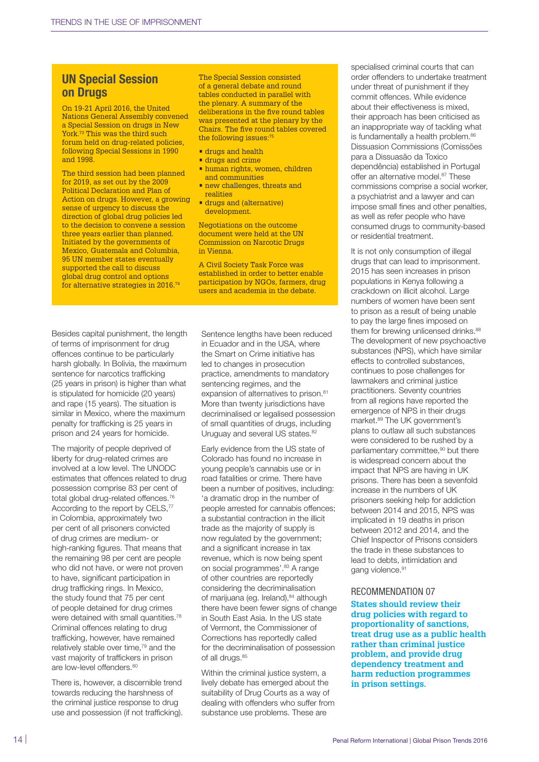## UN Special Session on Drugs

On 19-21 April 2016, the United Nations General Assembly convened a Special Session on drugs in New York.[73] This was the third such forum held on drug-related policies, following Special Sessions in 1990 and 1998.

The third session had been planned for 2019, as set out by the 2009 Political Declaration and Plan of Action on drugs. However, a growing sense of urgency to discuss the direction of global drug policies led to the decision to convene a session three years earlier than planned. Initiated by the governments of Mexico, Guatemala and Columbia, 95 UN member states eventually supported the call to discuss global drug control and options for alternative strategies in 2016.[74]

The Special Session consisted of a general debate and round tables conducted in parallel with the plenary. A summary of the deliberations in the five round tables was presented at the plenary by the Chairs. The five round tables covered the following issues:[75]

- drugs and health
- drugs and crime
- human rights, women, children and communities
- new challenges, threats and realities
- drugs and (alternative) development.

Negotiations on the outcome document were held at the UN Commission on Narcotic Drugs in Vienna.

A Civil Society Task Force was established in order to better enable participation by NGOs, farmers, drug users and academia in the debate.

Besides capital punishment, the length of terms of imprisonment for drug offences continue to be particularly harsh globally. In Bolivia, the maximum sentence for narcotics trafficking (25 years in prison) is higher than what is stipulated for homicide (20 years) and rape (15 years). The situation is similar in Mexico, where the maximum penalty for trafficking is 25 years in prison and 24 years for homicide.

The majority of people deprived of liberty for drug-related crimes are involved at a low level. The UNODC estimates that offences related to drug possession comprise 83 per cent of total global drug-related offences.[76] According to the report by CELS,[77] in Colombia, approximately two per cent of all prisoners convicted of drug crimes are medium- or high-ranking figures. That means that the remaining 98 per cent are people who did not have, or were not proven to have, significant participation in drug trafficking rings. In Mexico, the study found that 75 per cent of people detained for drug crimes were detained with small quantities.[78] Criminal offences relating to drug trafficking, however, have remained relatively stable over time,[79] and the vast majority of traffickers in prison are low-level offenders.[80]

There is, however, a discernible trend towards reducing the harshness of the criminal justice response to drug use and possession (if not trafficking). Sentence lengths have been reduced in Ecuador and in the USA, where the Smart on Crime initiative has led to changes in prosecution practice, amendments to mandatory sentencing regimes, and the expansion of alternatives to prison.[81] More than twenty jurisdictions have decriminalised or legalised possession of small quantities of drugs, including Uruguay and several US states.[82]

Early evidence from the US state of Colorado has found no increase in young people's cannabis use or in road fatalities or crime. There have been a number of positives, including: 'a dramatic drop in the number of people arrested for cannabis offences; a substantial contraction in the illicit trade as the majority of supply is now regulated by the government; and a significant increase in tax revenue, which is now being spent on social programmes'.[83] A range of other countries are reportedly considering the decriminalisation of marijuana (eg. Ireland),[84] although there have been fewer signs of change in South East Asia. In the US state of Vermont, the Commissioner of Corrections has reportedly called for the decriminalisation of possession of all drugs.[85]

Within the criminal justice system, a lively debate has emerged about the suitability of Drug Courts as a way of dealing with offenders who suffer from substance use problems. These are specialised criminal courts that can order offenders to undertake treatment under threat of punishment if they commit offences. While evidence about their effectiveness is mixed, their approach has been criticised as an inappropriate way of tackling what is fundamentally a health problem.[86] Dissuasion Commissions (Comissões para a Dissuasão da Toxico dependência) established in Portugal offer an alternative model.[87] These commissions comprise a social worker, a psychiatrist and a lawyer and can impose small fines and other penalties, as well as refer people who have consumed drugs to community-based or residential treatment.

It is not only consumption of illegal drugs that can lead to imprisonment. 2015 has seen increases in prison populations in Kenya following a crackdown on illicit alcohol. Large numbers of women have been sent to prison as a result of being unable to pay the large fines imposed on them for brewing unlicensed drinks.[88] The development of new psychoactive substances (NPS), which have similar effects to controlled substances, continues to pose challenges for lawmakers and criminal justice practitioners. Seventy countries from all regions have reported the emergence of NPS in their drugs market.[89] The UK government's plans to outlaw all such substances were considered to be rushed by a parliamentary committee,[90] but there is widespread concern about the impact that NPS are having in UK prisons. There has been a sevenfold increase in the numbers of UK prisoners seeking help for addiction between 2014 and 2015, NPS was implicated in 19 deaths in prison between 2012 and 2014, and the Chief Inspector of Prisons considers the trade in these substances to lead to debts, intimidation and gang violence.[91]

### RECOMMENDATION 07

**States should review their drug policies with regard to proportionality of sanctions, treat drug use as a public health rather than criminal justice problem, and provide drug dependency treatment and harm reduction programmes in prison settings.**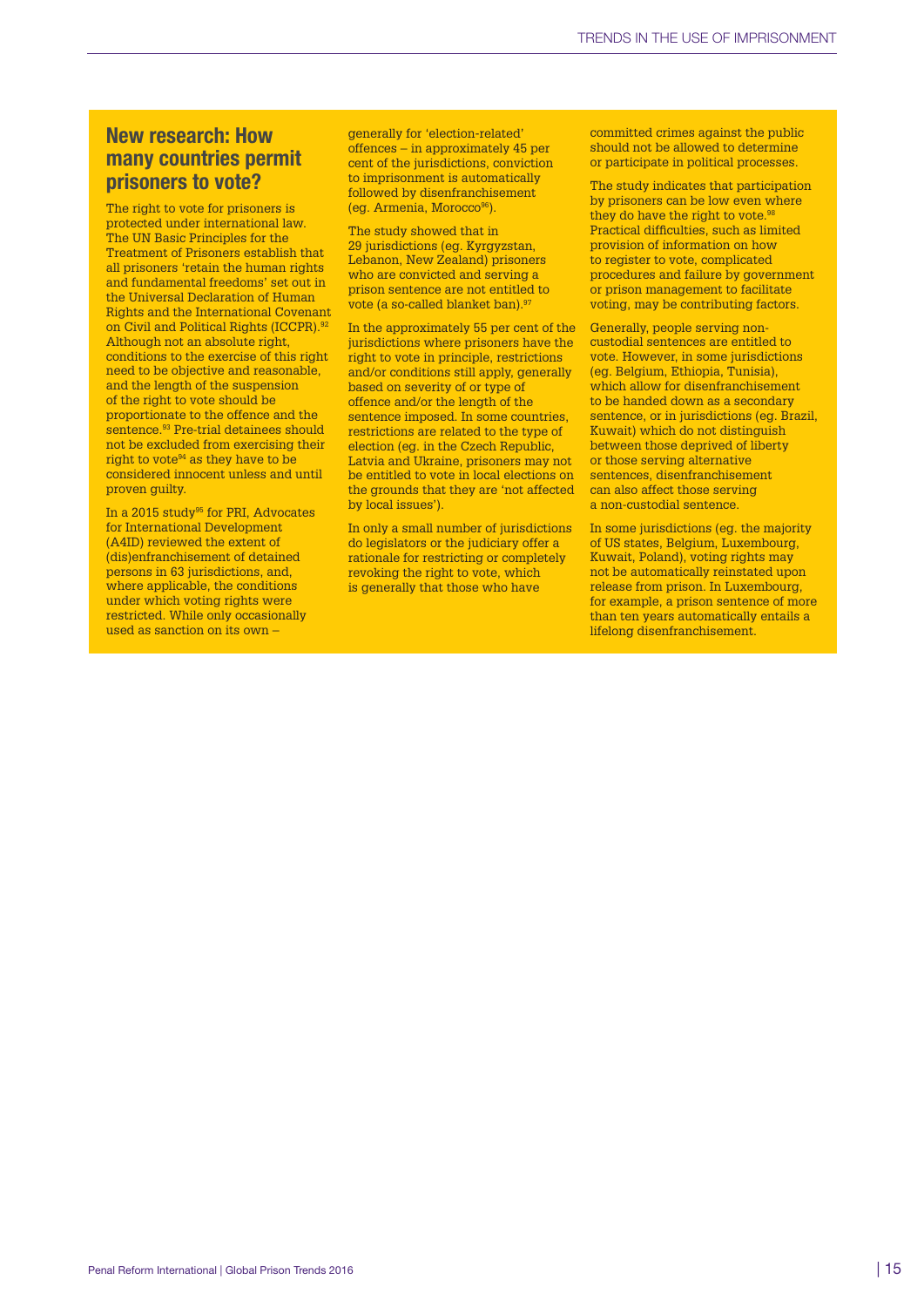## New research: How many countries permit prisoners to vote?

The right to vote for prisoners is protected under international law. The UN Basic Principles for the Treatment of Prisoners establish that all prisoners 'retain the human rights and fundamental freedoms' set out in the Universal Declaration of Human Rights and the International Covenant on Civil and Political Rights (ICCPR).[92] Although not an absolute right, conditions to the exercise of this right need to be objective and reasonable, and the length of the suspension of the right to vote should be proportionate to the offence and the sentence.[93] Pre-trial detainees should not be excluded from exercising their right to vote[94] as they have to be considered innocent unless and until proven guilty.

In a 2015 study[95] for PRI, Advocates for International Development (A4ID) reviewed the extent of (dis)enfranchisement of detained persons in 63 jurisdictions, and, where applicable, the conditions under which voting rights were restricted. While only occasionally used as sanction on its own – generally for 'election-related' offences – in approximately 45 per cent of the jurisdictions, conviction to imprisonment is automatically followed by disenfranchisement (eg. Armenia, Morocco[96]).

The study showed that in 29 jurisdictions (eg. Kyrgyzstan, Lebanon, New Zealand) prisoners who are convicted and serving a prison sentence are not entitled to vote (a so-called blanket ban).[97]

In the approximately 55 per cent of the jurisdictions where prisoners have the right to vote in principle, restrictions and/or conditions still apply, generally based on severity of or type of offence and/or the length of the sentence imposed. In some countries, restrictions are related to the type of election (eg. in the Czech Republic, Latvia and Ukraine, prisoners may not be entitled to vote in local elections on the grounds that they are 'not affected by local issues').

In only a small number of jurisdictions do legislators or the judiciary offer a rationale for restricting or completely revoking the right to vote, which is generally that those who have committed crimes against the public should not be allowed to determine or participate in political processes.

The study indicates that participation by prisoners can be low even where they do have the right to vote.[98] Practical difficulties, such as limited provision of information on how to register to vote, complicated procedures and failure by government or prison management to facilitate voting, may be contributing factors.

Generally, people serving non-custodial sentences are entitled to vote. However, in some jurisdictions (eg. Belgium, Ethiopia, Tunisia), which allow for disenfranchisement to be handed down as a secondary sentence, or in jurisdictions (eg. Brazil, Kuwait) which do not distinguish between those deprived of liberty or those serving alternative sentences, disenfranchisement can also affect those serving a non-custodial sentence.

In some jurisdictions (eg. the majority of US states, Belgium, Luxembourg, Kuwait, Poland), voting rights may not be automatically reinstated upon release from prison. In Luxembourg, for example, a prison sentence of more than ten years automatically entails a lifelong disenfranchisement.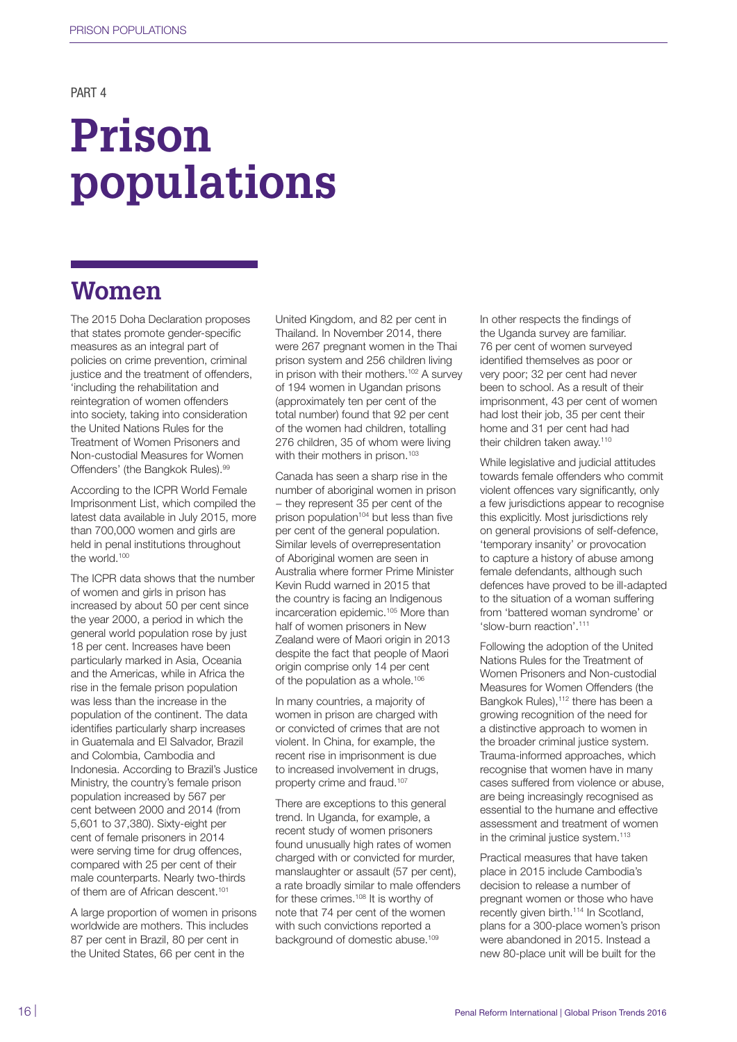PART 4

# Prison populations

## Women

The 2015 Doha Declaration proposes that states promote gender-specific measures as an integral part of policies on crime prevention, criminal justice and the treatment of offenders, 'including the rehabilitation and reintegration of women offenders into society, taking into consideration the United Nations Rules for the Treatment of Women Prisoners and Non-custodial Measures for Women Offenders' (the Bangkok Rules).[99]

According to the ICPR World Female Imprisonment List, which compiled the latest data available in July 2015, more than 700,000 women and girls are held in penal institutions throughout the world.[100]

The ICPR data shows that the number of women and girls in prison has increased by about 50 per cent since the year 2000, a period in which the general world population rose by just 18 per cent. Increases have been particularly marked in Asia, Oceania and the Americas, while in Africa the rise in the female prison population was less than the increase in the population of the continent. The data identifies particularly sharp increases in Guatemala and El Salvador, Brazil and Colombia, Cambodia and Indonesia. According to Brazil's Justice Ministry, the country's female prison population increased by 567 per cent between 2000 and 2014 (from 5,601 to 37,380). Sixty-eight per cent of female prisoners in 2014 were serving time for drug offences, compared with 25 per cent of their male counterparts. Nearly two-thirds of them are of African descent.[101]

A large proportion of women in prisons worldwide are mothers. This includes 87 per cent in Brazil, 80 per cent in the United States, 66 per cent in the United Kingdom, and 82 per cent in Thailand. In November 2014, there were 267 pregnant women in the Thai prison system and 256 children living in prison with their mothers.[102] A survey of 194 women in Ugandan prisons (approximately ten per cent of the total number) found that 92 per cent of the women had children, totalling 276 children, 35 of whom were living with their mothers in prison.[103]

Canada has seen a sharp rise in the number of aboriginal women in prison – they represent 35 per cent of the prison population[104] but less than five per cent of the general population. Similar levels of overrepresentation of Aboriginal women are seen in Australia where former Prime Minister Kevin Rudd warned in 2015 that the country is facing an Indigenous incarceration epidemic.[105] More than half of women prisoners in New Zealand were of Maori origin in 2013 despite the fact that people of Maori origin comprise only 14 per cent of the population as a whole.[106]

In many countries, a majority of women in prison are charged with or convicted of crimes that are not violent. In China, for example, the recent rise in imprisonment is due to increased involvement in drugs, property crime and fraud.[107]

There are exceptions to this general trend. In Uganda, for example, a recent study of women prisoners found unusually high rates of women charged with or convicted for murder, manslaughter or assault (57 per cent), a rate broadly similar to male offenders for these crimes.[108] It is worthy of note that 74 per cent of the women with such convictions reported a background of domestic abuse.[109]

In other respects the findings of the Uganda survey are familiar. 76 per cent of women surveyed identified themselves as poor or very poor; 32 per cent had never been to school. As a result of their imprisonment, 43 per cent of women had lost their job, 35 per cent their home and 31 per cent had had their children taken away.[110]

While legislative and judicial attitudes towards female offenders who commit violent offences vary significantly, only a few jurisdictions appear to recognise this explicitly. Most jurisdictions rely on general provisions of self-defence, 'temporary insanity' or provocation to capture a history of abuse among female defendants, although such defences have proved to be ill-adapted to the situation of a woman suffering from 'battered woman syndrome' or 'slow-burn reaction'.[111]

Following the adoption of the United Nations Rules for the Treatment of Women Prisoners and Non-custodial Measures for Women Offenders (the Bangkok Rules),[112] there has been a growing recognition of the need for a distinctive approach to women in the broader criminal justice system. Trauma-informed approaches, which recognise that women have in many cases suffered from violence or abuse, are being increasingly recognised as essential to the humane and effective assessment and treatment of women in the criminal justice system.[113]

Practical measures that have taken place in 2015 include Cambodia's decision to release a number of pregnant women or those who have recently given birth.[114] In Scotland, plans for a 300-place women's prison were abandoned in 2015. Instead a new 80-place unit will be built for the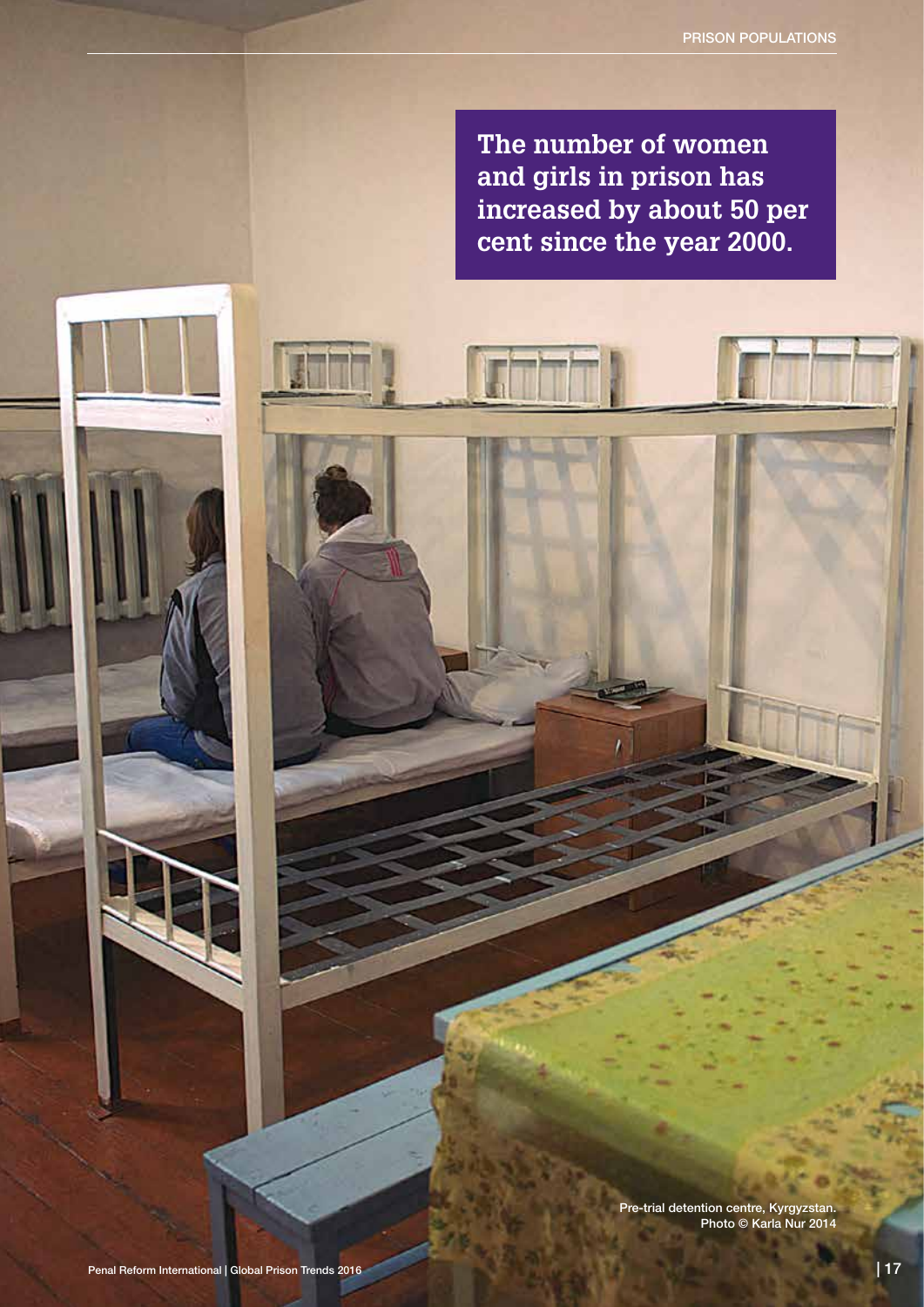**The number of women and girls in prison has increased by about 50 per cent since the year 2000.**

Pre-trial detention centre, Kyrgyzstan. Photo © Karla Nur 2014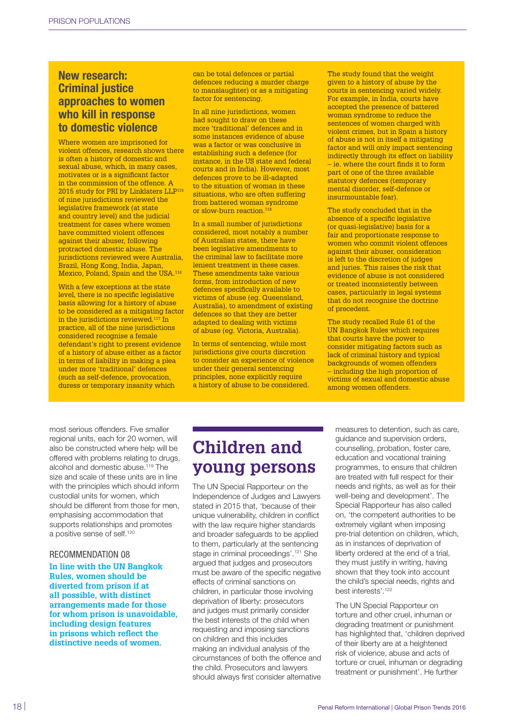## New research: Criminal justice approaches to women who kill in response to domestic violence

Where women are imprisoned for violent offences, research shows there is often a history of domestic and sexual abuse, which, in many cases, motivates or is a significant factor in the commission of the offence. A 2015 study for PRI by Linklaters LLP[115] of nine jurisdictions reviewed the legislative framework (at state and country level) and the judicial treatment for cases where women have committed violent offences against their abuser, following protracted domestic abuse. The jurisdictions reviewed were Australia, Brazil, Hong Kong, India, Japan, Mexico, Poland, Spain and the USA.[116]

With a few exceptions at the state level, there is no specific legislative basis allowing for a history of abuse to be considered as a mitigating factor in the jurisdictions reviewed.[117] In practice, all of the nine jurisdictions considered recognise a female defendant's right to present evidence of a history of abuse either as a factor in terms of liability in making a plea under more 'traditional' defences (such as self-defence, provocation, duress or temporary insanity which can be total defences or partial defences reducing a murder charge to manslaughter) or as a mitigating factor for sentencing.

In all nine jurisdictions, women had sought to draw on these more 'traditional' defences and in some instances evidence of abuse was a factor or was conclusive in establishing such a defence (for instance, in the US state and federal courts and in India). However, most defences prove to be ill-adapted to the situation of woman in these situations, who are often suffering from battered woman syndrome or slow-burn reaction.[118]

In a small number of jurisdictions considered, most notably a number of Australian states, there have been legislative amendments to the criminal law to facilitate more lenient treatment in these cases. These amendments take various forms, from introduction of new defences specifically available to victims of abuse (eg. Queensland, Australia), to amendment of existing defences so that they are better adapted to dealing with victims of abuse (eg. Victoria, Australia).

In terms of sentencing, while most jurisdictions give courts discretion to consider an experience of violence under their general sentencing principles, none explicitly require a history of abuse to be considered.

The study found that the weight given to a history of abuse by the courts in sentencing varied widely. For example, in India, courts have accepted the presence of battered woman syndrome to reduce the sentences of women charged with violent crimes, but in Spain a history of abuse is not in itself a mitigating factor and will only impact sentencing indirectly through its effect on liability – ie. where the court finds it to form part of one of the three available statutory defences (temporary mental disorder, self-defence or insurmountable fear).

The study concluded that in the absence of a specific legislative (or quasi-legislative) basis for a fair and proportionate response to women who commit violent offences against their abuser, consideration is left to the discretion of judges and juries. This raises the risk that evidence of abuse is not considered or treated inconsistently between cases, particularly in legal systems that do not recognise the doctrine of precedent.

The study recalled Rule 61 of the UN Bangkok Rules which requires that courts have the power to consider mitigating factors such as lack of criminal history and typical backgrounds of women offenders – including the high proportion of victims of sexual and domestic abuse among women offenders.

most serious offenders. Five smaller regional units, each for 20 women, will also be constructed where help will be offered with problems relating to drugs, alcohol and domestic abuse.[119] The size and scale of these units are in line with the principles which should inform custodial units for women, which should be different from those for men, emphasising accommodation that supports relationships and promotes a positive sense of self.[120]

### RECOMMENDATION 08

**In line with the UN Bangkok Rules, women should be diverted from prison if at all possible, with distinct arrangements made for those for whom prison is unavoidable, including design features in prisons which reflect the distinctive needs of women.**

# Children and young persons

The UN Special Rapporteur on the Independence of Judges and Lawyers stated in 2015 that, 'because of their unique vulnerability, children in conflict with the law require higher standards and broader safeguards to be applied to them, particularly at the sentencing stage in criminal proceedings'.[121] She argued that judges and prosecutors must be aware of the specific negative effects of criminal sanctions on children, in particular those involving deprivation of liberty: prosecutors and judges must primarily consider the best interests of the child when requesting and imposing sanctions on children and this includes making an individual analysis of the circumstances of both the offence and the child. Prosecutors and lawyers should always first consider alternative measures to detention, such as care, guidance and supervision orders, counselling, probation, foster care, education and vocational training programmes, to ensure that children are treated with full respect for their needs and rights, as well as for their well-being and development'. The Special Rapporteur has also called on, 'the competent authorities to be extremely vigilant when imposing pre-trial detention on children, which, as in instances of deprivation of liberty ordered at the end of a trial, they must justify in writing, having shown that they took into account the child's special needs, rights and best interests'.[122]

The UN Special Rapporteur on torture and other cruel, inhuman or degrading treatment or punishment has highlighted that, 'children deprived of their liberty are at a heightened risk of violence, abuse and acts of torture or cruel, inhuman or degrading treatment or punishment'. He further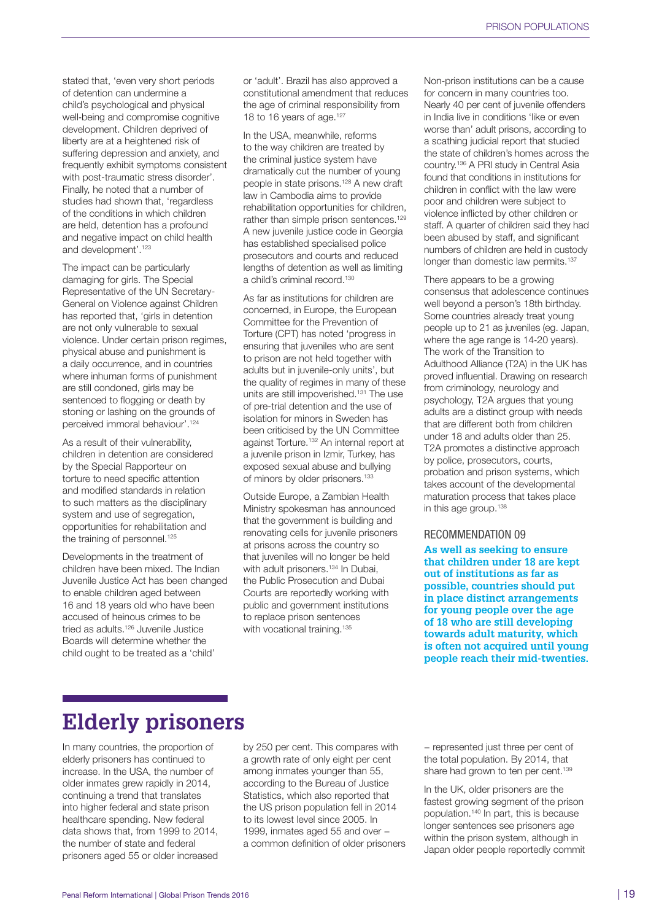stated that, 'even very short periods of detention can undermine a child's psychological and physical well-being and compromise cognitive development. Children deprived of liberty are at a heightened risk of suffering depression and anxiety, and frequently exhibit symptoms consistent with post-traumatic stress disorder'. Finally, he noted that a number of studies had shown that, 'regardless of the conditions in which children are held, detention has a profound and negative impact on child health and development'.[123]

The impact can be particularly damaging for girls. The Special Representative of the UN Secretary-General on Violence against Children has reported that, 'girls in detention are not only vulnerable to sexual violence. Under certain prison regimes, physical abuse and punishment is a daily occurrence, and in countries where inhuman forms of punishment are still condoned, girls may be sentenced to flogging or death by stoning or lashing on the grounds of perceived immoral behaviour'.[124]

As a result of their vulnerability, children in detention are considered by the Special Rapporteur on torture to need specific attention and modified standards in relation to such matters as the disciplinary system and use of segregation, opportunities for rehabilitation and the training of personnel.[125]

Developments in the treatment of children have been mixed. The Indian Juvenile Justice Act has been changed to enable children aged between 16 and 18 years old who have been accused of heinous crimes to be tried as adults.[126] Juvenile Justice Boards will determine whether the child ought to be treated as a 'child' or 'adult'. Brazil has also approved a constitutional amendment that reduces the age of criminal responsibility from 18 to 16 years of age.[127]

In the USA, meanwhile, reforms to the way children are treated by the criminal justice system have dramatically cut the number of young people in state prisons.[128] A new draft law in Cambodia aims to provide rehabilitation opportunities for children, rather than simple prison sentences.[129] A new juvenile justice code in Georgia has established specialised police prosecutors and courts and reduced lengths of detention as well as limiting a child's criminal record.[130]

As far as institutions for children are concerned, in Europe, the European Committee for the Prevention of Torture (CPT) has noted 'progress in ensuring that juveniles who are sent to prison are not held together with adults but in juvenile-only units', but the quality of regimes in many of these units are still impoverished.[131] The use of pre-trial detention and the use of isolation for minors in Sweden has been criticised by the UN Committee against Torture.[132] An internal report at a juvenile prison in Izmir, Turkey, has exposed sexual abuse and bullying of minors by older prisoners.[133]

Outside Europe, a Zambian Health Ministry spokesman has announced that the government is building and renovating cells for juvenile prisoners at prisons across the country so that juveniles will no longer be held with adult prisoners.[134] In Dubai, the Public Prosecution and Dubai Courts are reportedly working with public and government institutions to replace prison sentences with vocational training.[135]

Non-prison institutions can be a cause for concern in many countries too. Nearly 40 per cent of juvenile offenders in India live in conditions 'like or even worse than' adult prisons, according to a scathing judicial report that studied the state of children's homes across the country.[136] A PRI study in Central Asia found that conditions in institutions for children in conflict with the law were poor and children were subject to violence inflicted by other children or staff. A quarter of children said they had been abused by staff, and significant numbers of children are held in custody longer than domestic law permits.[137]

There appears to be a growing consensus that adolescence continues well beyond a person's 18th birthday. Some countries already treat young people up to 21 as juveniles (eg. Japan, where the age range is 14-20 years). The work of the Transition to Adulthood Alliance (T2A) in the UK has proved influential. Drawing on research from criminology, neurology and psychology, T2A argues that young adults are a distinct group with needs that are different both from children under 18 and adults older than 25. T2A promotes a distinctive approach by police, prosecutors, courts, probation and prison systems, which takes account of the developmental maturation process that takes place in this age group.[138]

### RECOMMENDATION 09

**As well as seeking to ensure that children under 18 are kept out of institutions as far as possible, countries should put in place distinct arrangements for young people over the age of 18 who are still developing towards adult maturity, which is often not acquired until young people reach their mid-twenties.**

## Elderly prisoners

In many countries, the proportion of elderly prisoners has continued to increase. In the USA, the number of older inmates grew rapidly in 2014, continuing a trend that translates into higher federal and state prison healthcare spending. New federal data shows that, from 1999 to 2014, the number of state and federal prisoners aged 55 or older increased by 250 per cent. This compares with a growth rate of only eight per cent among inmates younger than 55, according to the Bureau of Justice Statistics, which also reported that the US prison population fell in 2014 to its lowest level since 2005. In 1999, inmates aged 55 and over – a common definition of older prisoners – represented just three per cent of the total population. By 2014, that share had grown to ten per cent.[139]

In the UK, older prisoners are the fastest growing segment of the prison population.[140] In part, this is because longer sentences see prisoners age within the prison system, although in Japan older people reportedly commit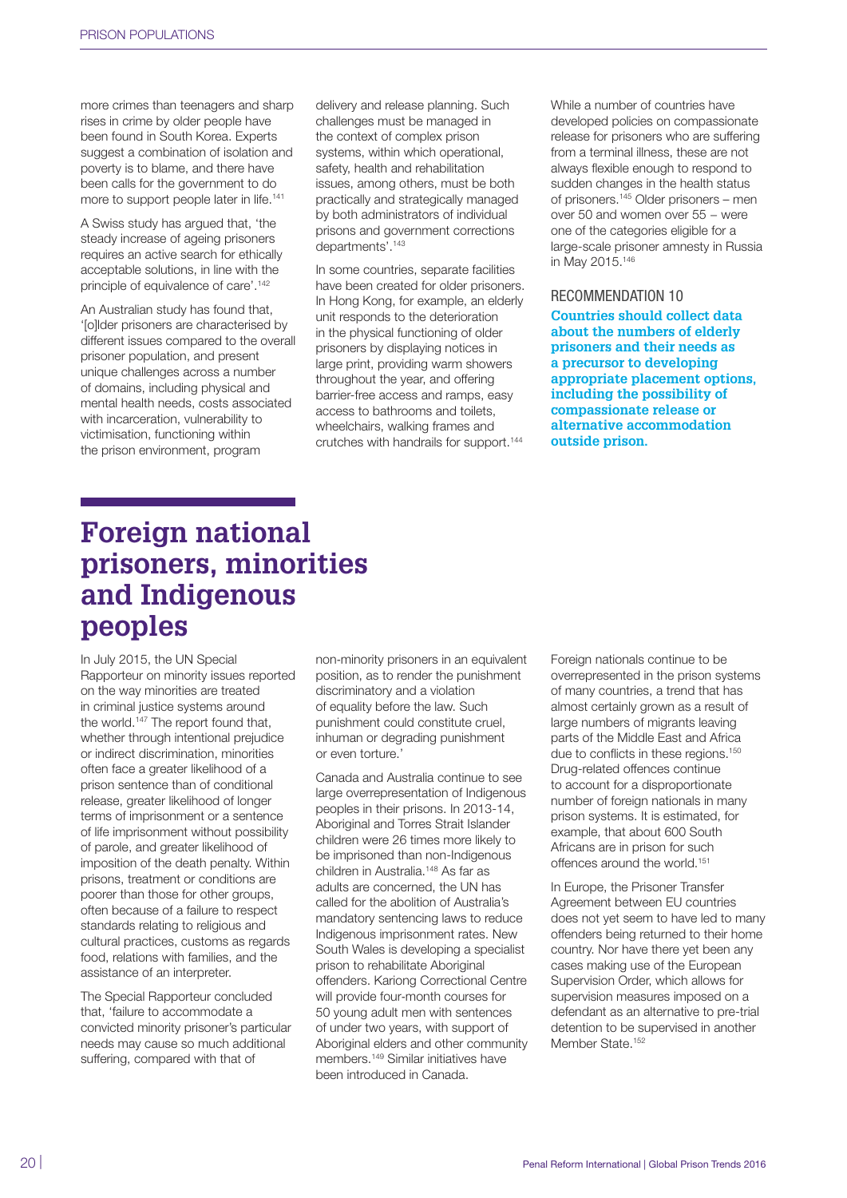more crimes than teenagers and sharp rises in crime by older people have been found in South Korea. Experts suggest a combination of isolation and poverty is to blame, and there have been calls for the government to do more to support people later in life.[141]

A Swiss study has argued that, 'the steady increase of ageing prisoners requires an active search for ethically acceptable solutions, in line with the principle of equivalence of care'.[142]

An Australian study has found that, '[o]lder prisoners are characterised by different issues compared to the overall prisoner population, and present unique challenges across a number of domains, including physical and mental health needs, costs associated with incarceration, vulnerability to victimisation, functioning within the prison environment, program delivery and release planning. Such challenges must be managed in the context of complex prison systems, within which operational, safety, health and rehabilitation issues, among others, must be both practically and strategically managed by both administrators of individual prisons and government corrections departments'.[143]

In some countries, separate facilities have been created for older prisoners. In Hong Kong, for example, an elderly unit responds to the deterioration in the physical functioning of older prisoners by displaying notices in large print, providing warm showers throughout the year, and offering barrier-free access and ramps, easy access to bathrooms and toilets, wheelchairs, walking frames and crutches with handrails for support.[144]

While a number of countries have developed policies on compassionate release for prisoners who are suffering from a terminal illness, these are not always flexible enough to respond to sudden changes in the health status of prisoners.[145] Older prisoners – men over 50 and women over 55 – were one of the categories eligible for a large-scale prisoner amnesty in Russia in May 2015.[146]

RECOMMENDATION 10

**Countries should collect data about the numbers of elderly prisoners and their needs as a precursor to developing appropriate placement options, including the possibility of compassionate release or alternative accommodation outside prison.**

# Foreign national prisoners, minorities and Indigenous peoples

In July 2015, the UN Special Rapporteur on minority issues reported on the way minorities are treated in criminal justice systems around the world.[147] The report found that, whether through intentional prejudice or indirect discrimination, minorities often face a greater likelihood of a prison sentence than of conditional release, greater likelihood of longer terms of imprisonment or a sentence of life imprisonment without possibility of parole, and greater likelihood of imposition of the death penalty. Within prisons, treatment or conditions are poorer than those for other groups, often because of a failure to respect standards relating to religious and cultural practices, customs as regards food, relations with families, and the assistance of an interpreter.

The Special Rapporteur concluded that, 'failure to accommodate a convicted minority prisoner's particular needs may cause so much additional suffering, compared with that of non-minority prisoners in an equivalent position, as to render the punishment discriminatory and a violation of equality before the law. Such punishment could constitute cruel, inhuman or degrading punishment or even torture.'

Canada and Australia continue to see large overrepresentation of Indigenous peoples in their prisons. In 2013-14, Aboriginal and Torres Strait Islander children were 26 times more likely to be imprisoned than non-Indigenous children in Australia.[148] As far as adults are concerned, the UN has called for the abolition of Australia's mandatory sentencing laws to reduce Indigenous imprisonment rates. New South Wales is developing a specialist prison to rehabilitate Aboriginal offenders. Kariong Correctional Centre will provide four-month courses for 50 young adult men with sentences of under two years, with support of Aboriginal elders and other community members.[149] Similar initiatives have been introduced in Canada.

Foreign nationals continue to be overrepresented in the prison systems of many countries, a trend that has almost certainly grown as a result of large numbers of migrants leaving parts of the Middle East and Africa due to conflicts in these regions.[150] Drug-related offences continue to account for a disproportionate number of foreign nationals in many prison systems. It is estimated, for example, that about 600 South Africans are in prison for such offences around the world.[151]

In Europe, the Prisoner Transfer Agreement between EU countries does not yet seem to have led to many offenders being returned to their home country. Nor have there yet been any cases making use of the European Supervision Order, which allows for supervision measures imposed on a defendant as an alternative to pre-trial detention to be supervised in another Member State.[152]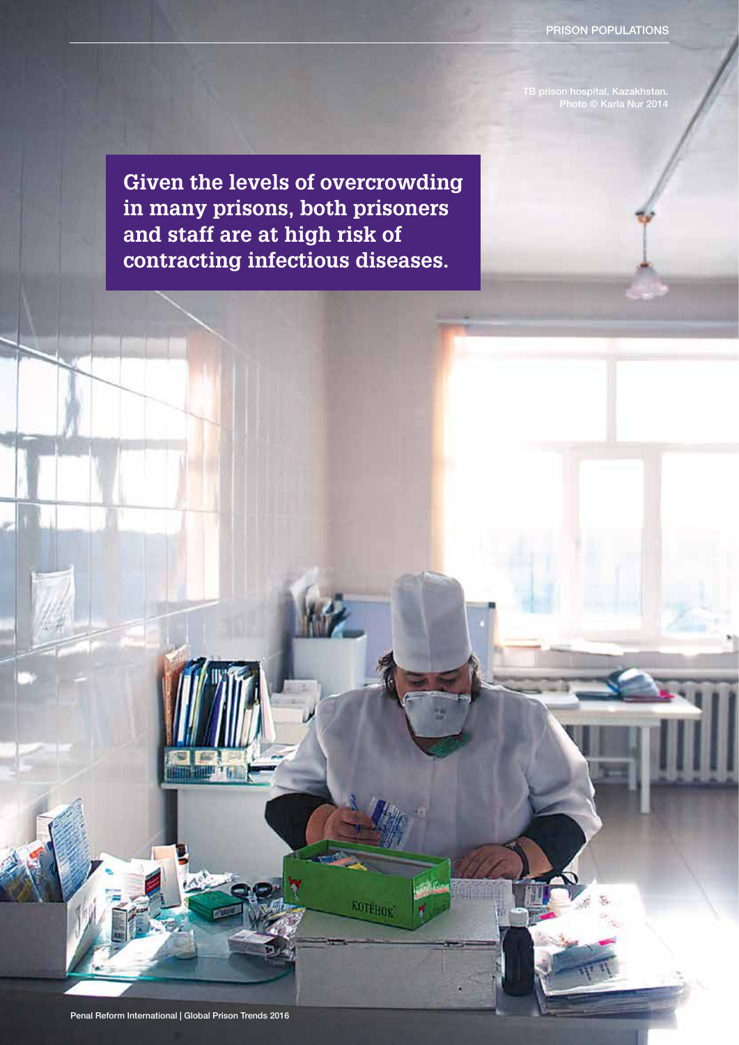TB prison hospital, Kazakhstan.
Photo © Karla Nur 2014

**Given the levels of overcrowding in many prisons, both prisoners and staff are at high risk of contracting infectious diseases.**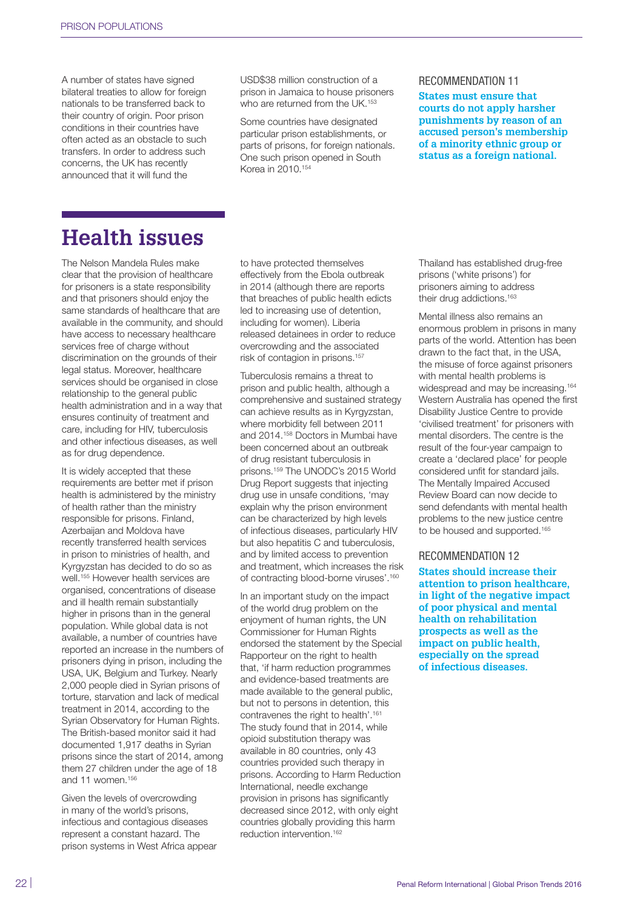A number of states have signed bilateral treaties to allow for foreign nationals to be transferred back to their country of origin. Poor prison conditions in their countries have often acted as an obstacle to such transfers. In order to address such concerns, the UK has recently announced that it will fund the USD$38 million construction of a prison in Jamaica to house prisoners who are returned from the UK.[153]

Some countries have designated particular prison establishments, or parts of prisons, for foreign nationals. One such prison opened in South Korea in 2010.[154]

RECOMMENDATION 11

**States must ensure that courts do not apply harsher punishments by reason of an accused person's membership of a minority ethnic group or status as a foreign national.**

# Health issues

The Nelson Mandela Rules make clear that the provision of healthcare for prisoners is a state responsibility and that prisoners should enjoy the same standards of healthcare that are available in the community, and should have access to necessary healthcare services free of charge without discrimination on the grounds of their legal status. Moreover, healthcare services should be organised in close relationship to the general public health administration and in a way that ensures continuity of treatment and care, including for HIV, tuberculosis and other infectious diseases, as well as for drug dependence.

It is widely accepted that these requirements are better met if prison health is administered by the ministry of health rather than the ministry responsible for prisons. Finland, Azerbaijan and Moldova have recently transferred health services in prison to ministries of health, and Kyrgyzstan has decided to do so as well.[155] However health services are organised, concentrations of disease and ill health remain substantially higher in prisons than in the general population. While global data is not available, a number of countries have reported an increase in the numbers of prisoners dying in prison, including the USA, UK, Belgium and Turkey. Nearly 2,000 people died in Syrian prisons of torture, starvation and lack of medical treatment in 2014, according to the Syrian Observatory for Human Rights. The British-based monitor said it had documented 1,917 deaths in Syrian prisons since the start of 2014, among them 27 children under the age of 18 and 11 women.[156]

Given the levels of overcrowding in many of the world's prisons, infectious and contagious diseases represent a constant hazard. The prison systems in West Africa appear to have protected themselves effectively from the Ebola outbreak in 2014 (although there are reports that breaches of public health edicts led to increasing use of detention, including for women). Liberia released detainees in order to reduce overcrowding and the associated risk of contagion in prisons.[157]

Tuberculosis remains a threat to prison and public health, although a comprehensive and sustained strategy can achieve results as in Kyrgyzstan, where morbidity fell between 2011 and 2014.[158] Doctors in Mumbai have been concerned about an outbreak of drug resistant tuberculosis in prisons.[159] The UNODC's 2015 World Drug Report suggests that injecting drug use in unsafe conditions, 'may explain why the prison environment can be characterized by high levels of infectious diseases, particularly HIV but also hepatitis C and tuberculosis, and by limited access to prevention and treatment, which increases the risk of contracting blood-borne viruses'.[160]

In an important study on the impact of the world drug problem on the enjoyment of human rights, the UN Commissioner for Human Rights endorsed the statement by the Special Rapporteur on the right to health that, 'if harm reduction programmes and evidence-based treatments are made available to the general public, but not to persons in detention, this contravenes the right to health'.[161] The study found that in 2014, while opioid substitution therapy was available in 80 countries, only 43 countries provided such therapy in prisons. According to Harm Reduction International, needle exchange provision in prisons has significantly decreased since 2012, with only eight countries globally providing this harm reduction intervention.[162]

Thailand has established drug-free prisons ('white prisons') for prisoners aiming to address their drug addictions.[163]

Mental illness also remains an enormous problem in prisons in many parts of the world. Attention has been drawn to the fact that, in the USA, the misuse of force against prisoners with mental health problems is widespread and may be increasing.[164] Western Australia has opened the first Disability Justice Centre to provide 'civilised treatment' for prisoners with mental disorders. The centre is the result of the four-year campaign to create a 'declared place' for people considered unfit for standard jails. The Mentally Impaired Accused Review Board can now decide to send defendants with mental health problems to the new justice centre to be housed and supported.[165]

RECOMMENDATION 12

**States should increase their attention to prison healthcare, in light of the negative impact of poor physical and mental health on rehabilitation prospects as well as the impact on public health, especially on the spread of infectious diseases.**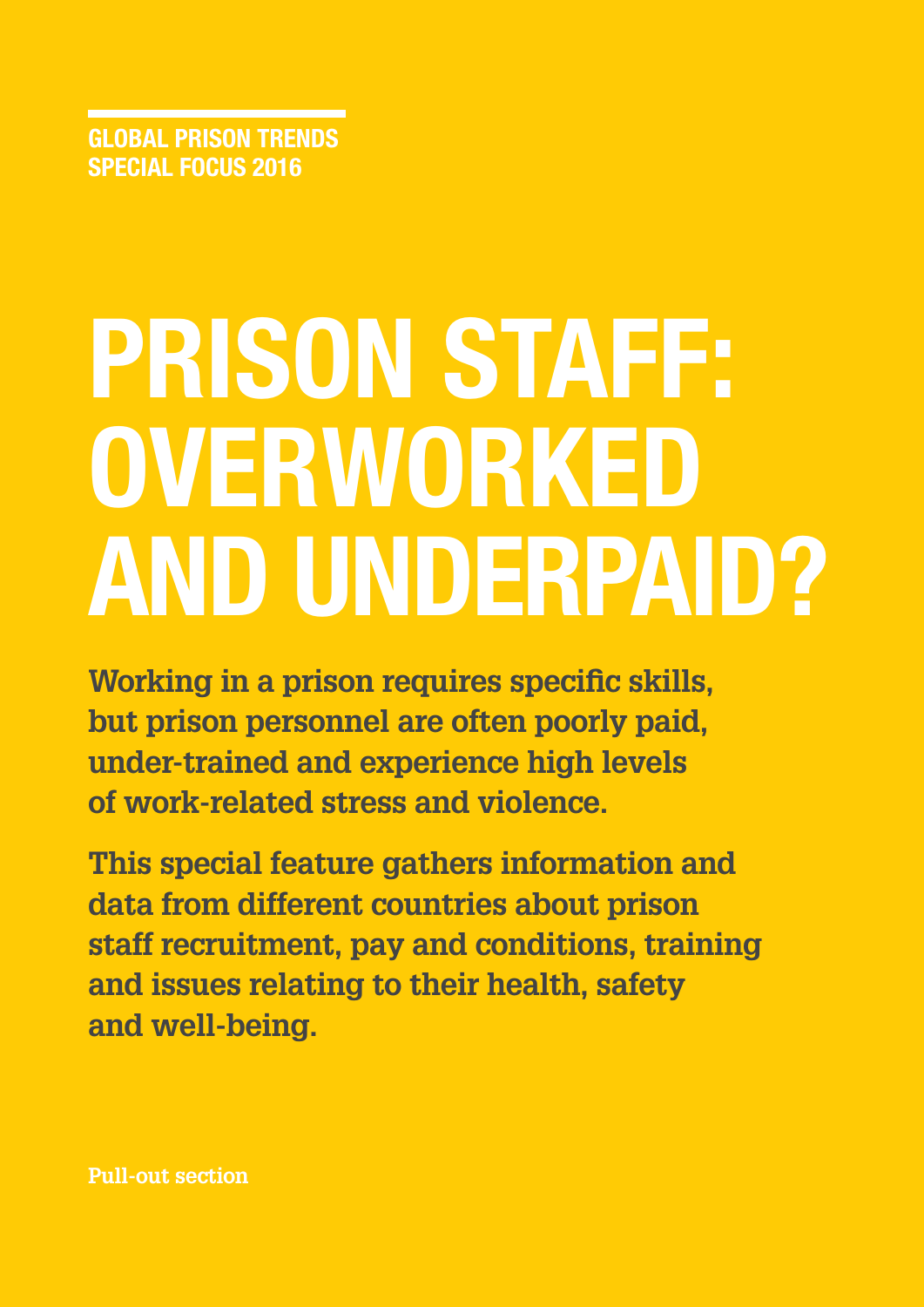GLOBAL PRISON TRENDS
SPECIAL FOCUS 2016

# PRISON STAFF: OVERWORKED AND UNDERPAID?

**Working in a prison requires specific skills, but prison personnel are often poorly paid, under-trained and experience high levels of work-related stress and violence.**

**This special feature gathers information and data from different countries about prison staff recruitment, pay and conditions, training and issues relating to their health, safety and well-being.**

Pull-out section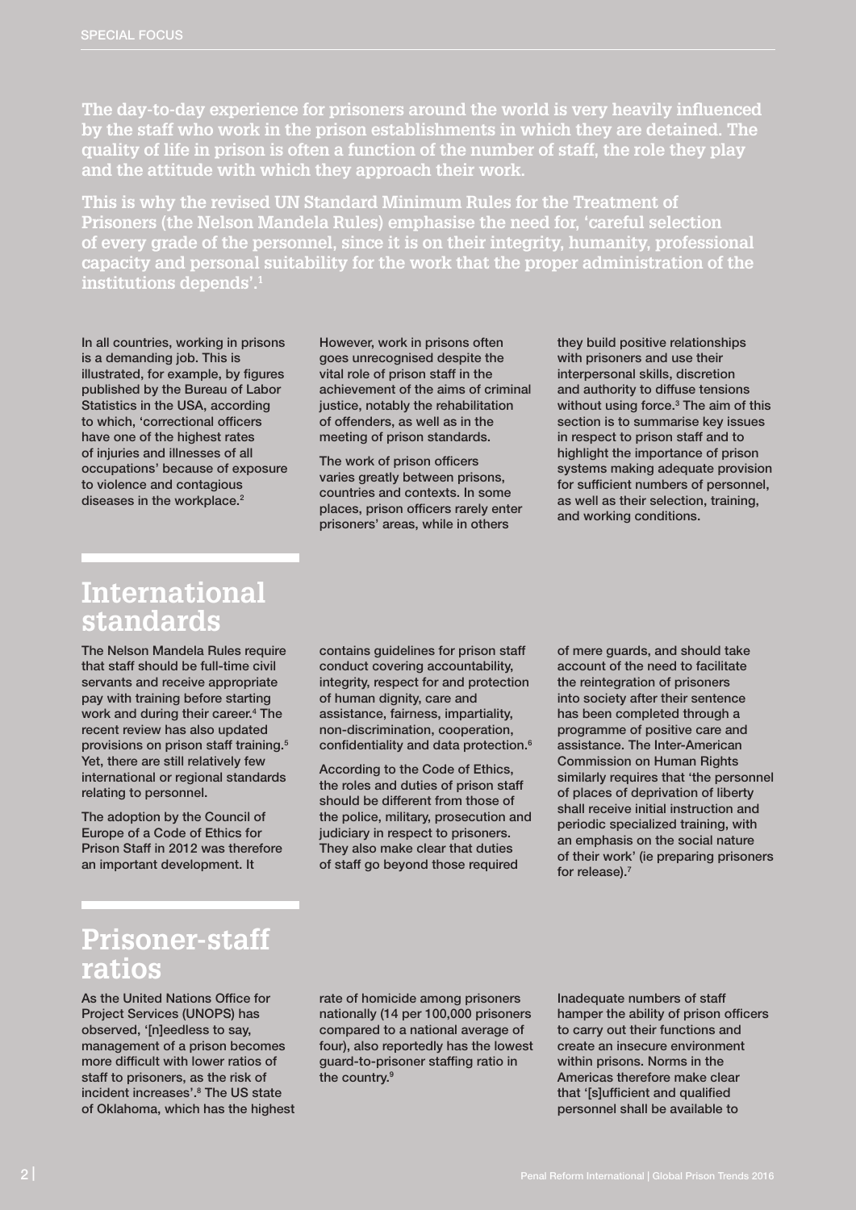**The day-to-day experience for prisoners around the world is very heavily influenced by the staff who work in the prison establishments in which they are detained. The quality of life in prison is often a function of the number of staff, the role they play and the attitude with which they approach their work.**

**This is why the revised UN Standard Minimum Rules for the Treatment of Prisoners (the Nelson Mandela Rules) emphasise the need for, 'careful selection of every grade of the personnel, since it is on their integrity, humanity, professional capacity and personal suitability for the work that the proper administration of the institutions depends'.[1]**

In all countries, working in prisons is a demanding job. This is illustrated, for example, by figures published by the Bureau of Labor Statistics in the USA, according to which, 'correctional officers have one of the highest rates of injuries and illnesses of all occupations' because of exposure to violence and contagious diseases in the workplace.[2]

However, work in prisons often goes unrecognised despite the vital role of prison staff in the achievement of the aims of criminal justice, notably the rehabilitation of offenders, as well as in the meeting of prison standards.

The work of prison officers varies greatly between prisons, countries and contexts. In some places, prison officers rarely enter prisoners' areas, while in others they build positive relationships with prisoners and use their interpersonal skills, discretion and authority to diffuse tensions without using force.[3] The aim of this section is to summarise key issues in respect to prison staff and to highlight the importance of prison systems making adequate provision for sufficient numbers of personnel, as well as their selection, training, and working conditions.

## International standards

The Nelson Mandela Rules require that staff should be full-time civil servants and receive appropriate pay with training before starting work and during their career.[4] The recent review has also updated provisions on prison staff training.[5] Yet, there are still relatively few international or regional standards relating to personnel.

The adoption by the Council of Europe of a Code of Ethics for Prison Staff in 2012 was therefore an important development. It contains guidelines for prison staff conduct covering accountability, integrity, respect for and protection of human dignity, care and assistance, fairness, impartiality, non-discrimination, cooperation, confidentiality and data protection.[6]

According to the Code of Ethics, the roles and duties of prison staff should be different from those of the police, military, prosecution and judiciary in respect to prisoners. They also make clear that duties of staff go beyond those required of mere guards, and should take account of the need to facilitate the reintegration of prisoners into society after their sentence has been completed through a programme of positive care and assistance. The Inter-American Commission on Human Rights similarly requires that 'the personnel of places of deprivation of liberty shall receive initial instruction and periodic specialized training, with an emphasis on the social nature of their work' (ie preparing prisoners for release).[7]

## Prisoner-staff ratios

As the United Nations Office for Project Services (UNOPS) has observed, '[n]eedless to say, management of a prison becomes more difficult with lower ratios of staff to prisoners, as the risk of incident increases'.[8] The US state of Oklahoma, which has the highest rate of homicide among prisoners nationally (14 per 100,000 prisoners compared to a national average of four), also reportedly has the lowest guard-to-prisoner staffing ratio in the country.[9]

Inadequate numbers of staff hamper the ability of prison officers to carry out their functions and create an insecure environment within prisons. Norms in the Americas therefore make clear that '[s]ufficient and qualified personnel shall be available to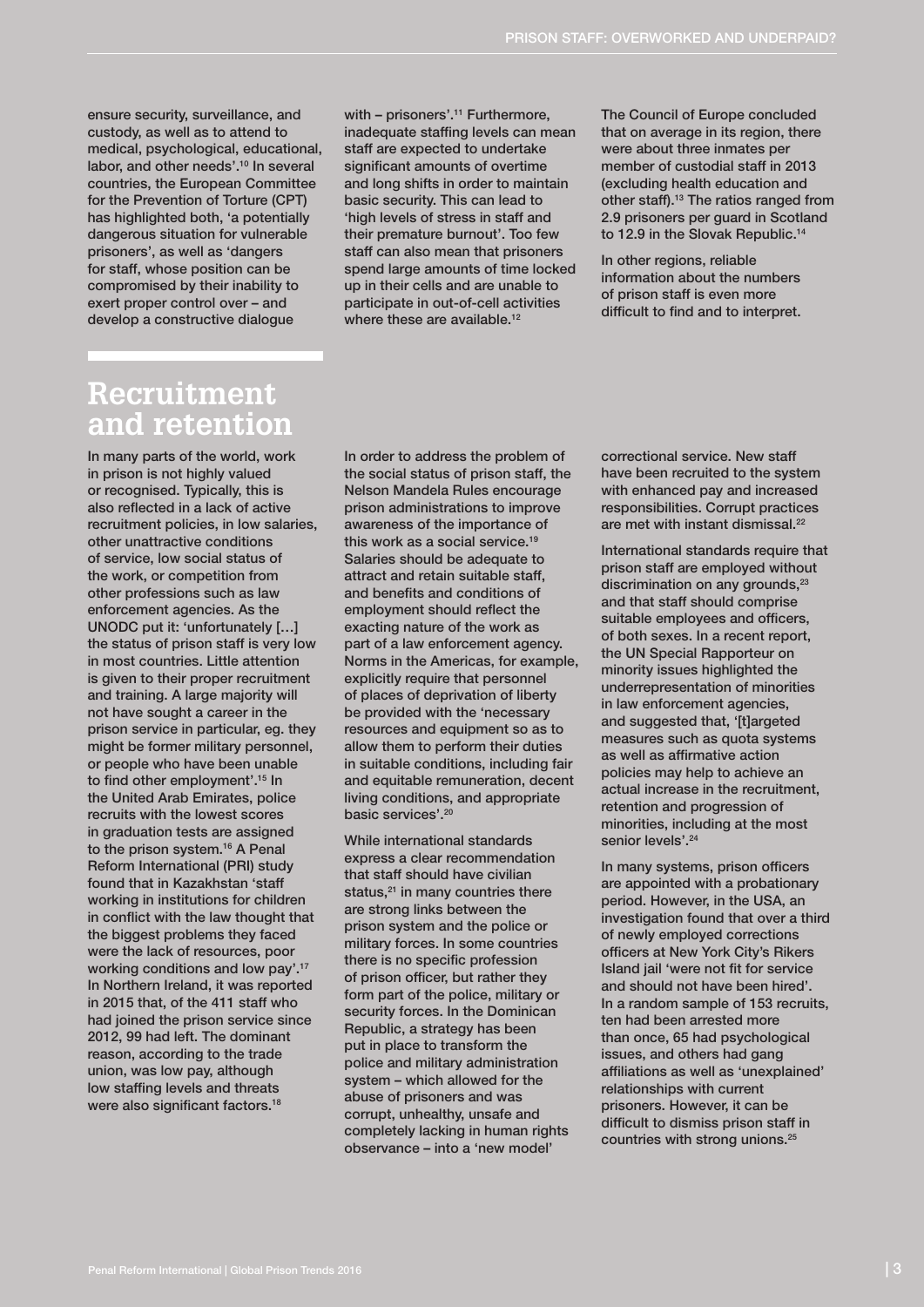ensure security, surveillance, and custody, as well as to attend to medical, psychological, educational, labor, and other needs'.[10] In several countries, the European Committee for the Prevention of Torture (CPT) has highlighted both, 'a potentially dangerous situation for vulnerable prisoners', as well as 'dangers for staff, whose position can be compromised by their inability to exert proper control over – and develop a constructive dialogue with – prisoners'.[11] Furthermore, inadequate staffing levels can mean staff are expected to undertake significant amounts of overtime and long shifts in order to maintain basic security. This can lead to 'high levels of stress in staff and their premature burnout'. Too few staff can also mean that prisoners spend large amounts of time locked up in their cells and are unable to participate in out-of-cell activities where these are available.[12]

The Council of Europe concluded that on average in its region, there were about three inmates per member of custodial staff in 2013 (excluding health education and other staff).[13] The ratios ranged from 2.9 prisoners per guard in Scotland to 12.9 in the Slovak Republic.[14]

In other regions, reliable information about the numbers of prison staff is even more difficult to find and to interpret.

## Recruitment and retention

In many parts of the world, work in prison is not highly valued or recognised. Typically, this is also reflected in a lack of active recruitment policies, in low salaries, other unattractive conditions of service, low social status of the work, or competition from other professions such as law enforcement agencies. As the UNODC put it: 'unfortunately […] the status of prison staff is very low in most countries. Little attention is given to their proper recruitment and training. A large majority will not have sought a career in the prison service in particular, eg. they might be former military personnel, or people who have been unable to find other employment'.[15] In the United Arab Emirates, police recruits with the lowest scores in graduation tests are assigned to the prison system.[16] A Penal Reform International (PRI) study found that in Kazakhstan 'staff working in institutions for children in conflict with the law thought that the biggest problems they faced were the lack of resources, poor working conditions and low pay'.[17] In Northern Ireland, it was reported in 2015 that, of the 411 staff who had joined the prison service since 2012, 99 had left. The dominant reason, according to the trade union, was low pay, although low staffing levels and threats were also significant factors.[18]

In order to address the problem of the social status of prison staff, the Nelson Mandela Rules encourage prison administrations to improve awareness of the importance of this work as a social service.[19] Salaries should be adequate to attract and retain suitable staff, and benefits and conditions of employment should reflect the exacting nature of the work as part of a law enforcement agency. Norms in the Americas, for example, explicitly require that personnel of places of deprivation of liberty be provided with the 'necessary resources and equipment so as to allow them to perform their duties in suitable conditions, including fair and equitable remuneration, decent living conditions, and appropriate basic services'.[20]

While international standards express a clear recommendation that staff should have civilian status,[21] in many countries there are strong links between the prison system and the police or military forces. In some countries there is no specific profession of prison officer, but rather they form part of the police, military or security forces. In the Dominican Republic, a strategy has been put in place to transform the police and military administration system – which allowed for the abuse of prisoners and was corrupt, unhealthy, unsafe and completely lacking in human rights observance – into a 'new model' correctional service. New staff have been recruited to the system with enhanced pay and increased responsibilities. Corrupt practices are met with instant dismissal.[22]

International standards require that prison staff are employed without discrimination on any grounds,[23] and that staff should comprise suitable employees and officers, of both sexes. In a recent report, the UN Special Rapporteur on minority issues highlighted the underrepresentation of minorities in law enforcement agencies, and suggested that, '[t]argeted measures such as quota systems as well as affirmative action policies may help to achieve an actual increase in the recruitment, retention and progression of minorities, including at the most senior levels'.[24]

In many systems, prison officers are appointed with a probationary period. However, in the USA, an investigation found that over a third of newly employed corrections officers at New York City's Rikers Island jail 'were not fit for service and should not have been hired'. In a random sample of 153 recruits, ten had been arrested more than once, 65 had psychological issues, and others had gang affiliations as well as 'unexplained' relationships with current prisoners. However, it can be difficult to dismiss prison staff in countries with strong unions.[25]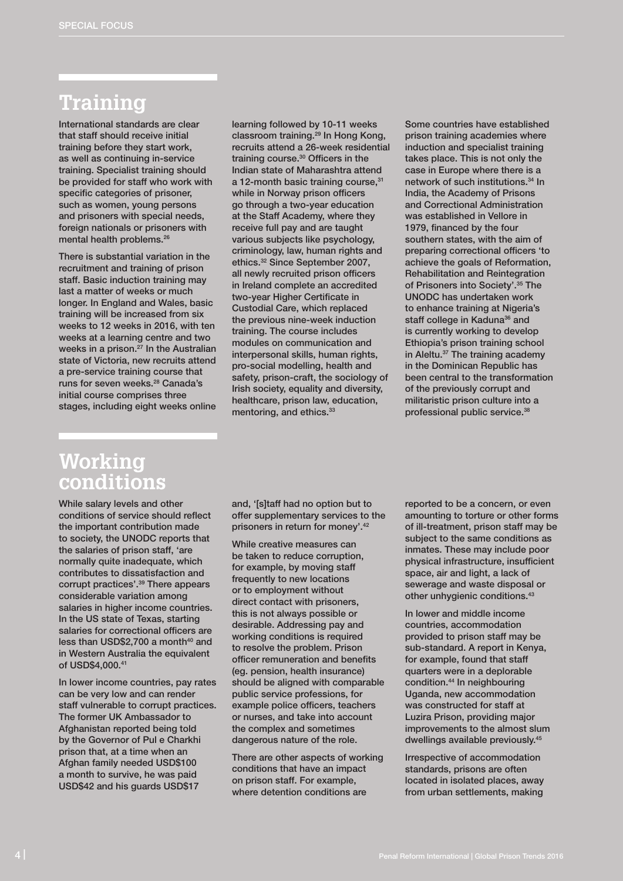## Training

International standards are clear that staff should receive initial training before they start work, as well as continuing in-service training. Specialist training should be provided for staff who work with specific categories of prisoner, such as women, young persons and prisoners with special needs, foreign nationals or prisoners with mental health problems.[26]

There is substantial variation in the recruitment and training of prison staff. Basic induction training may last a matter of weeks or much longer. In England and Wales, basic training will be increased from six weeks to 12 weeks in 2016, with ten weeks at a learning centre and two weeks in a prison.[27] In the Australian state of Victoria, new recruits attend a pre-service training course that runs for seven weeks.[28] Canada's initial course comprises three stages, including eight weeks online learning followed by 10-11 weeks classroom training.[29] In Hong Kong, recruits attend a 26-week residential training course.[30] Officers in the Indian state of Maharashtra attend a 12-month basic training course,[31] while in Norway prison officers go through a two-year education at the Staff Academy, where they receive full pay and are taught various subjects like psychology, criminology, law, human rights and ethics.[32] Since September 2007, all newly recruited prison officers in Ireland complete an accredited two-year Higher Certificate in Custodial Care, which replaced the previous nine-week induction training. The course includes modules on communication and interpersonal skills, human rights, pro-social modelling, health and safety, prison-craft, the sociology of Irish society, equality and diversity, healthcare, prison law, education, mentoring, and ethics.[33]

Some countries have established prison training academies where induction and specialist training takes place. This is not only the case in Europe where there is a network of such institutions.[34] In India, the Academy of Prisons and Correctional Administration was established in Vellore in 1979, financed by the four southern states, with the aim of preparing correctional officers 'to achieve the goals of Reformation, Rehabilitation and Reintegration of Prisoners into Society'.[35] The UNODC has undertaken work to enhance training at Nigeria's staff college in Kaduna[36] and is currently working to develop Ethiopia's prison training school in Aleltu.[37] The training academy in the Dominican Republic has been central to the transformation of the previously corrupt and militaristic prison culture into a professional public service.[38]

## Working conditions

While salary levels and other conditions of service should reflect the important contribution made to society, the UNODC reports that the salaries of prison staff, 'are normally quite inadequate, which contributes to dissatisfaction and corrupt practices'.[39] There appears considerable variation among salaries in higher income countries. In the US state of Texas, starting salaries for correctional officers are less than USD$2,700 a month[40] and in Western Australia the equivalent of USD$4,000.[41]

In lower income countries, pay rates can be very low and can render staff vulnerable to corrupt practices. The former UK Ambassador to Afghanistan reported being told by the Governor of Pul e Charkhi prison that, at a time when an Afghan family needed USD$100 a month to survive, he was paid USD$42 and his guards USD$17 and, '[s]taff had no option but to offer supplementary services to the prisoners in return for money'.[42]

While creative measures can be taken to reduce corruption, for example, by moving staff frequently to new locations or to employment without direct contact with prisoners, this is not always possible or desirable. Addressing pay and working conditions is required to resolve the problem. Prison officer remuneration and benefits (eg. pension, health insurance) should be aligned with comparable public service professions, for example police officers, teachers or nurses, and take into account the complex and sometimes dangerous nature of the role.

There are other aspects of working conditions that have an impact on prison staff. For example, where detention conditions are reported to be a concern, or even amounting to torture or other forms of ill-treatment, prison staff may be subject to the same conditions as inmates. These may include poor physical infrastructure, insufficient space, air and light, a lack of sewerage and waste disposal or other unhygienic conditions.[43]

In lower and middle income countries, accommodation provided to prison staff may be sub-standard. A report in Kenya, for example, found that staff quarters were in a deplorable condition.[44] In neighbouring Uganda, new accommodation was constructed for staff at Luzira Prison, providing major improvements to the almost slum dwellings available previously.[45]

Irrespective of accommodation standards, prisons are often located in isolated places, away from urban settlements, making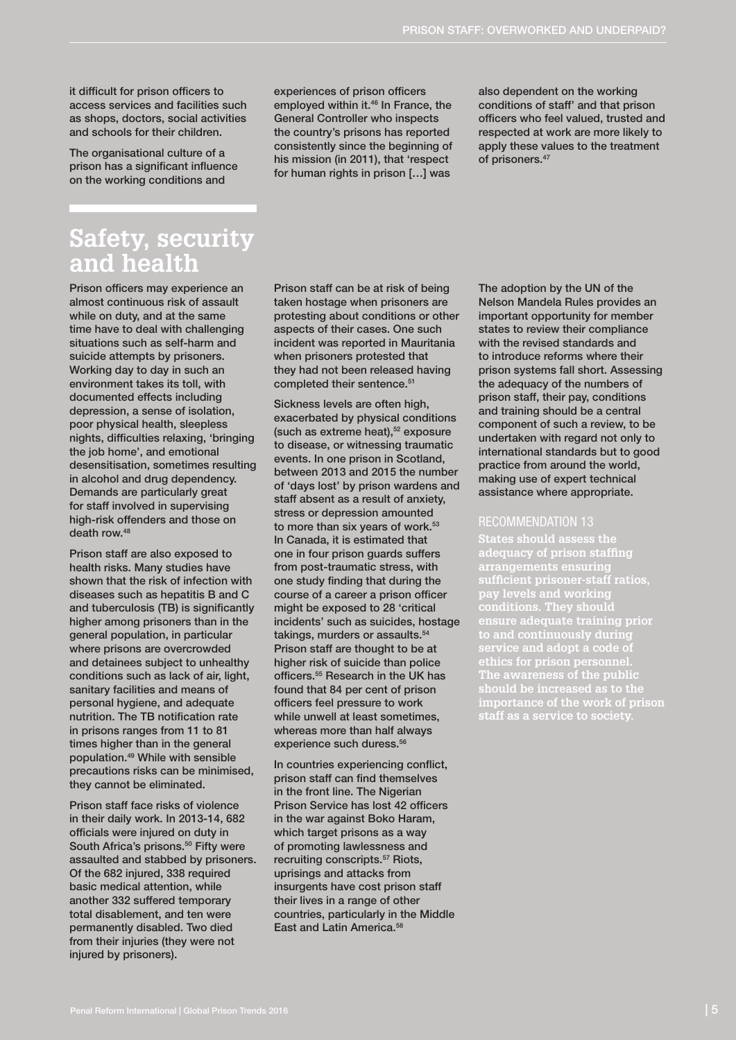it difficult for prison officers to access services and facilities such as shops, doctors, social activities and schools for their children.

The organisational culture of a prison has a significant influence on the working conditions and experiences of prison officers employed within it.[46] In France, the General Controller who inspects the country's prisons has reported consistently since the beginning of his mission (in 2011), that 'respect for human rights in prison […] was also dependent on the working conditions of staff' and that prison officers who feel valued, trusted and respected at work are more likely to apply these values to the treatment of prisoners.[47]

## Safety, security and health

Prison officers may experience an almost continuous risk of assault while on duty, and at the same time have to deal with challenging situations such as self-harm and suicide attempts by prisoners. Working day to day in such an environment takes its toll, with documented effects including depression, a sense of isolation, poor physical health, sleepless nights, difficulties relaxing, 'bringing the job home', and emotional desensitisation, sometimes resulting in alcohol and drug dependency. Demands are particularly great for staff involved in supervising high-risk offenders and those on death row.[48]

Prison staff are also exposed to health risks. Many studies have shown that the risk of infection with diseases such as hepatitis B and C and tuberculosis (TB) is significantly higher among prisoners than in the general population, in particular where prisons are overcrowded and detainees subject to unhealthy conditions such as lack of air, light, sanitary facilities and means of personal hygiene, and adequate nutrition. The TB notification rate in prisons ranges from 11 to 81 times higher than in the general population.[49] While with sensible precautions risks can be minimised, they cannot be eliminated.

Prison staff face risks of violence in their daily work. In 2013-14, 682 officials were injured on duty in South Africa's prisons.[50] Fifty were assaulted and stabbed by prisoners. Of the 682 injured, 338 required basic medical attention, while another 332 suffered temporary total disablement, and ten were permanently disabled. Two died from their injuries (they were not injured by prisoners).

Prison staff can be at risk of being taken hostage when prisoners are protesting about conditions or other aspects of their cases. One such incident was reported in Mauritania when prisoners protested that they had not been released having completed their sentence.[51]

Sickness levels are often high, exacerbated by physical conditions (such as extreme heat),[52] exposure to disease, or witnessing traumatic events. In one prison in Scotland, between 2013 and 2015 the number of 'days lost' by prison wardens and staff absent as a result of anxiety, stress or depression amounted to more than six years of work.[53] In Canada, it is estimated that one in four prison guards suffers from post-traumatic stress, with one study finding that during the course of a career a prison officer might be exposed to 28 'critical incidents' such as suicides, hostage takings, murders or assaults.[54] Prison staff are thought to be at higher risk of suicide than police officers.[55] Research in the UK has found that 84 per cent of prison officers feel pressure to work while unwell at least sometimes, whereas more than half always experience such duress.[56]

In countries experiencing conflict, prison staff can find themselves in the front line. The Nigerian Prison Service has lost 42 officers in the war against Boko Haram, which target prisons as a way of promoting lawlessness and recruiting conscripts.[57] Riots, uprisings and attacks from insurgents have cost prison staff their lives in a range of other countries, particularly in the Middle East and Latin America.[58]

The adoption by the UN of the Nelson Mandela Rules provides an important opportunity for member states to review their compliance with the revised standards and to introduce reforms where their prison systems fall short. Assessing the adequacy of the numbers of prison staff, their pay, conditions and training should be a central component of such a review, to be undertaken with regard not only to international standards but to good practice from around the world, making use of expert technical assistance where appropriate.

### RECOMMENDATION 13

**States should assess the adequacy of prison staffing arrangements ensuring sufficient prisoner-staff ratios, pay levels and working conditions. They should ensure adequate training prior to and continuously during service and adopt a code of ethics for prison personnel. The awareness of the public should be increased as to the importance of the work of prison staff as a service to society.**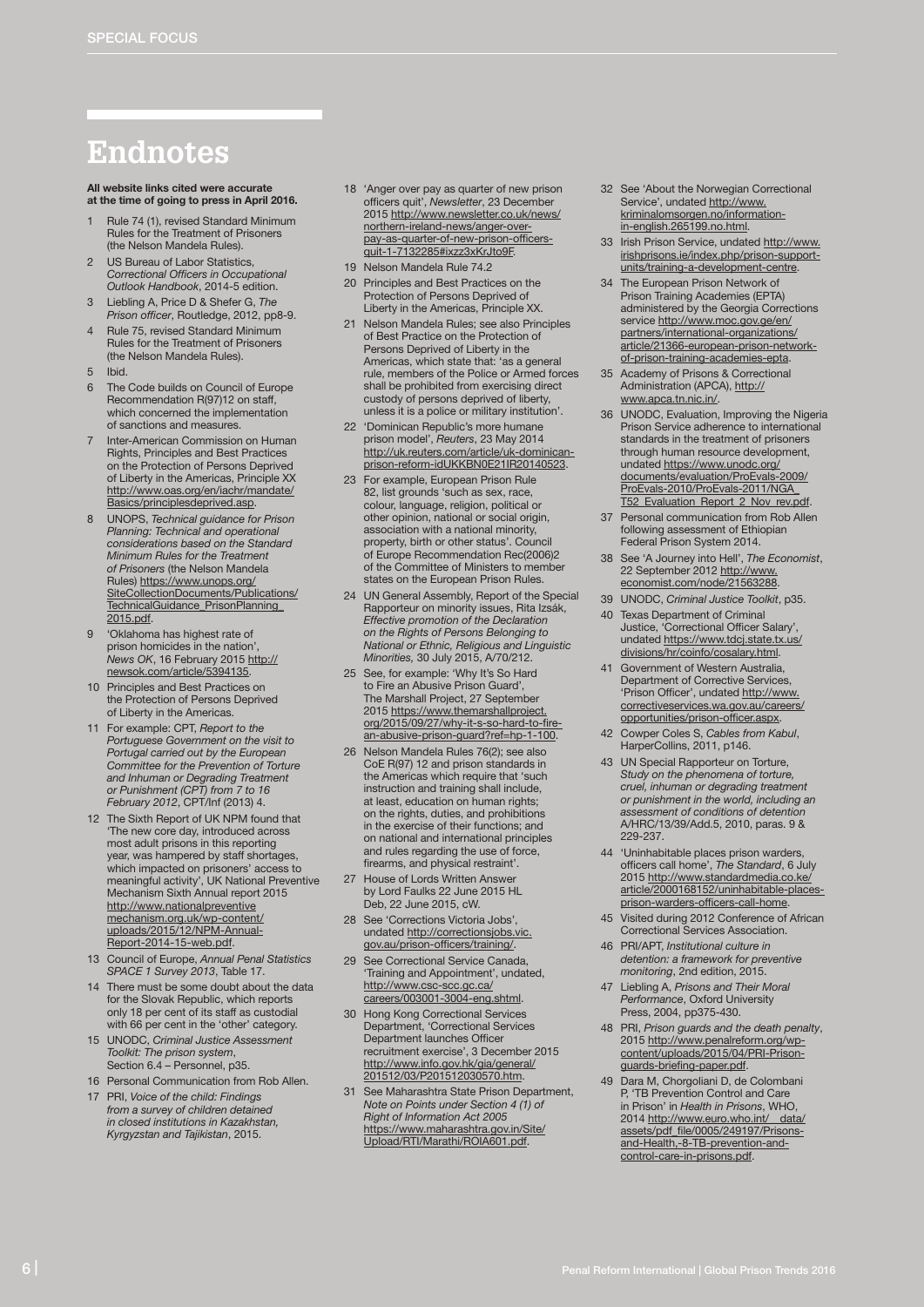# Endnotes

**All website links cited were accurate at the time of going to press in April 2016.**

1. Rule 74 (1), revised Standard Minimum Rules for the Treatment of Prisoners (the Nelson Mandela Rules).
2. US Bureau of Labor Statistics, *Correctional Officers in Occupational Outlook Handbook*, 2014-5 edition.
3. Liebling A, Price D & Shefer G, *The Prison officer*, Routledge, 2012, pp8-9.
4. Rule 75, revised Standard Minimum Rules for the Treatment of Prisoners (the Nelson Mandela Rules).
5. Ibid.
6. The Code builds on Council of Europe Recommendation R(97)12 on staff, which concerned the implementation of sanctions and measures.
7. Inter-American Commission on Human Rights, Principles and Best Practices on the Protection of Persons Deprived of Liberty in the Americas, Principle XX http://www.oas.org/en/iachr/mandate/Basics/principlesdeprived.asp.
8. UNOPS, *Technical guidance for Prison Planning: Technical and operational considerations based on the Standard Minimum Rules for the Treatment of Prisoners* (the Nelson Mandela Rules) https://www.unops.org/SiteCollectionDocuments/Publications/TechnicalGuidance_PrisonPlanning_2015.pdf.
9. 'Oklahoma has highest rate of prison homicides in the nation', *News OK*, 16 February 2015 http://newsok.com/article/5394135.
10. Principles and Best Practices on the Protection of Persons Deprived of Liberty in the Americas.
11. For example: CPT, *Report to the Portuguese Government on the visit to Portugal carried out by the European Committee for the Prevention of Torture and Inhuman or Degrading Treatment or Punishment (CPT) from 7 to 16 February 2012*, CPT/Inf (2013) 4.
12. The Sixth Report of UK NPM found that 'The new core day, introduced across most adult prisons in this reporting year, was hampered by staff shortages, which impacted on prisoners' access to meaningful activity', UK National Preventive Mechanism Sixth Annual report 2015 http://www.nationalpreventivemechanism.org.uk/wp-content/uploads/2015/12/NPM-Annual-Report-2014-15-web.pdf.
13. Council of Europe, *Annual Penal Statistics SPACE 1 Survey 2013*, Table 17.
14. There must be some doubt about the data for the Slovak Republic, which reports only 18 per cent of its staff as custodial with 66 per cent in the 'other' category.
15. UNODC, *Criminal Justice Assessment Toolkit: The prison system*, Section 6.4 – Personnel, p35.
16. Personal Communication from Rob Allen.
17. PRI, *Voice of the child: Findings from a survey of children detained in closed institutions in Kazakhstan, Kyrgyzstan and Tajikistan*, 2015.
18. 'Anger over pay as quarter of new prison officers quit', *Newsletter*, 23 December 2015 http://www.newsletter.co.uk/news/northern-ireland-news/anger-over-pay-as-quarter-of-new-prison-officers-quit-1-7132285#ixzz3xKrJto9F.
19. Nelson Mandela Rule 74.2
20. Principles and Best Practices on the Protection of Persons Deprived of Liberty in the Americas, Principle XX.
21. Nelson Mandela Rules; see also Principles of Best Practice on the Protection of Persons Deprived of Liberty in the Americas, which state that: 'as a general rule, members of the Police or Armed forces shall be prohibited from exercising direct custody of persons deprived of liberty, unless it is a police or military institution'.
22. 'Dominican Republic's more humane prison model', *Reuters*, 23 May 2014 http://uk.reuters.com/article/uk-dominican-prison-reform-idUKKBN0E21IR20140523.
23. For example, European Prison Rule 82, list grounds 'such as sex, race, colour, language, religion, political or other opinion, national or social origin, association with a national minority, property, birth or other status'. Council of Europe Recommendation Rec(2006)2 of the Committee of Ministers to member states on the European Prison Rules.
24. UN General Assembly, Report of the Special Rapporteur on minority issues, Rita Izsák, *Effective promotion of the Declaration on the Rights of Persons Belonging to National or Ethnic, Religious and Linguistic Minorities,* 30 July 2015, A/70/212.
25. See, for example: 'Why It's So Hard to Fire an Abusive Prison Guard', The Marshall Project, 27 September 2015 https://www.themarshallproject.org/2015/09/27/why-it-s-so-hard-to-fire-an-abusive-prison-guard?ref=hp-1-100.
26. Nelson Mandela Rules 76(2); see also CoE R(97) 12 and prison standards in the Americas which require that 'such instruction and training shall include, at least, education on human rights; on the rights, duties, and prohibitions in the exercise of their functions; and on national and international principles and rules regarding the use of force, firearms, and physical restraint'.
27. House of Lords Written Answer by Lord Faulks 22 June 2015 HL Deb, 22 June 2015, cW.
28. See 'Corrections Victoria Jobs', undated http://correctionsjobs.vic.gov.au/prison-officers/training/.
29. See Correctional Service Canada, 'Training and Appointment', undated, http://www.csc-scc.gc.ca/careers/003001-3004-eng.shtml.
30. Hong Kong Correctional Services Department, 'Correctional Services Department launches Officer recruitment exercise', 3 December 2015 http://www.info.gov.hk/gia/general/201512/03/P201512030570.htm.
31. See Maharashtra State Prison Department, *Note on Points under Section 4 (1) of Right of Information Act 2005* https://www.maharashtra.gov.in/Site/Upload/RTI/Marathi/ROIA601.pdf.
32. See 'About the Norwegian Correctional Service', undated http://www.kriminalomsorgen.no/information-in-english.265199.no.html.
33. Irish Prison Service, undated http://www.irishprisons.ie/index.php/prison-support-units/training-a-development-centre.
34. The European Prison Network of Prison Training Academies (EPTA) administered by the Georgia Corrections service http://www.moc.gov.ge/en/partners/international-organizations/article/21366-european-prison-network-of-prison-training-academies-epta.
35. Academy of Prisons & Correctional Administration (APCA), http://www.apca.tn.nic.in/.
36. UNODC, Evaluation, Improving the Nigeria Prison Service adherence to international standards in the treatment of prisoners through human resource development, undated https://www.unodc.org/documents/evaluation/ProEvals-2009/ProEvals-2010/ProEvals-2011/NGA_T52_Evaluation_Report_2_Nov_rev.pdf.
37. Personal communication from Rob Allen following assessment of Ethiopian Federal Prison System 2014.
38. See 'A Journey into Hell', *The Economist*, 22 September 2012 http://www.economist.com/node/21563288.
39. UNODC, *Criminal Justice Toolkit*, p35.
40. Texas Department of Criminal Justice, 'Correctional Officer Salary', undated https://www.tdcj.state.tx.us/divisions/hr/coinfo/cosalary.html.
41. Government of Western Australia, Department of Corrective Services, 'Prison Officer', undated http://www.correctiveservices.wa.gov.au/careers/opportunities/prison-officer.aspx.
42. Cowper Coles S, *Cables from Kabul*, HarperCollins, 2011, p146.
43. UN Special Rapporteur on Torture, *Study on the phenomena of torture, cruel, inhuman or degrading treatment or punishment in the world, including an assessment of conditions of detention* A/HRC/13/39/Add.5, 2010, paras. 9 & 229-237.
44. 'Uninhabitable places prison warders, officers call home', *The Standard*, 6 July 2015 http://www.standardmedia.co.ke/article/2000168152/uninhabitable-places-prison-warders-officers-call-home.
45. Visited during 2012 Conference of African Correctional Services Association.
46. PRI/APT, *Institutional culture in detention: a framework for preventive monitoring*, 2nd edition, 2015.
47. Liebling A, *Prisons and Their Moral Performance*, Oxford University Press, 2004, pp375-430.
48. PRI, *Prison guards and the death penalty*, 2015 http://www.penalreform.org/wp-content/uploads/2015/04/PRI-Prison-guards-briefing-paper.pdf.
49. Dara M, Chorgoliani D, de Colombani P, 'TB Prevention Control and Care in Prison' in *Health in Prisons*, WHO, 2014 http://www.euro.who.int/__data/assets/pdf_file/0005/249197/Prisons-and-Health,-8-TB-prevention-and-control-care-in-prisons.pdf.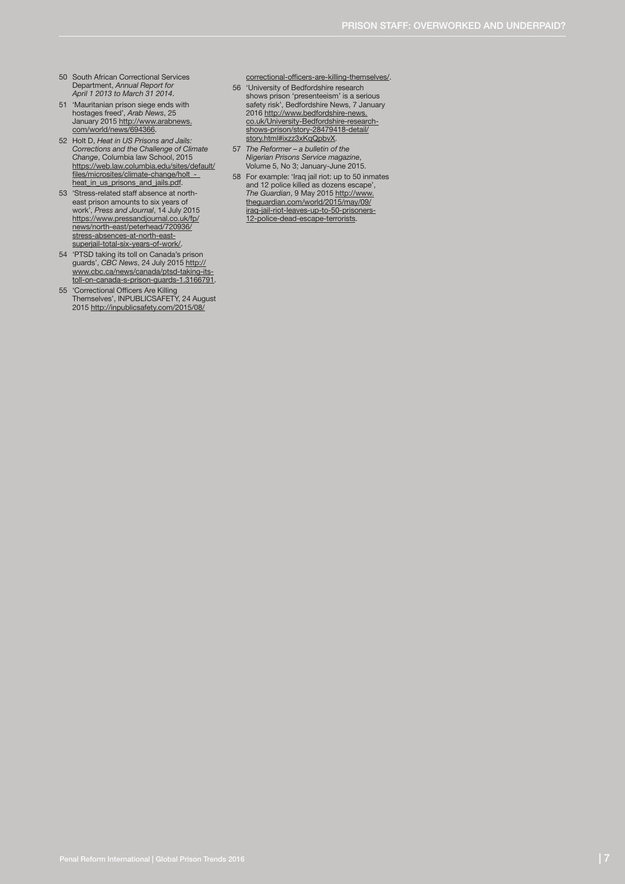50 South African Correctional Services Department, *Annual Report for April 1 2013 to March 31 2014*.

51 'Mauritanian prison siege ends with hostages freed', *Arab News*, 25 January 2015 http://www.arabnews.com/world/news/694366.

52 Holt D, *Heat in US Prisons and Jails: Corrections and the Challenge of Climate Change*, Columbia law School, 2015 https://web.law.columbia.edu/sites/default/files/microsites/climate-change/holt_-_heat_in_us_prisons_and_jails.pdf.

53 'Stress-related staff absence at north-east prison amounts to six years of work', *Press and Journal*, 14 July 2015 https://www.pressandjournal.co.uk/fp/news/north-east/peterhead/720936/stress-absences-at-north-east-superjail-total-six-years-of-work/.

54 'PTSD taking its toll on Canada's prison guards', *CBC News*, 24 July 2015 http://www.cbc.ca/news/canada/ptsd-taking-its-toll-on-canada-s-prison-guards-1.3166791.

55 'Correctional Officers Are Killing Themselves', INPUBLICSAFETY, 24 August 2015 http://inpublicsafety.com/2015/08/correctional-officers-are-killing-themselves/.

56 'University of Bedfordshire research shows prison 'presenteeism' is a serious safety risk', Bedfordshire News, 7 January 2016 http://www.bedfordshire-news.co.uk/University-Bedfordshire-research-shows-prison/story-28479418-detail/story.html#ixzz3xKqQpbvX.

57 *The Reformer – a bulletin of the Nigerian Prisons Service magazine*, Volume 5, No 3; January-June 2015.

58 For example: 'Iraq jail riot: up to 50 inmates and 12 police killed as dozens escape', *The Guardian*, 9 May 2015 http://www.theguardian.com/world/2015/may/09/iraq-jail-riot-leaves-up-to-50-prisoners-12-police-dead-escape-terrorists.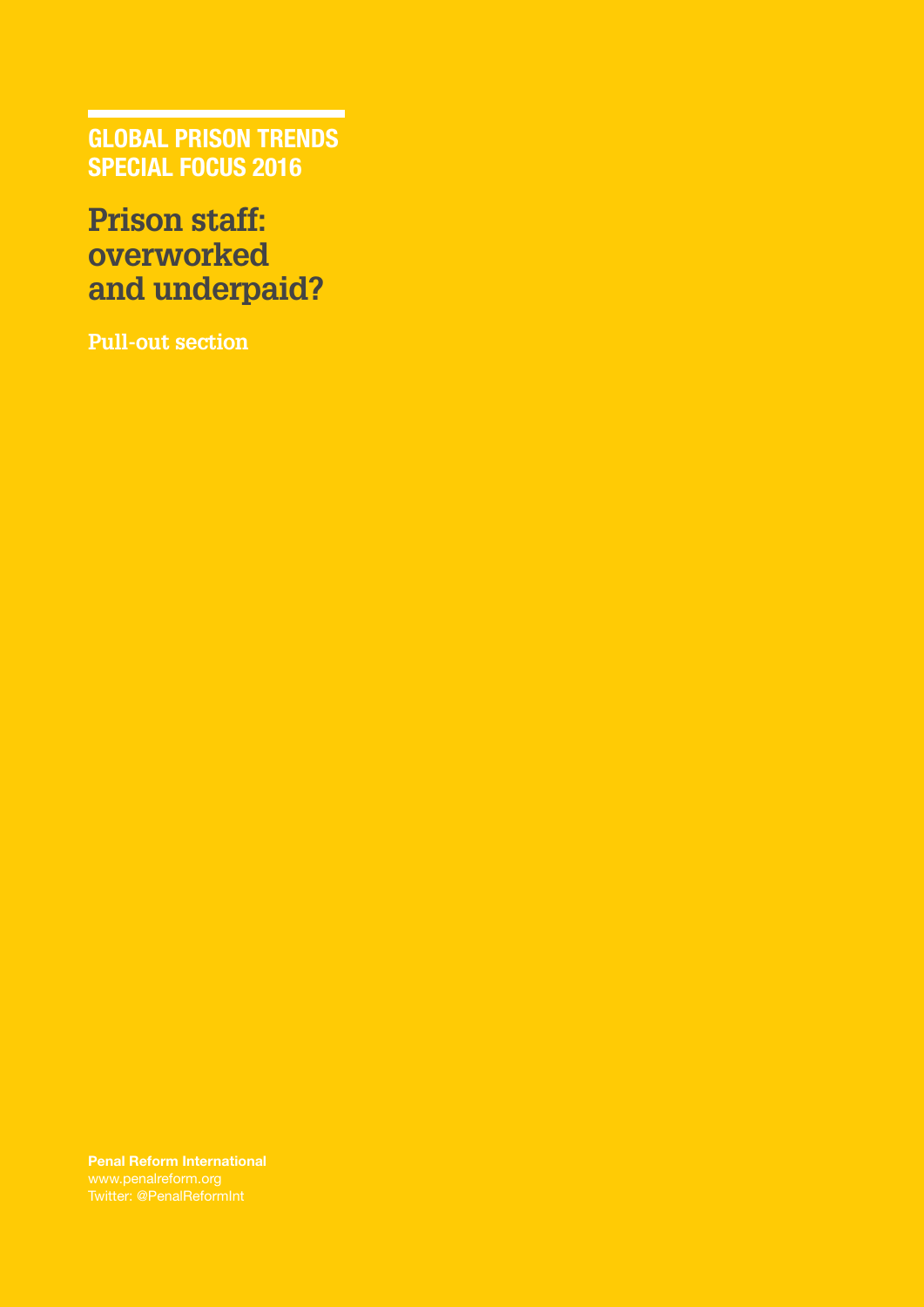**GLOBAL PRISON TRENDS SPECIAL FOCUS 2016**

# Prison staff: overworked and underpaid?

**Pull-out section**

**Penal Reform International**
www.penalreform.org
Twitter: @PenalReformInt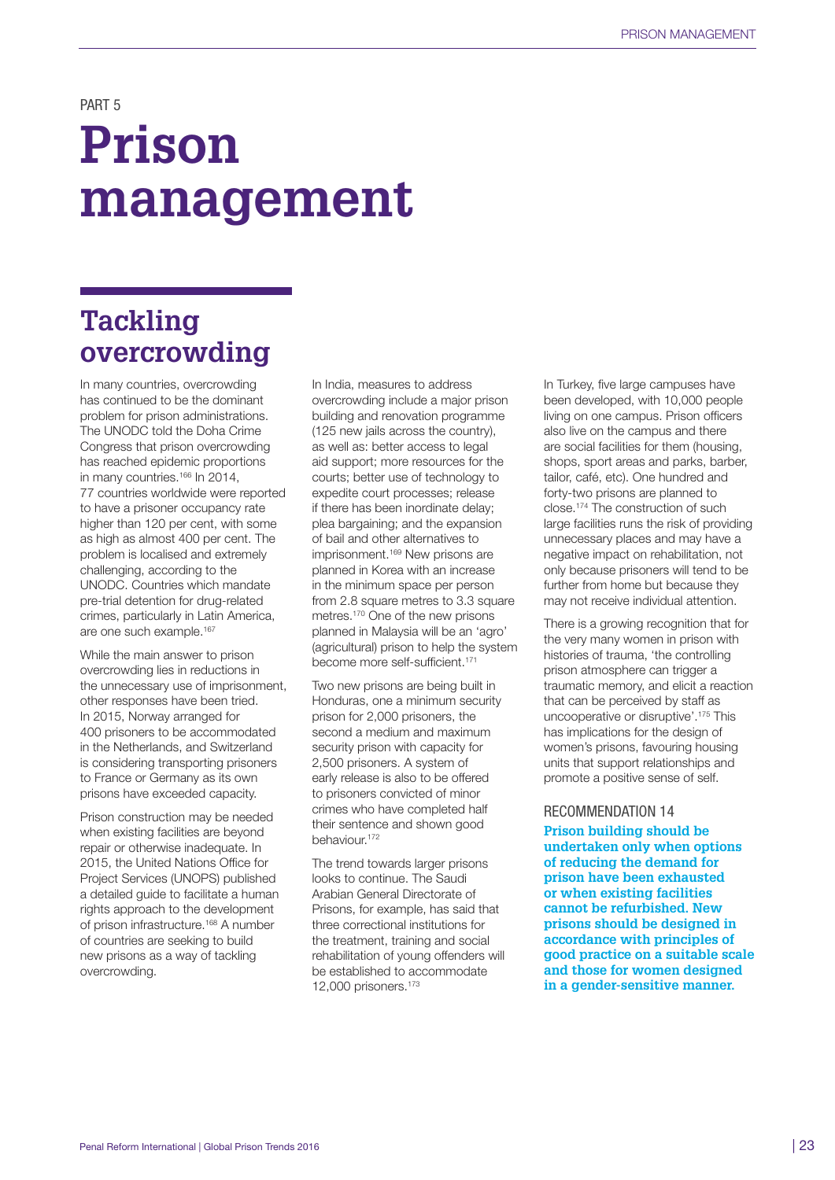PART 5

# Prison management

## Tackling overcrowding

In many countries, overcrowding has continued to be the dominant problem for prison administrations. The UNODC told the Doha Crime Congress that prison overcrowding has reached epidemic proportions in many countries.[166] In 2014, 77 countries worldwide were reported to have a prisoner occupancy rate higher than 120 per cent, with some as high as almost 400 per cent. The problem is localised and extremely challenging, according to the UNODC. Countries which mandate pre-trial detention for drug-related crimes, particularly in Latin America, are one such example.[167]

While the main answer to prison overcrowding lies in reductions in the unnecessary use of imprisonment, other responses have been tried. In 2015, Norway arranged for 400 prisoners to be accommodated in the Netherlands, and Switzerland is considering transporting prisoners to France or Germany as its own prisons have exceeded capacity.

Prison construction may be needed when existing facilities are beyond repair or otherwise inadequate. In 2015, the United Nations Office for Project Services (UNOPS) published a detailed guide to facilitate a human rights approach to the development of prison infrastructure.[168] A number of countries are seeking to build new prisons as a way of tackling overcrowding.

In India, measures to address overcrowding include a major prison building and renovation programme (125 new jails across the country), as well as: better access to legal aid support; more resources for the courts; better use of technology to expedite court processes; release if there has been inordinate delay; plea bargaining; and the expansion of bail and other alternatives to imprisonment.[169] New prisons are planned in Korea with an increase in the minimum space per person from 2.8 square metres to 3.3 square metres.[170] One of the new prisons planned in Malaysia will be an 'agro' (agricultural) prison to help the system become more self-sufficient.[171]

Two new prisons are being built in Honduras, one a minimum security prison for 2,000 prisoners, the second a medium and maximum security prison with capacity for 2,500 prisoners. A system of early release is also to be offered to prisoners convicted of minor crimes who have completed half their sentence and shown good behaviour.[172]

The trend towards larger prisons looks to continue. The Saudi Arabian General Directorate of Prisons, for example, has said that three correctional institutions for the treatment, training and social rehabilitation of young offenders will be established to accommodate 12,000 prisoners.[173]

In Turkey, five large campuses have been developed, with 10,000 people living on one campus. Prison officers also live on the campus and there are social facilities for them (housing, shops, sport areas and parks, barber, tailor, café, etc). One hundred and forty-two prisons are planned to close.[174] The construction of such large facilities runs the risk of providing unnecessary places and may have a negative impact on rehabilitation, not only because prisoners will tend to be further from home but because they may not receive individual attention.

There is a growing recognition that for the very many women in prison with histories of trauma, 'the controlling prison atmosphere can trigger a traumatic memory, and elicit a reaction that can be perceived by staff as uncooperative or disruptive'.[175] This has implications for the design of women's prisons, favouring housing units that support relationships and promote a positive sense of self.

RECOMMENDATION 14

**Prison building should be undertaken only when options of reducing the demand for prison have been exhausted or when existing facilities cannot be refurbished. New prisons should be designed in accordance with principles of good practice on a suitable scale and those for women designed in a gender-sensitive manner.**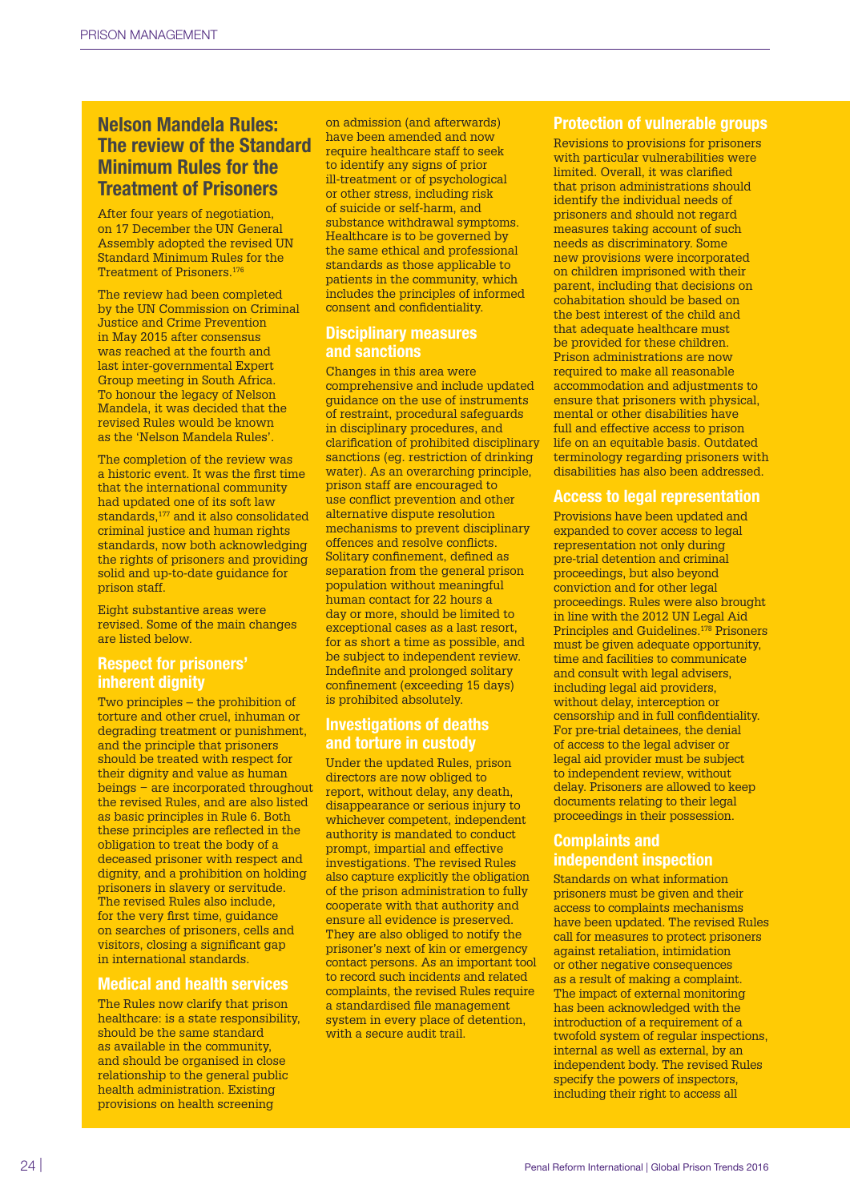## Nelson Mandela Rules: The review of the Standard Minimum Rules for the Treatment of Prisoners

After four years of negotiation, on 17 December the UN General Assembly adopted the revised UN Standard Minimum Rules for the Treatment of Prisoners.[176]

The review had been completed by the UN Commission on Criminal Justice and Crime Prevention in May 2015 after consensus was reached at the fourth and last inter-governmental Expert Group meeting in South Africa. To honour the legacy of Nelson Mandela, it was decided that the revised Rules would be known as the 'Nelson Mandela Rules'.

The completion of the review was a historic event. It was the first time that the international community had updated one of its soft law standards,[177] and it also consolidated criminal justice and human rights standards, now both acknowledging the rights of prisoners and providing solid and up-to-date guidance for prison staff.

Eight substantive areas were revised. Some of the main changes are listed below.

### Respect for prisoners' inherent dignity

Two principles – the prohibition of torture and other cruel, inhuman or degrading treatment or punishment, and the principle that prisoners should be treated with respect for their dignity and value as human beings – are incorporated throughout the revised Rules, and are also listed as basic principles in Rule 6. Both these principles are reflected in the obligation to treat the body of a deceased prisoner with respect and dignity, and a prohibition on holding prisoners in slavery or servitude. The revised Rules also include, for the very first time, guidance on searches of prisoners, cells and visitors, closing a significant gap in international standards.

### Medical and health services

The Rules now clarify that prison healthcare: is a state responsibility, should be the same standard as available in the community, and should be organised in close relationship to the general public health administration. Existing provisions on health screening on admission (and afterwards) have been amended and now require healthcare staff to seek to identify any signs of prior ill-treatment or of psychological or other stress, including risk of suicide or self-harm, and substance withdrawal symptoms. Healthcare is to be governed by the same ethical and professional standards as those applicable to patients in the community, which includes the principles of informed consent and confidentiality.

### Disciplinary measures and sanctions

Changes in this area were comprehensive and include updated guidance on the use of instruments of restraint, procedural safeguards in disciplinary procedures, and clarification of prohibited disciplinary sanctions (eg. restriction of drinking water). As an overarching principle, prison staff are encouraged to use conflict prevention and other alternative dispute resolution mechanisms to prevent disciplinary offences and resolve conflicts. Solitary confinement, defined as separation from the general prison population without meaningful human contact for 22 hours a day or more, should be limited to exceptional cases as a last resort, for as short a time as possible, and be subject to independent review. Indefinite and prolonged solitary confinement (exceeding 15 days) is prohibited absolutely.

### Investigations of deaths and torture in custody

Under the updated Rules, prison directors are now obliged to report, without delay, any death, disappearance or serious injury to whichever competent, independent authority is mandated to conduct prompt, impartial and effective investigations. The revised Rules also capture explicitly the obligation of the prison administration to fully cooperate with that authority and ensure all evidence is preserved. They are also obliged to notify the prisoner's next of kin or emergency contact persons. As an important tool to record such incidents and related complaints, the revised Rules require a standardised file management system in every place of detention, with a secure audit trail.

### Protection of vulnerable groups

Revisions to provisions for prisoners with particular vulnerabilities were limited. Overall, it was clarified that prison administrations should identify the individual needs of prisoners and should not regard measures taking account of such needs as discriminatory. Some new provisions were incorporated on children imprisoned with their parent, including that decisions on cohabitation should be based on the best interest of the child and that adequate healthcare must be provided for these children. Prison administrations are now required to make all reasonable accommodation and adjustments to ensure that prisoners with physical, mental or other disabilities have full and effective access to prison life on an equitable basis. Outdated terminology regarding prisoners with disabilities has also been addressed.

### Access to legal representation

Provisions have been updated and expanded to cover access to legal representation not only during pre-trial detention and criminal proceedings, but also beyond conviction and for other legal proceedings. Rules were also brought in line with the 2012 UN Legal Aid Principles and Guidelines.[178] Prisoners must be given adequate opportunity, time and facilities to communicate and consult with legal advisers, including legal aid providers, without delay, interception or censorship and in full confidentiality. For pre-trial detainees, the denial of access to the legal adviser or legal aid provider must be subject to independent review, without delay. Prisoners are allowed to keep documents relating to their legal proceedings in their possession.

### Complaints and independent inspection

Standards on what information prisoners must be given and their access to complaints mechanisms have been updated. The revised Rules call for measures to protect prisoners against retaliation, intimidation or other negative consequences as a result of making a complaint. The impact of external monitoring has been acknowledged with the introduction of a requirement of a twofold system of regular inspections, internal as well as external, by an independent body. The revised Rules specify the powers of inspectors, including their right to access all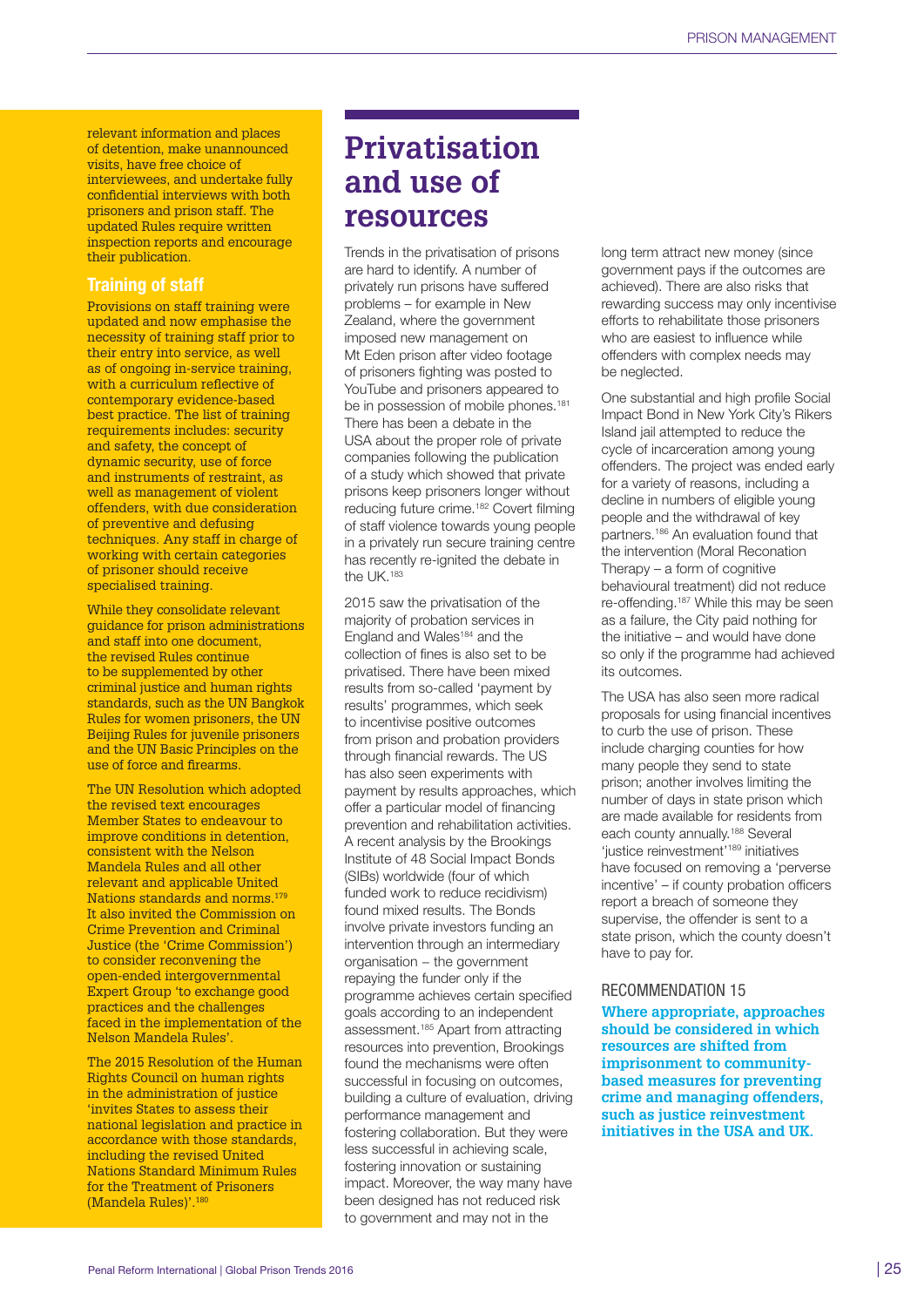relevant information and places of detention, make unannounced visits, have free choice of interviewees, and undertake fully confidential interviews with both prisoners and prison staff. The updated Rules require written inspection reports and encourage their publication.

### Training of staff

Provisions on staff training were updated and now emphasise the necessity of training staff prior to their entry into service, as well as of ongoing in-service training, with a curriculum reflective of contemporary evidence-based best practice. The list of training requirements includes: security and safety, the concept of dynamic security, use of force and instruments of restraint, as well as management of violent offenders, with due consideration of preventive and defusing techniques. Any staff in charge of working with certain categories of prisoner should receive specialised training.

While they consolidate relevant guidance for prison administrations and staff into one document, the revised Rules continue to be supplemented by other criminal justice and human rights standards, such as the UN Bangkok Rules for women prisoners, the UN Beijing Rules for juvenile prisoners and the UN Basic Principles on the use of force and firearms.

The UN Resolution which adopted the revised text encourages Member States to endeavour to improve conditions in detention, consistent with the Nelson Mandela Rules and all other relevant and applicable United Nations standards and norms.[179] It also invited the Commission on Crime Prevention and Criminal Justice (the 'Crime Commission') to consider reconvening the open-ended intergovernmental Expert Group 'to exchange good practices and the challenges faced in the implementation of the Nelson Mandela Rules'.

The 2015 Resolution of the Human Rights Council on human rights in the administration of justice 'invites States to assess their national legislation and practice in accordance with those standards, including the revised United Nations Standard Minimum Rules for the Treatment of Prisoners (Mandela Rules)'.[180]

# Privatisation and use of resources

Trends in the privatisation of prisons are hard to identify. A number of privately run prisons have suffered problems – for example in New Zealand, where the government imposed new management on Mt Eden prison after video footage of prisoners fighting was posted to YouTube and prisoners appeared to be in possession of mobile phones.[181] There has been a debate in the USA about the proper role of private companies following the publication of a study which showed that private prisons keep prisoners longer without reducing future crime.[182] Covert filming of staff violence towards young people in a privately run secure training centre has recently re-ignited the debate in the UK.[183]

2015 saw the privatisation of the majority of probation services in England and Wales[184] and the collection of fines is also set to be privatised. There have been mixed results from so-called 'payment by results' programmes, which seek to incentivise positive outcomes from prison and probation providers through financial rewards. The US has also seen experiments with payment by results approaches, which offer a particular model of financing prevention and rehabilitation activities. A recent analysis by the Brookings Institute of 48 Social Impact Bonds (SIBs) worldwide (four of which funded work to reduce recidivism) found mixed results. The Bonds involve private investors funding an intervention through an intermediary organisation – the government repaying the funder only if the programme achieves certain specified goals according to an independent assessment.[185] Apart from attracting resources into prevention, Brookings found the mechanisms were often successful in focusing on outcomes, building a culture of evaluation, driving performance management and fostering collaboration. But they were less successful in achieving scale, fostering innovation or sustaining impact. Moreover, the way many have been designed has not reduced risk to government and may not in the long term attract new money (since government pays if the outcomes are achieved). There are also risks that rewarding success may only incentivise efforts to rehabilitate those prisoners who are easiest to influence while offenders with complex needs may be neglected.

One substantial and high profile Social Impact Bond in New York City's Rikers Island jail attempted to reduce the cycle of incarceration among young offenders. The project was ended early for a variety of reasons, including a decline in numbers of eligible young people and the withdrawal of key partners.[186] An evaluation found that the intervention (Moral Reconation Therapy – a form of cognitive behavioural treatment) did not reduce re-offending.[187] While this may be seen as a failure, the City paid nothing for the initiative – and would have done so only if the programme had achieved its outcomes.

The USA has also seen more radical proposals for using financial incentives to curb the use of prison. These include charging counties for how many people they send to state prison; another involves limiting the number of days in state prison which are made available for residents from each county annually.[188] Several 'justice reinvestment'[189] initiatives have focused on removing a 'perverse incentive' – if county probation officers report a breach of someone they supervise, the offender is sent to a state prison, which the county doesn't have to pay for.

### RECOMMENDATION 15

**Where appropriate, approaches should be considered in which resources are shifted from imprisonment to community-based measures for preventing crime and managing offenders, such as justice reinvestment initiatives in the USA and UK.**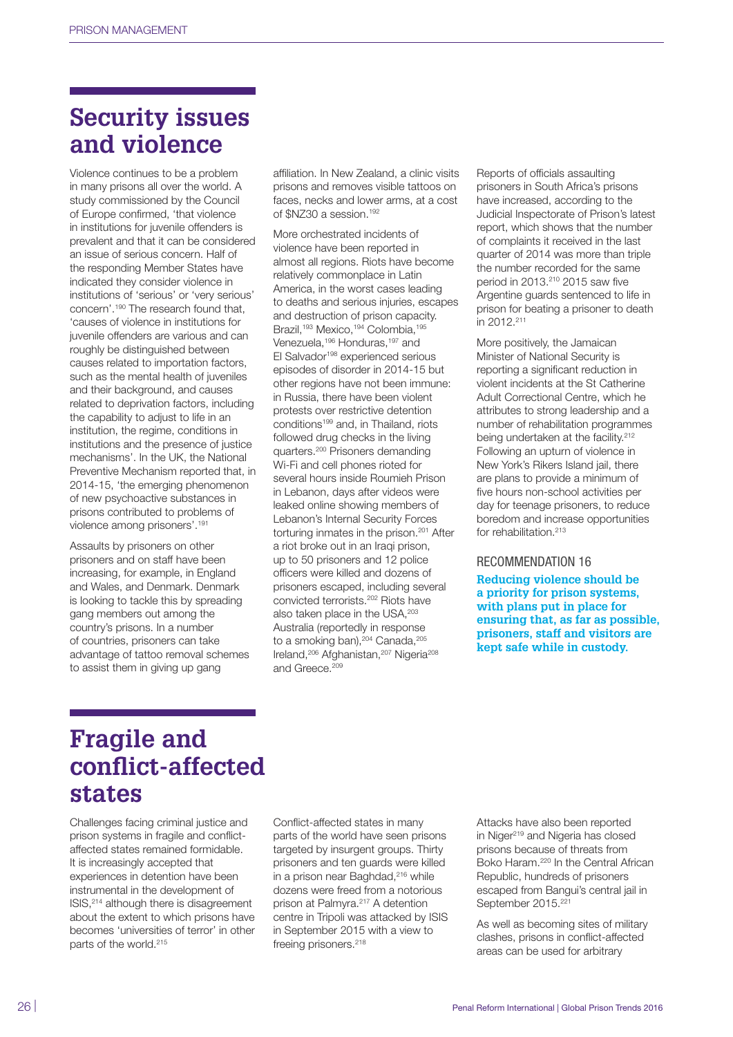## Security issues and violence

Violence continues to be a problem in many prisons all over the world. A study commissioned by the Council of Europe confirmed, 'that violence in institutions for juvenile offenders is prevalent and that it can be considered an issue of serious concern. Half of the responding Member States have indicated they consider violence in institutions of 'serious' or 'very serious' concern'.[190] The research found that, 'causes of violence in institutions for juvenile offenders are various and can roughly be distinguished between causes related to importation factors, such as the mental health of juveniles and their background, and causes related to deprivation factors, including the capability to adjust to life in an institution, the regime, conditions in institutions and the presence of justice mechanisms'. In the UK, the National Preventive Mechanism reported that, in 2014-15, 'the emerging phenomenon of new psychoactive substances in prisons contributed to problems of violence among prisoners'.[191]

Assaults by prisoners on other prisoners and on staff have been increasing, for example, in England and Wales, and Denmark. Denmark is looking to tackle this by spreading gang members out among the country's prisons. In a number of countries, prisoners can take advantage of tattoo removal schemes to assist them in giving up gang affiliation. In New Zealand, a clinic visits prisons and removes visible tattoos on faces, necks and lower arms, at a cost of $NZ30 a session.[192]

More orchestrated incidents of violence have been reported in almost all regions. Riots have become relatively commonplace in Latin America, in the worst cases leading to deaths and serious injuries, escapes and destruction of prison capacity. Brazil,[193] Mexico,[194] Colombia,[195] Venezuela,[196] Honduras,[197] and El Salvador[198] experienced serious episodes of disorder in 2014-15 but other regions have not been immune: in Russia, there have been violent protests over restrictive detention conditions[199] and, in Thailand, riots followed drug checks in the living quarters.[200] Prisoners demanding Wi-Fi and cell phones rioted for several hours inside Roumieh Prison in Lebanon, days after videos were leaked online showing members of Lebanon's Internal Security Forces torturing inmates in the prison.[201] After a riot broke out in an Iraqi prison, up to 50 prisoners and 12 police officers were killed and dozens of prisoners escaped, including several convicted terrorists.[202] Riots have also taken place in the USA,[203] Australia (reportedly in response to a smoking ban),[204] Canada,[205] Ireland,[206] Afghanistan,[207] Nigeria[208] and Greece.[209]

Reports of officials assaulting prisoners in South Africa's prisons have increased, according to the Judicial Inspectorate of Prison's latest report, which shows that the number of complaints it received in the last quarter of 2014 was more than triple the number recorded for the same period in 2013.[210] 2015 saw five Argentine guards sentenced to life in prison for beating a prisoner to death in 2012.[211]

More positively, the Jamaican Minister of National Security is reporting a significant reduction in violent incidents at the St Catherine Adult Correctional Centre, which he attributes to strong leadership and a number of rehabilitation programmes being undertaken at the facility.[212] Following an upturn of violence in New York's Rikers Island jail, there are plans to provide a minimum of five hours non-school activities per day for teenage prisoners, to reduce boredom and increase opportunities for rehabilitation.[213]

### RECOMMENDATION 16

**Reducing violence should be a priority for prison systems, with plans put in place for ensuring that, as far as possible, prisoners, staff and visitors are kept safe while in custody.**

## Fragile and conflict-affected states

Challenges facing criminal justice and prison systems in fragile and conflict-affected states remained formidable. It is increasingly accepted that experiences in detention have been instrumental in the development of ISIS,[214] although there is disagreement about the extent to which prisons have becomes 'universities of terror' in other parts of the world.[215]

Conflict-affected states in many parts of the world have seen prisons targeted by insurgent groups. Thirty prisoners and ten guards were killed in a prison near Baghdad,[216] while dozens were freed from a notorious prison at Palmyra.[217] A detention centre in Tripoli was attacked by ISIS in September 2015 with a view to freeing prisoners.[218]

Attacks have also been reported in Niger[219] and Nigeria has closed prisons because of threats from Boko Haram.[220] In the Central African Republic, hundreds of prisoners escaped from Bangui's central jail in September 2015.[221]

As well as becoming sites of military clashes, prisons in conflict-affected areas can be used for arbitrary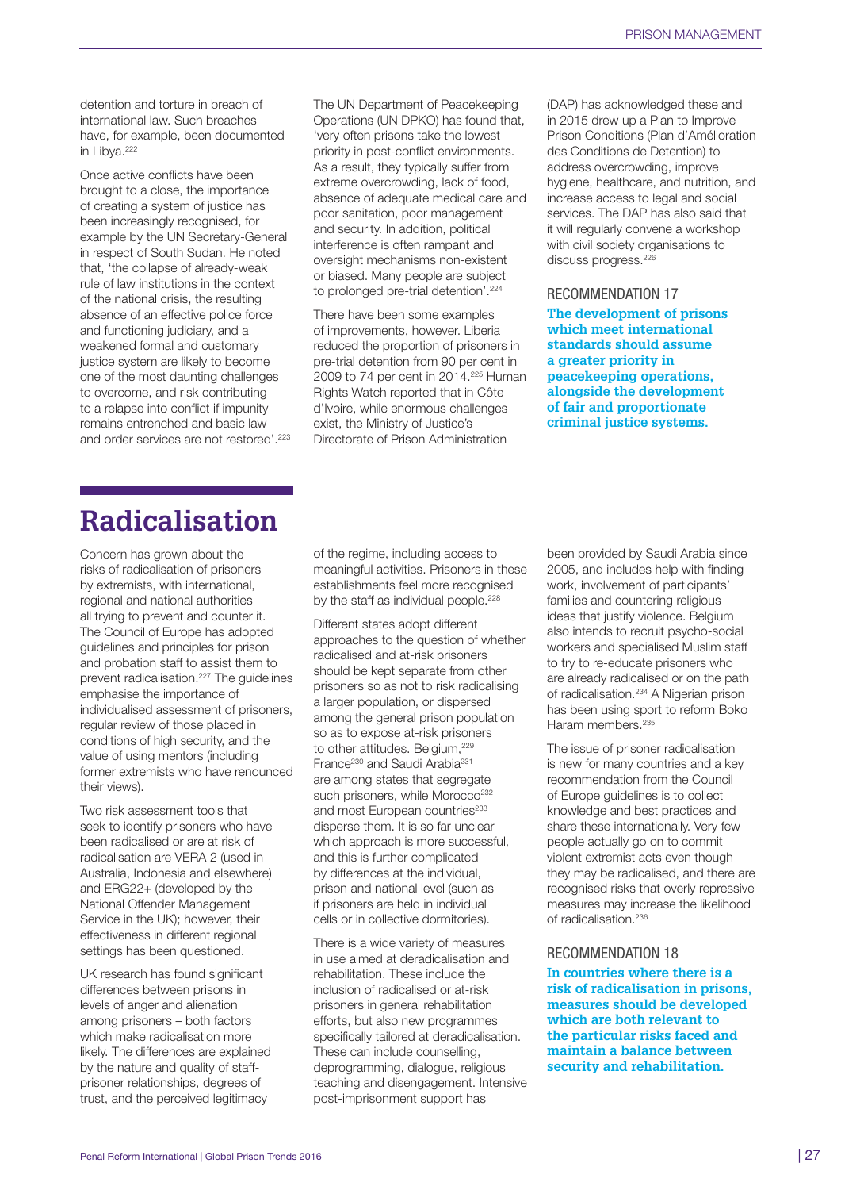detention and torture in breach of international law. Such breaches have, for example, been documented in Libya.[222]

Once active conflicts have been brought to a close, the importance of creating a system of justice has been increasingly recognised, for example by the UN Secretary-General in respect of South Sudan. He noted that, 'the collapse of already-weak rule of law institutions in the context of the national crisis, the resulting absence of an effective police force and functioning judiciary, and a weakened formal and customary justice system are likely to become one of the most daunting challenges to overcome, and risk contributing to a relapse into conflict if impunity remains entrenched and basic law and order services are not restored'.[223]

The UN Department of Peacekeeping Operations (UN DPKO) has found that, 'very often prisons take the lowest priority in post-conflict environments. As a result, they typically suffer from extreme overcrowding, lack of food, absence of adequate medical care and poor sanitation, poor management and security. In addition, political interference is often rampant and oversight mechanisms non-existent or biased. Many people are subject to prolonged pre-trial detention'.[224]

There have been some examples of improvements, however. Liberia reduced the proportion of prisoners in pre-trial detention from 90 per cent in 2009 to 74 per cent in 2014.[225] Human Rights Watch reported that in Côte d'Ivoire, while enormous challenges exist, the Ministry of Justice's Directorate of Prison Administration (DAP) has acknowledged these and in 2015 drew up a Plan to Improve Prison Conditions (Plan d'Amélioration des Conditions de Detention) to address overcrowding, improve hygiene, healthcare, and nutrition, and increase access to legal and social services. The DAP has also said that it will regularly convene a workshop with civil society organisations to discuss progress.[226]

### RECOMMENDATION 17

**The development of prisons which meet international standards should assume a greater priority in peacekeeping operations, alongside the development of fair and proportionate criminal justice systems.**

## Radicalisation

Concern has grown about the risks of radicalisation of prisoners by extremists, with international, regional and national authorities all trying to prevent and counter it. The Council of Europe has adopted guidelines and principles for prison and probation staff to assist them to prevent radicalisation.[227] The guidelines emphasise the importance of individualised assessment of prisoners, regular review of those placed in conditions of high security, and the value of using mentors (including former extremists who have renounced their views).

Two risk assessment tools that seek to identify prisoners who have been radicalised or are at risk of radicalisation are VERA 2 (used in Australia, Indonesia and elsewhere) and ERG22+ (developed by the National Offender Management Service in the UK); however, their effectiveness in different regional settings has been questioned.

UK research has found significant differences between prisons in levels of anger and alienation among prisoners – both factors which make radicalisation more likely. The differences are explained by the nature and quality of staff-prisoner relationships, degrees of trust, and the perceived legitimacy of the regime, including access to meaningful activities. Prisoners in these establishments feel more recognised by the staff as individual people.[228]

Different states adopt different approaches to the question of whether radicalised and at-risk prisoners should be kept separate from other prisoners so as not to risk radicalising a larger population, or dispersed among the general prison population so as to expose at-risk prisoners to other attitudes. Belgium,[229] France[230] and Saudi Arabia[231] are among states that segregate such prisoners, while Morocco[232] and most European countries[233] disperse them. It is so far unclear which approach is more successful, and this is further complicated by differences at the individual, prison and national level (such as if prisoners are held in individual cells or in collective dormitories).

There is a wide variety of measures in use aimed at deradicalisation and rehabilitation. These include the inclusion of radicalised or at-risk prisoners in general rehabilitation efforts, but also new programmes specifically tailored at deradicalisation. These can include counselling, deprogramming, dialogue, religious teaching and disengagement. Intensive post-imprisonment support has been provided by Saudi Arabia since 2005, and includes help with finding work, involvement of participants' families and countering religious ideas that justify violence. Belgium also intends to recruit psycho-social workers and specialised Muslim staff to try to re-educate prisoners who are already radicalised or on the path of radicalisation.[234] A Nigerian prison has been using sport to reform Boko Haram members.[235]

The issue of prisoner radicalisation is new for many countries and a key recommendation from the Council of Europe guidelines is to collect knowledge and best practices and share these internationally. Very few people actually go on to commit violent extremist acts even though they may be radicalised, and there are recognised risks that overly repressive measures may increase the likelihood of radicalisation.[236]

### RECOMMENDATION 18

**In countries where there is a risk of radicalisation in prisons, measures should be developed which are both relevant to the particular risks faced and maintain a balance between security and rehabilitation.**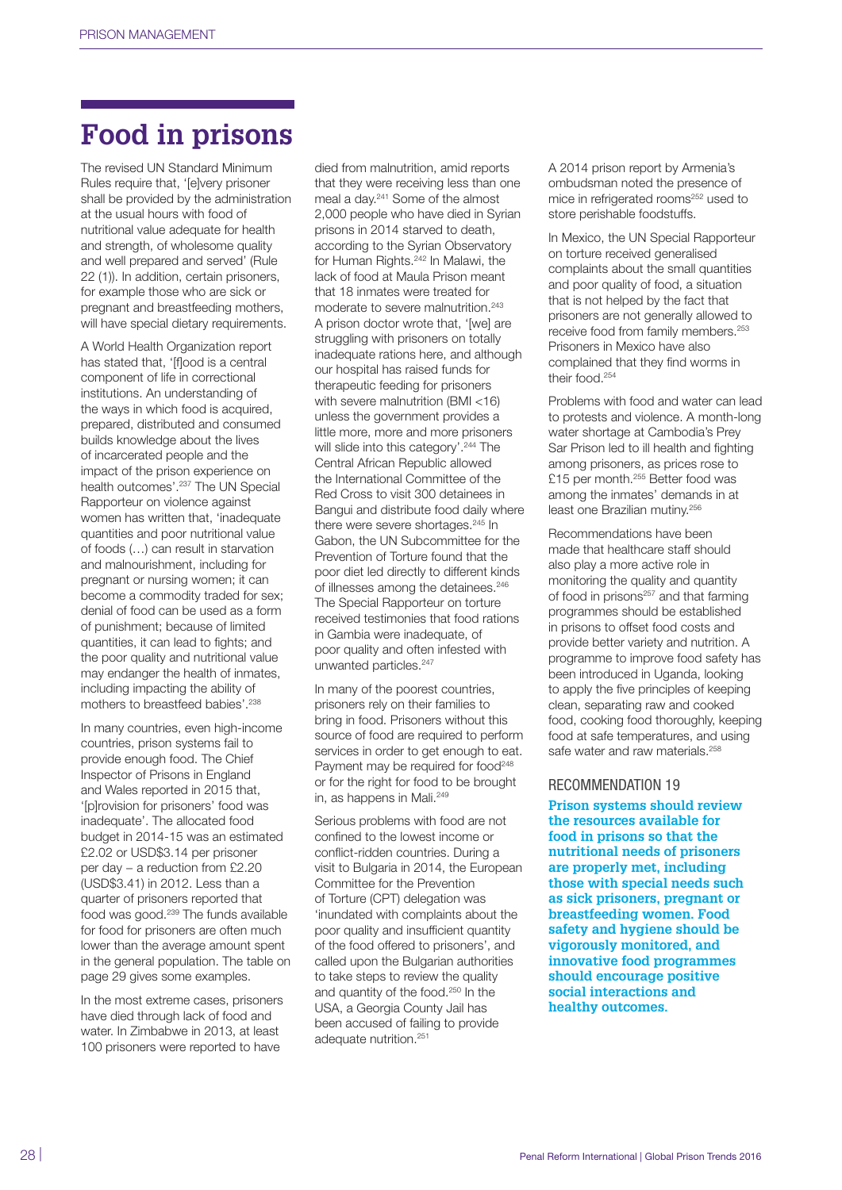# Food in prisons

The revised UN Standard Minimum Rules require that, '[e]very prisoner shall be provided by the administration at the usual hours with food of nutritional value adequate for health and strength, of wholesome quality and well prepared and served' (Rule 22 (1)). In addition, certain prisoners, for example those who are sick or pregnant and breastfeeding mothers, will have special dietary requirements.

A World Health Organization report has stated that, '[f]ood is a central component of life in correctional institutions. An understanding of the ways in which food is acquired, prepared, distributed and consumed builds knowledge about the lives of incarcerated people and the impact of the prison experience on health outcomes'.[237] The UN Special Rapporteur on violence against women has written that, 'inadequate quantities and poor nutritional value of foods (…) can result in starvation and malnourishment, including for pregnant or nursing women; it can become a commodity traded for sex; denial of food can be used as a form of punishment; because of limited quantities, it can lead to fights; and the poor quality and nutritional value may endanger the health of inmates, including impacting the ability of mothers to breastfeed babies'.[238]

In many countries, even high-income countries, prison systems fail to provide enough food. The Chief Inspector of Prisons in England and Wales reported in 2015 that, '[p]rovision for prisoners' food was inadequate'. The allocated food budget in 2014-15 was an estimated £2.02 or USD$3.14 per prisoner per day – a reduction from £2.20 (USD$3.41) in 2012. Less than a quarter of prisoners reported that food was good.[239] The funds available for food for prisoners are often much lower than the average amount spent in the general population. The table on page 29 gives some examples.

In the most extreme cases, prisoners have died through lack of food and water. In Zimbabwe in 2013, at least 100 prisoners were reported to have died from malnutrition, amid reports that they were receiving less than one meal a day.[241] Some of the almost 2,000 people who have died in Syrian prisons in 2014 starved to death, according to the Syrian Observatory for Human Rights.[242] In Malawi, the lack of food at Maula Prison meant that 18 inmates were treated for moderate to severe malnutrition.[243] A prison doctor wrote that, '[we] are struggling with prisoners on totally inadequate rations here, and although our hospital has raised funds for therapeutic feeding for prisoners with severe malnutrition (BMI <16) unless the government provides a little more, more and more prisoners will slide into this category'.[244] The Central African Republic allowed the International Committee of the Red Cross to visit 300 detainees in Bangui and distribute food daily where there were severe shortages.[245] In Gabon, the UN Subcommittee for the Prevention of Torture found that the poor diet led directly to different kinds of illnesses among the detainees.[246] The Special Rapporteur on torture received testimonies that food rations in Gambia were inadequate, of poor quality and often infested with unwanted particles.[247]

In many of the poorest countries, prisoners rely on their families to bring in food. Prisoners without this source of food are required to perform services in order to get enough to eat. Payment may be required for food[248] or for the right for food to be brought in, as happens in Mali.[249]

Serious problems with food are not confined to the lowest income or conflict-ridden countries. During a visit to Bulgaria in 2014, the European Committee for the Prevention of Torture (CPT) delegation was 'inundated with complaints about the poor quality and insufficient quantity of the food offered to prisoners', and called upon the Bulgarian authorities to take steps to review the quality and quantity of the food.[250] In the USA, a Georgia County Jail has been accused of failing to provide adequate nutrition.[251]

A 2014 prison report by Armenia's ombudsman noted the presence of mice in refrigerated rooms[252] used to store perishable foodstuffs.

In Mexico, the UN Special Rapporteur on torture received generalised complaints about the small quantities and poor quality of food, a situation that is not helped by the fact that prisoners are not generally allowed to receive food from family members.[253] Prisoners in Mexico have also complained that they find worms in their food.[254]

Problems with food and water can lead to protests and violence. A month-long water shortage at Cambodia's Prey Sar Prison led to ill health and fighting among prisoners, as prices rose to £15 per month.[255] Better food was among the inmates' demands in at least one Brazilian mutiny.[256]

Recommendations have been made that healthcare staff should also play a more active role in monitoring the quality and quantity of food in prisons[257] and that farming programmes should be established in prisons to offset food costs and provide better variety and nutrition. A programme to improve food safety has been introduced in Uganda, looking to apply the five principles of keeping clean, separating raw and cooked food, cooking food thoroughly, keeping food at safe temperatures, and using safe water and raw materials.[258]

### RECOMMENDATION 19

**Prison systems should review the resources available for food in prisons so that the nutritional needs of prisoners are properly met, including those with special needs such as sick prisoners, pregnant or breastfeeding women. Food safety and hygiene should be vigorously monitored, and innovative food programmes should encourage positive social interactions and healthy outcomes.**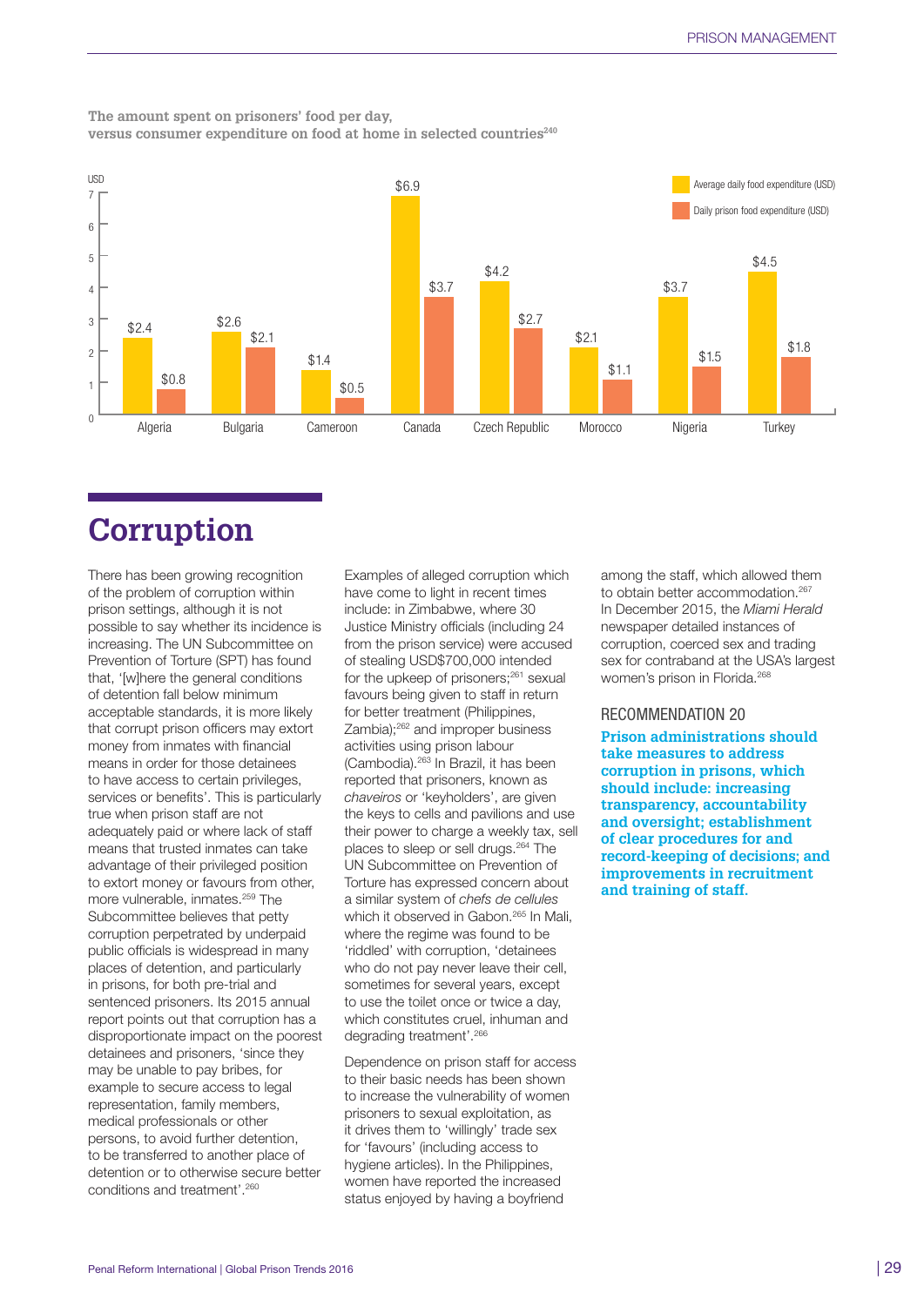**The amount spent on prisoners' food per day, versus consumer expenditure on food at home in selected countries**[240]

| Country | Average daily food expenditure (USD) | Daily prison food expenditure (USD) |
|---|---|---|
| Algeria | $2.4 | $0.8 |
| Bulgaria | $2.6 | $2.1 |
| Cameroon | $1.4 | $0.5 |
| Canada | $6.9 | $3.7 |
| Czech Republic | $4.2 | $2.7 |
| Morocco | $2.1 | $1.1 |
| Nigeria | $3.7 | $1.5 |
| Turkey | $4.5 | $1.8 |

# Corruption

There has been growing recognition of the problem of corruption within prison settings, although it is not possible to say whether its incidence is increasing. The UN Subcommittee on Prevention of Torture (SPT) has found that, '[w]here the general conditions of detention fall below minimum acceptable standards, it is more likely that corrupt prison officers may extort money from inmates with financial means in order for those detainees to have access to certain privileges, services or benefits'. This is particularly true when prison staff are not adequately paid or where lack of staff means that trusted inmates can take advantage of their privileged position to extort money or favours from other, more vulnerable, inmates.[259] The Subcommittee believes that petty corruption perpetrated by underpaid public officials is widespread in many places of detention, and particularly in prisons, for both pre-trial and sentenced prisoners. Its 2015 annual report points out that corruption has a disproportionate impact on the poorest detainees and prisoners, 'since they may be unable to pay bribes, for example to secure access to legal representation, family members, medical professionals or other persons, to avoid further detention, to be transferred to another place of detention or to otherwise secure better conditions and treatment'.[260]

Examples of alleged corruption which have come to light in recent times include: in Zimbabwe, where 30 Justice Ministry officials (including 24 from the prison service) were accused of stealing USD$700,000 intended for the upkeep of prisoners;[261] sexual favours being given to staff in return for better treatment (Philippines, Zambia);[262] and improper business activities using prison labour (Cambodia).[263] In Brazil, it has been reported that prisoners, known as *chaveiros* or 'keyholders', are given the keys to cells and pavilions and use their power to charge a weekly tax, sell places to sleep or sell drugs.[264] The UN Subcommittee on Prevention of Torture has expressed concern about a similar system of *chefs de cellules* which it observed in Gabon.[265] In Mali, where the regime was found to be 'riddled' with corruption, 'detainees who do not pay never leave their cell, sometimes for several years, except to use the toilet once or twice a day, which constitutes cruel, inhuman and degrading treatment'.[266]

Dependence on prison staff for access to their basic needs has been shown to increase the vulnerability of women prisoners to sexual exploitation, as it drives them to 'willingly' trade sex for 'favours' (including access to hygiene articles). In the Philippines, women have reported the increased status enjoyed by having a boyfriend among the staff, which allowed them to obtain better accommodation.[267] In December 2015, the *Miami Herald* newspaper detailed instances of corruption, coerced sex and trading sex for contraband at the USA's largest women's prison in Florida.[268]

### RECOMMENDATION 20

**Prison administrations should take measures to address corruption in prisons, which should include: increasing transparency, accountability and oversight; establishment of clear procedures for and record-keeping of decisions; and improvements in recruitment and training of staff.**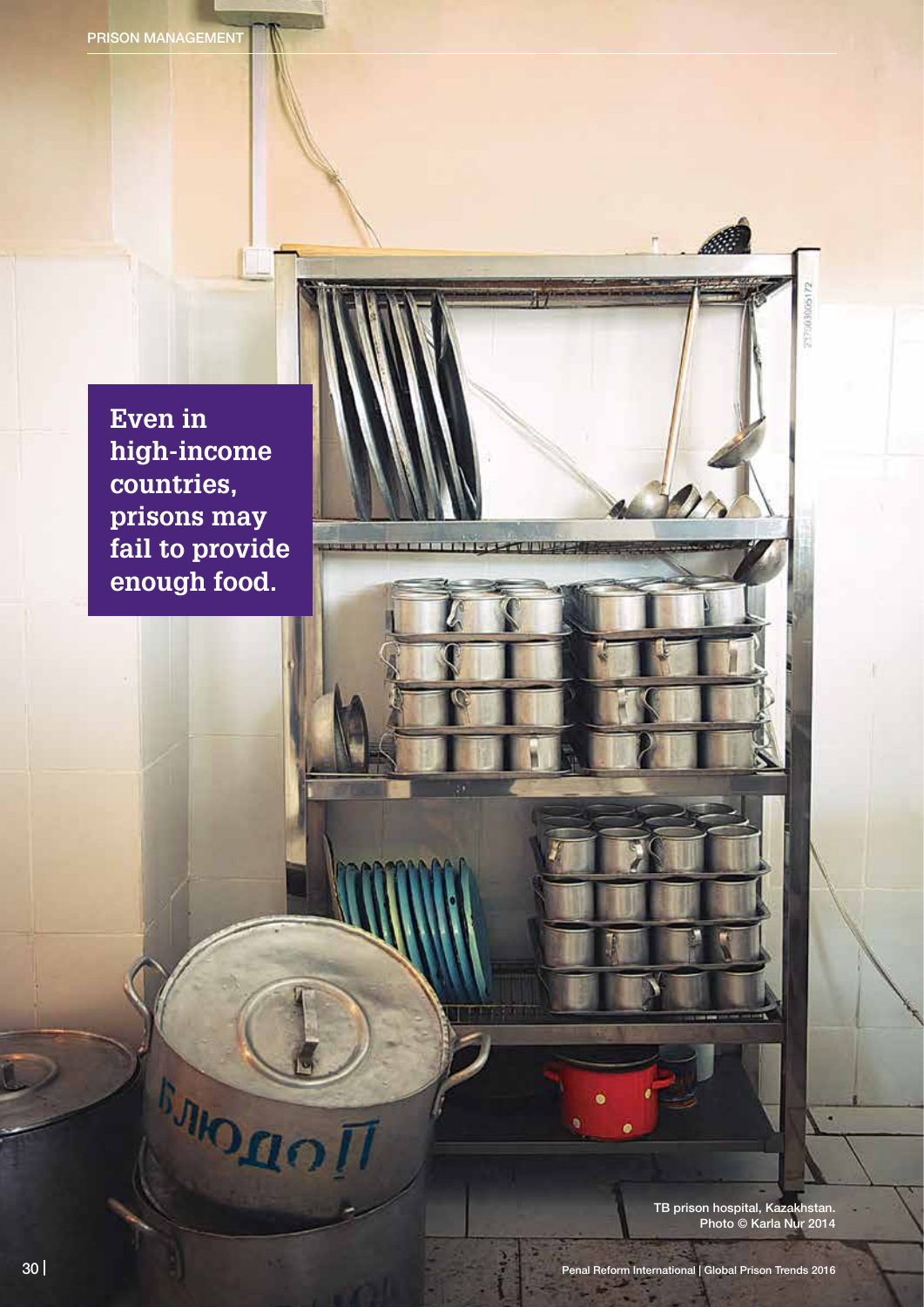**Even in high-income countries, prisons may fail to provide enough food.**

TB prison hospital, Kazakhstan.
Photo © Karla Nur 2014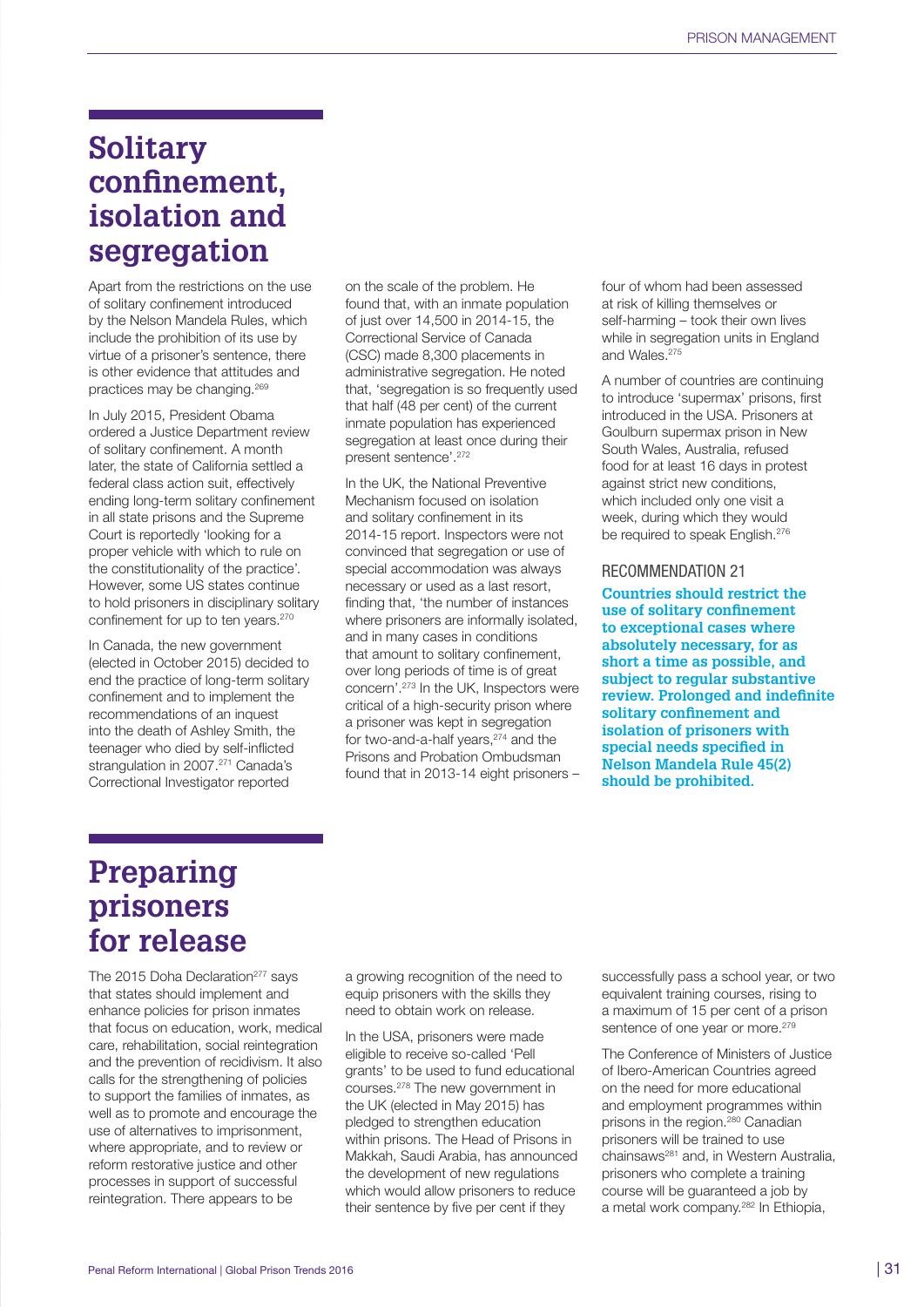# Solitary confinement, isolation and segregation

Apart from the restrictions on the use of solitary confinement introduced by the Nelson Mandela Rules, which include the prohibition of its use by virtue of a prisoner's sentence, there is other evidence that attitudes and practices may be changing.[269]

In July 2015, President Obama ordered a Justice Department review of solitary confinement. A month later, the state of California settled a federal class action suit, effectively ending long-term solitary confinement in all state prisons and the Supreme Court is reportedly 'looking for a proper vehicle with which to rule on the constitutionality of the practice'. However, some US states continue to hold prisoners in disciplinary solitary confinement for up to ten years.[270]

In Canada, the new government (elected in October 2015) decided to end the practice of long-term solitary confinement and to implement the recommendations of an inquest into the death of Ashley Smith, the teenager who died by self-inflicted strangulation in 2007.[271] Canada's Correctional Investigator reported on the scale of the problem. He found that, with an inmate population of just over 14,500 in 2014-15, the Correctional Service of Canada (CSC) made 8,300 placements in administrative segregation. He noted that, 'segregation is so frequently used that half (48 per cent) of the current inmate population has experienced segregation at least once during their present sentence'.[272]

In the UK, the National Preventive Mechanism focused on isolation and solitary confinement in its 2014-15 report. Inspectors were not convinced that segregation or use of special accommodation was always necessary or used as a last resort, finding that, 'the number of instances where prisoners are informally isolated, and in many cases in conditions that amount to solitary confinement, over long periods of time is of great concern'.[273] In the UK, Inspectors were critical of a high-security prison where a prisoner was kept in segregation for two-and-a-half years,[274] and the Prisons and Probation Ombudsman found that in 2013-14 eight prisoners – four of whom had been assessed at risk of killing themselves or self-harming – took their own lives while in segregation units in England and Wales.[275]

A number of countries are continuing to introduce 'supermax' prisons, first introduced in the USA. Prisoners at Goulburn supermax prison in New South Wales, Australia, refused food for at least 16 days in protest against strict new conditions, which included only one visit a week, during which they would be required to speak English.[276]

RECOMMENDATION 21

**Countries should restrict the use of solitary confinement to exceptional cases where absolutely necessary, for as short a time as possible, and subject to regular substantive review. Prolonged and indefinite solitary confinement and isolation of prisoners with special needs specified in Nelson Mandela Rule 45(2) should be prohibited.**

# Preparing prisoners for release

The 2015 Doha Declaration[277] says that states should implement and enhance policies for prison inmates that focus on education, work, medical care, rehabilitation, social reintegration and the prevention of recidivism. It also calls for the strengthening of policies to support the families of inmates, as well as to promote and encourage the use of alternatives to imprisonment, where appropriate, and to review or reform restorative justice and other processes in support of successful reintegration. There appears to be a growing recognition of the need to equip prisoners with the skills they need to obtain work on release.

In the USA, prisoners were made eligible to receive so-called 'Pell grants' to be used to fund educational courses.[278] The new government in the UK (elected in May 2015) has pledged to strengthen education within prisons. The Head of Prisons in Makkah, Saudi Arabia, has announced the development of new regulations which would allow prisoners to reduce their sentence by five per cent if they successfully pass a school year, or two equivalent training courses, rising to a maximum of 15 per cent of a prison sentence of one year or more.[279]

The Conference of Ministers of Justice of Ibero-American Countries agreed on the need for more educational and employment programmes within prisons in the region.[280] Canadian prisoners will be trained to use chainsaws[281] and, in Western Australia, prisoners who complete a training course will be guaranteed a job by a metal work company.[282] In Ethiopia,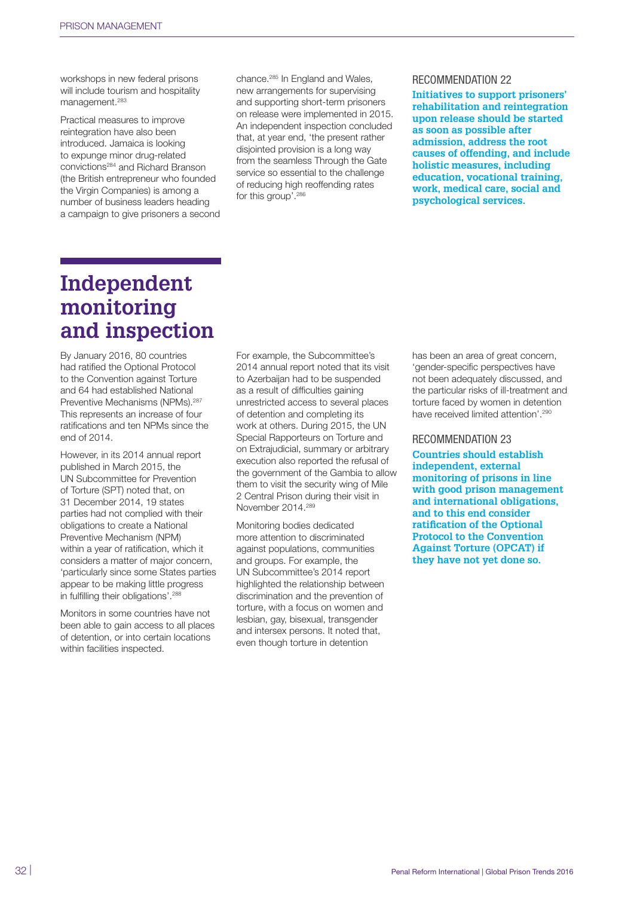workshops in new federal prisons will include tourism and hospitality management.[283]

Practical measures to improve reintegration have also been introduced. Jamaica is looking to expunge minor drug-related convictions[284] and Richard Branson (the British entrepreneur who founded the Virgin Companies) is among a number of business leaders heading a campaign to give prisoners a second chance.[285] In England and Wales, new arrangements for supervising and supporting short-term prisoners on release were implemented in 2015. An independent inspection concluded that, at year end, 'the present rather disjointed provision is a long way from the seamless Through the Gate service so essential to the challenge of reducing high reoffending rates for this group'.[286]

RECOMMENDATION 22

**Initiatives to support prisoners' rehabilitation and reintegration upon release should be started as soon as possible after admission, address the root causes of offending, and include holistic measures, including education, vocational training, work, medical care, social and psychological services.**

# Independent monitoring and inspection

By January 2016, 80 countries had ratified the Optional Protocol to the Convention against Torture and 64 had established National Preventive Mechanisms (NPMs).[287] This represents an increase of four ratifications and ten NPMs since the end of 2014.

However, in its 2014 annual report published in March 2015, the UN Subcommittee for Prevention of Torture (SPT) noted that, on 31 December 2014, 19 states parties had not complied with their obligations to create a National Preventive Mechanism (NPM) within a year of ratification, which it considers a matter of major concern, 'particularly since some States parties appear to be making little progress in fulfilling their obligations'.[288]

Monitors in some countries have not been able to gain access to all places of detention, or into certain locations within facilities inspected.

For example, the Subcommittee's 2014 annual report noted that its visit to Azerbaijan had to be suspended as a result of difficulties gaining unrestricted access to several places of detention and completing its work at others. During 2015, the UN Special Rapporteurs on Torture and on Extrajudicial, summary or arbitrary execution also reported the refusal of the government of the Gambia to allow them to visit the security wing of Mile 2 Central Prison during their visit in November 2014.[289]

Monitoring bodies dedicated more attention to discriminated against populations, communities and groups. For example, the UN Subcommittee's 2014 report highlighted the relationship between discrimination and the prevention of torture, with a focus on women and lesbian, gay, bisexual, transgender and intersex persons. It noted that, even though torture in detention has been an area of great concern, 'gender-specific perspectives have not been adequately discussed, and the particular risks of ill-treatment and torture faced by women in detention have received limited attention'.[290]

RECOMMENDATION 23

**Countries should establish independent, external monitoring of prisons in line with good prison management and international obligations, and to this end consider ratification of the Optional Protocol to the Convention Against Torture (OPCAT) if they have not yet done so.**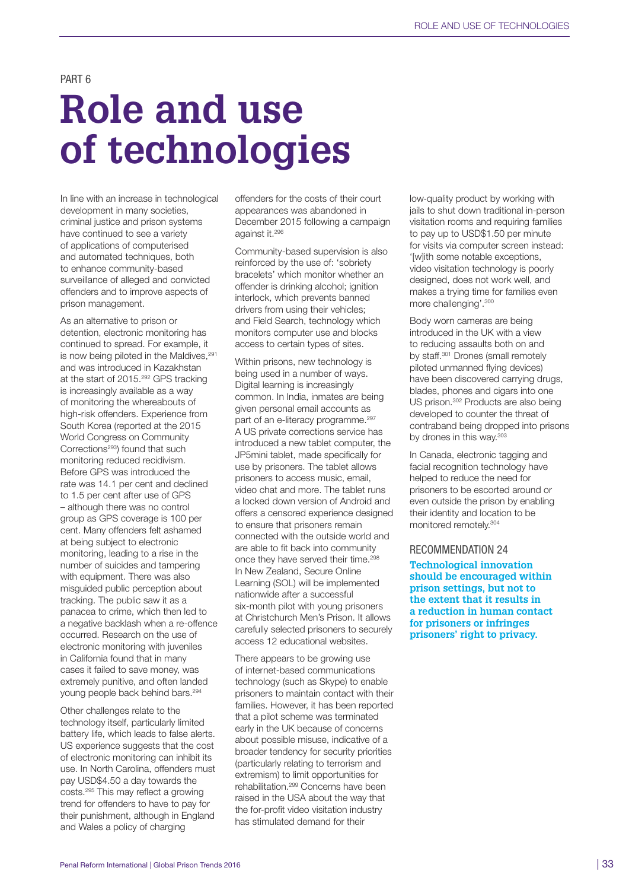PART 6

# Role and use of technologies

In line with an increase in technological development in many societies, criminal justice and prison systems have continued to see a variety of applications of computerised and automated techniques, both to enhance community-based surveillance of alleged and convicted offenders and to improve aspects of prison management.

As an alternative to prison or detention, electronic monitoring has continued to spread. For example, it is now being piloted in the Maldives,[291] and was introduced in Kazakhstan at the start of 2015.[292] GPS tracking is increasingly available as a way of monitoring the whereabouts of high-risk offenders. Experience from South Korea (reported at the 2015 World Congress on Community Corrections[293]) found that such monitoring reduced recidivism. Before GPS was introduced the rate was 14.1 per cent and declined to 1.5 per cent after use of GPS – although there was no control group as GPS coverage is 100 per cent. Many offenders felt ashamed at being subject to electronic monitoring, leading to a rise in the number of suicides and tampering with equipment. There was also misguided public perception about tracking. The public saw it as a panacea to crime, which then led to a negative backlash when a re-offence occurred. Research on the use of electronic monitoring with juveniles in California found that in many cases it failed to save money, was extremely punitive, and often landed young people back behind bars.[294]

Other challenges relate to the technology itself, particularly limited battery life, which leads to false alerts. US experience suggests that the cost of electronic monitoring can inhibit its use. In North Carolina, offenders must pay USD$4.50 a day towards the costs.[295] This may reflect a growing trend for offenders to have to pay for their punishment, although in England and Wales a policy of charging offenders for the costs of their court appearances was abandoned in December 2015 following a campaign against it.[296]

Community-based supervision is also reinforced by the use of: 'sobriety bracelets' which monitor whether an offender is drinking alcohol; ignition interlock, which prevents banned drivers from using their vehicles; and Field Search, technology which monitors computer use and blocks access to certain types of sites.

Within prisons, new technology is being used in a number of ways. Digital learning is increasingly common. In India, inmates are being given personal email accounts as part of an e-literacy programme.[297] A US private corrections service has introduced a new tablet computer, the JP5mini tablet, made specifically for use by prisoners. The tablet allows prisoners to access music, email, video chat and more. The tablet runs a locked down version of Android and offers a censored experience designed to ensure that prisoners remain connected with the outside world and are able to fit back into community once they have served their time.[298] In New Zealand, Secure Online Learning (SOL) will be implemented nationwide after a successful six-month pilot with young prisoners at Christchurch Men's Prison. It allows carefully selected prisoners to securely access 12 educational websites.

There appears to be growing use of internet-based communications technology (such as Skype) to enable prisoners to maintain contact with their families. However, it has been reported that a pilot scheme was terminated early in the UK because of concerns about possible misuse, indicative of a broader tendency for security priorities (particularly relating to terrorism and extremism) to limit opportunities for rehabilitation.[299] Concerns have been raised in the USA about the way that the for-profit video visitation industry has stimulated demand for their low-quality product by working with jails to shut down traditional in-person visitation rooms and requiring families to pay up to USD$1.50 per minute for visits via computer screen instead: '[w]ith some notable exceptions, video visitation technology is poorly designed, does not work well, and makes a trying time for families even more challenging'.[300]

Body worn cameras are being introduced in the UK with a view to reducing assaults both on and by staff.[301] Drones (small remotely piloted unmanned flying devices) have been discovered carrying drugs, blades, phones and cigars into one US prison.[302] Products are also being developed to counter the threat of contraband being dropped into prisons by drones in this way.[303]

In Canada, electronic tagging and facial recognition technology have helped to reduce the need for prisoners to be escorted around or even outside the prison by enabling their identity and location to be monitored remotely.[304]

### RECOMMENDATION 24

**Technological innovation should be encouraged within prison settings, but not to the extent that it results in a reduction in human contact for prisoners or infringes prisoners' right to privacy.**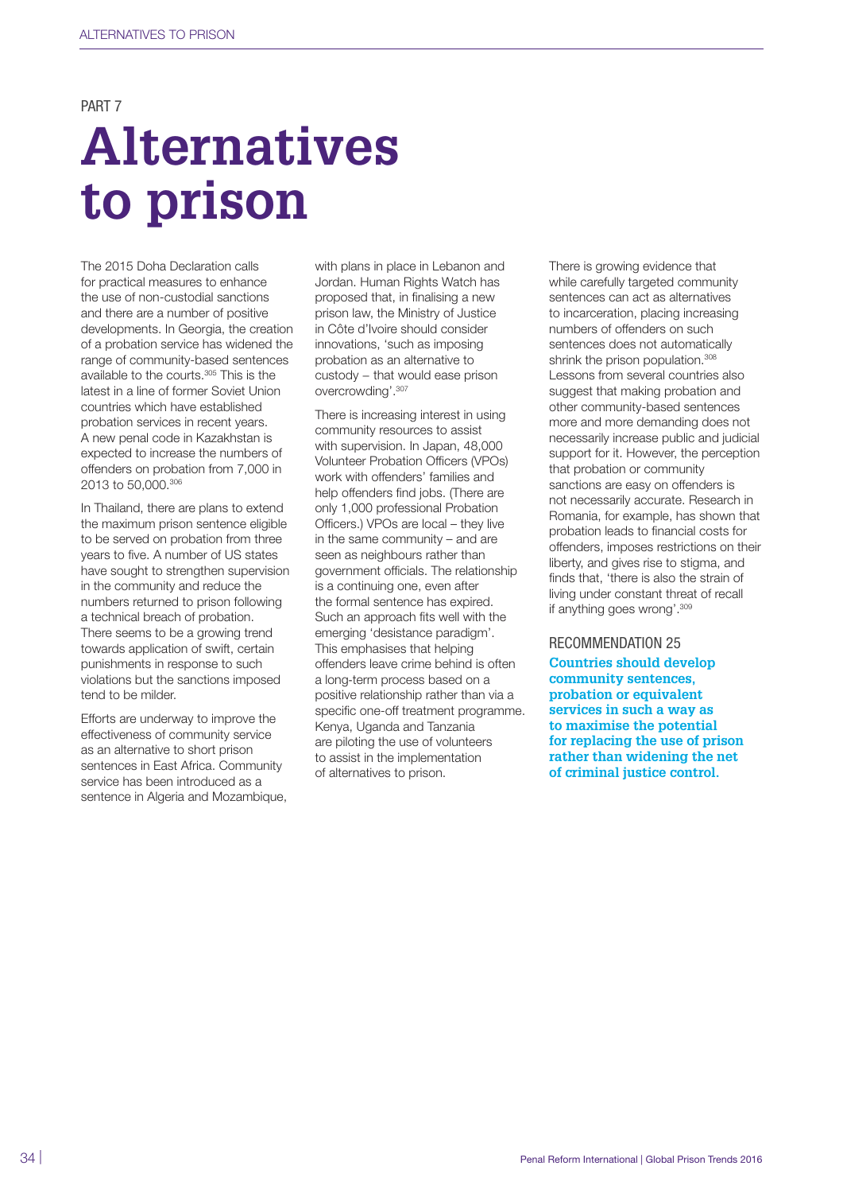PART 7

# Alternatives to prison

The 2015 Doha Declaration calls for practical measures to enhance the use of non-custodial sanctions and there are a number of positive developments. In Georgia, the creation of a probation service has widened the range of community-based sentences available to the courts.[305] This is the latest in a line of former Soviet Union countries which have established probation services in recent years. A new penal code in Kazakhstan is expected to increase the numbers of offenders on probation from 7,000 in 2013 to 50,000.[306]

In Thailand, there are plans to extend the maximum prison sentence eligible to be served on probation from three years to five. A number of US states have sought to strengthen supervision in the community and reduce the numbers returned to prison following a technical breach of probation. There seems to be a growing trend towards application of swift, certain punishments in response to such violations but the sanctions imposed tend to be milder.

Efforts are underway to improve the effectiveness of community service as an alternative to short prison sentences in East Africa. Community service has been introduced as a sentence in Algeria and Mozambique, with plans in place in Lebanon and Jordan. Human Rights Watch has proposed that, in finalising a new prison law, the Ministry of Justice in Côte d'Ivoire should consider innovations, 'such as imposing probation as an alternative to custody – that would ease prison overcrowding'.[307]

There is increasing interest in using community resources to assist with supervision. In Japan, 48,000 Volunteer Probation Officers (VPOs) work with offenders' families and help offenders find jobs. (There are only 1,000 professional Probation Officers.) VPOs are local – they live in the same community – and are seen as neighbours rather than government officials. The relationship is a continuing one, even after the formal sentence has expired. Such an approach fits well with the emerging 'desistance paradigm'. This emphasises that helping offenders leave crime behind is often a long-term process based on a positive relationship rather than via a specific one-off treatment programme. Kenya, Uganda and Tanzania are piloting the use of volunteers to assist in the implementation of alternatives to prison.

There is growing evidence that while carefully targeted community sentences can act as alternatives to incarceration, placing increasing numbers of offenders on such sentences does not automatically shrink the prison population.[308] Lessons from several countries also suggest that making probation and other community-based sentences more and more demanding does not necessarily increase public and judicial support for it. However, the perception that probation or community sanctions are easy on offenders is not necessarily accurate. Research in Romania, for example, has shown that probation leads to financial costs for offenders, imposes restrictions on their liberty, and gives rise to stigma, and finds that, 'there is also the strain of living under constant threat of recall if anything goes wrong'.[309]

### RECOMMENDATION 25

**Countries should develop community sentences, probation or equivalent services in such a way as to maximise the potential for replacing the use of prison rather than widening the net of criminal justice control.**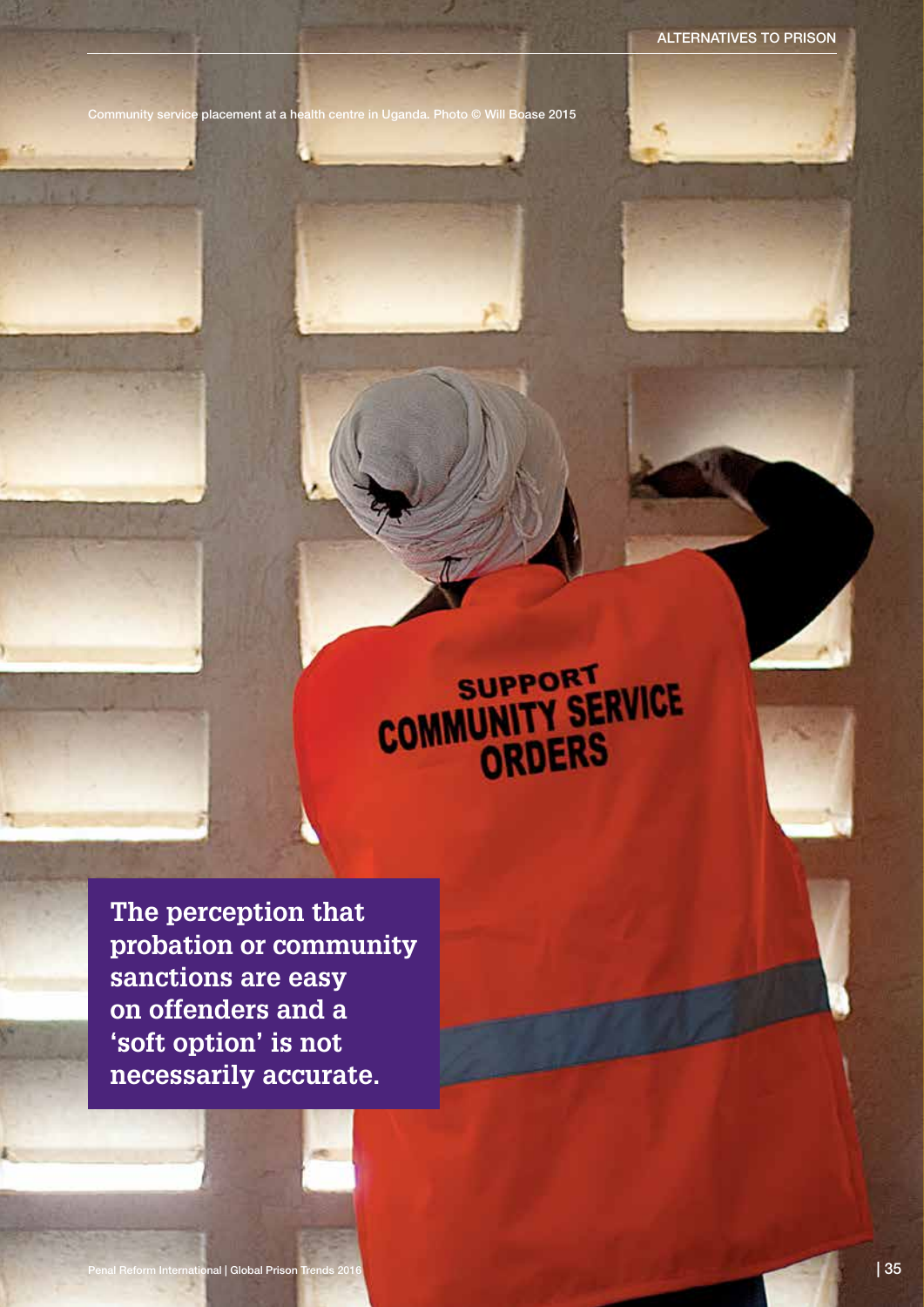Community service placement at a health centre in Uganda. Photo © Will Boase 2015

**The perception that probation or community sanctions are easy on offenders and a 'soft option' is not necessarily accurate.**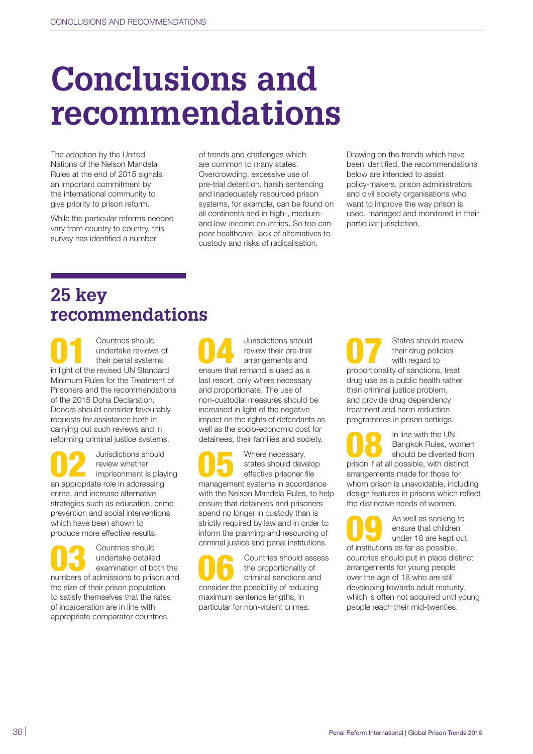# Conclusions and recommendations

The adoption by the United Nations of the Nelson Mandela Rules at the end of 2015 signals an important commitment by the international community to give priority to prison reform.

While the particular reforms needed vary from country to country, this survey has identified a number of trends and challenges which are common to many states. Overcrowding, excessive use of pre-trial detention, harsh sentencing and inadequately resourced prison systems, for example, can be found on all continents and in high-, medium- and low-income countries. So too can poor healthcare, lack of alternatives to custody and risks of radicalisation.

Drawing on the trends which have been identified, the recommendations below are intended to assist policy-makers, prison administrators and civil society organisations who want to improve the way prison is used, managed and monitored in their particular jurisdiction.

## 25 key recommendations

**01** Countries should undertake reviews of their penal systems in light of the revised UN Standard Minimum Rules for the Treatment of Prisoners and the recommendations of the 2015 Doha Declaration. Donors should consider favourably requests for assistance both in carrying out such reviews and in reforming criminal justice systems.

**02** Jurisdictions should review whether imprisonment is playing an appropriate role in addressing crime, and increase alternative strategies such as education, crime prevention and social interventions which have been shown to produce more effective results.

**03** Countries should undertake detailed examination of both the numbers of admissions to prison and the size of their prison population to satisfy themselves that the rates of incarceration are in line with appropriate comparator countries.

**04** Jurisdictions should review their pre-trial arrangements and ensure that remand is used as a last resort, only where necessary and proportionate. The use of non-custodial measures should be increased in light of the negative impact on the rights of defendants as well as the socio-economic cost for detainees, their families and society.

**05** Where necessary, states should develop effective prisoner file management systems in accordance with the Nelson Mandela Rules, to help ensure that detainees and prisoners spend no longer in custody than is strictly required by law and in order to inform the planning and resourcing of criminal justice and penal institutions.

**06** Countries should assess the proportionality of criminal sanctions and consider the possibility of reducing maximum sentence lengths, in particular for non-violent crimes.

**07** States should review their drug policies with regard to proportionality of sanctions, treat drug use as a public health rather than criminal justice problem, and provide drug dependency treatment and harm reduction programmes in prison settings.

**08** In line with the UN Bangkok Rules, women should be diverted from prison if at all possible, with distinct arrangements made for those for whom prison is unavoidable, including design features in prisons which reflect the distinctive needs of women.

**09** As well as seeking to ensure that children under 18 are kept out of institutions as far as possible, countries should put in place distinct arrangements for young people over the age of 18 who are still developing towards adult maturity, which is often not acquired until young people reach their mid-twenties.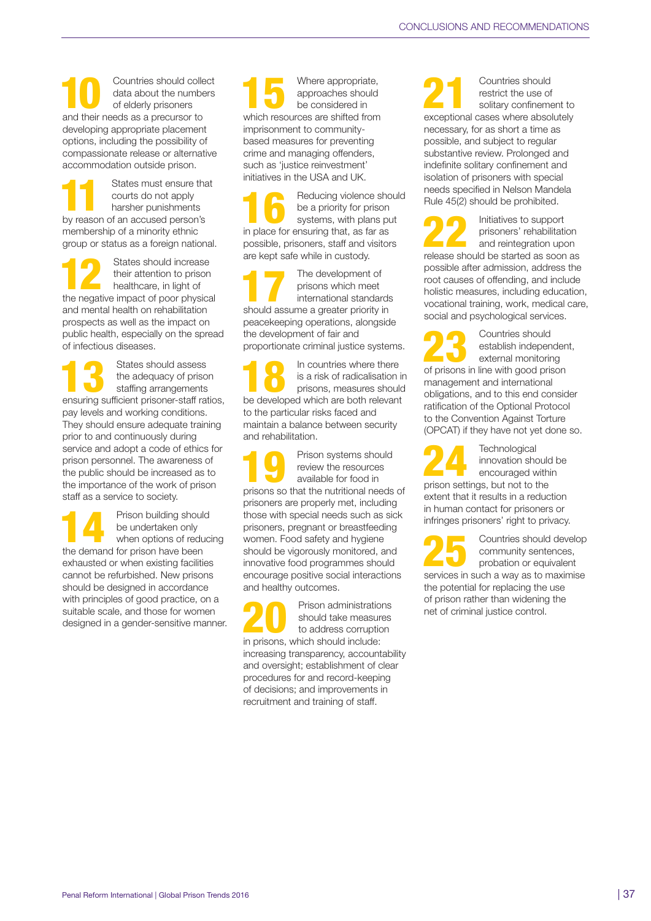**10** Countries should collect data about the numbers of elderly prisoners and their needs as a precursor to developing appropriate placement options, including the possibility of compassionate release or alternative accommodation outside prison.

**11** States must ensure that courts do not apply harsher punishments by reason of an accused person's membership of a minority ethnic group or status as a foreign national.

**12** States should increase their attention to prison healthcare, in light of the negative impact of poor physical and mental health on rehabilitation prospects as well as the impact on public health, especially on the spread of infectious diseases.

**13** States should assess the adequacy of prison staffing arrangements ensuring sufficient prisoner-staff ratios, pay levels and working conditions. They should ensure adequate training prior to and continuously during service and adopt a code of ethics for prison personnel. The awareness of the public should be increased as to the importance of the work of prison staff as a service to society.

**14** Prison building should be undertaken only when options of reducing the demand for prison have been exhausted or when existing facilities cannot be refurbished. New prisons should be designed in accordance with principles of good practice, on a suitable scale, and those for women designed in a gender-sensitive manner.

**15** Where appropriate, approaches should be considered in which resources are shifted from imprisonment to community-based measures for preventing crime and managing offenders, such as 'justice reinvestment' initiatives in the USA and UK.

**16** Reducing violence should be a priority for prison systems, with plans put in place for ensuring that, as far as possible, prisoners, staff and visitors are kept safe while in custody.

**17** The development of prisons which meet international standards should assume a greater priority in peacekeeping operations, alongside the development of fair and proportionate criminal justice systems.

**18** In countries where there is a risk of radicalisation in prisons, measures should be developed which are both relevant to the particular risks faced and maintain a balance between security and rehabilitation.

**19** Prison systems should review the resources available for food in prisons so that the nutritional needs of prisoners are properly met, including those with special needs such as sick prisoners, pregnant or breastfeeding women. Food safety and hygiene should be vigorously monitored, and innovative food programmes should encourage positive social interactions and healthy outcomes.

**20** Prison administrations should take measures to address corruption in prisons, which should include: increasing transparency, accountability and oversight; establishment of clear procedures for and record-keeping of decisions; and improvements in recruitment and training of staff.

**21** Countries should restrict the use of solitary confinement to exceptional cases where absolutely necessary, for as short a time as possible, and subject to regular substantive review. Prolonged and indefinite solitary confinement and isolation of prisoners with special needs specified in Nelson Mandela Rule 45(2) should be prohibited.

**22** Initiatives to support prisoners' rehabilitation and reintegration upon release should be started as soon as possible after admission, address the root causes of offending, and include holistic measures, including education, vocational training, work, medical care, social and psychological services.

**23** Countries should establish independent, external monitoring of prisons in line with good prison management and international obligations, and to this end consider ratification of the Optional Protocol to the Convention Against Torture (OPCAT) if they have not yet done so.

**24** Technological innovation should be encouraged within prison settings, but not to the extent that it results in a reduction in human contact for prisoners or infringes prisoners' right to privacy.

**25** Countries should develop community sentences, probation or equivalent services in such a way as to maximise the potential for replacing the use of prison rather than widening the net of criminal justice control.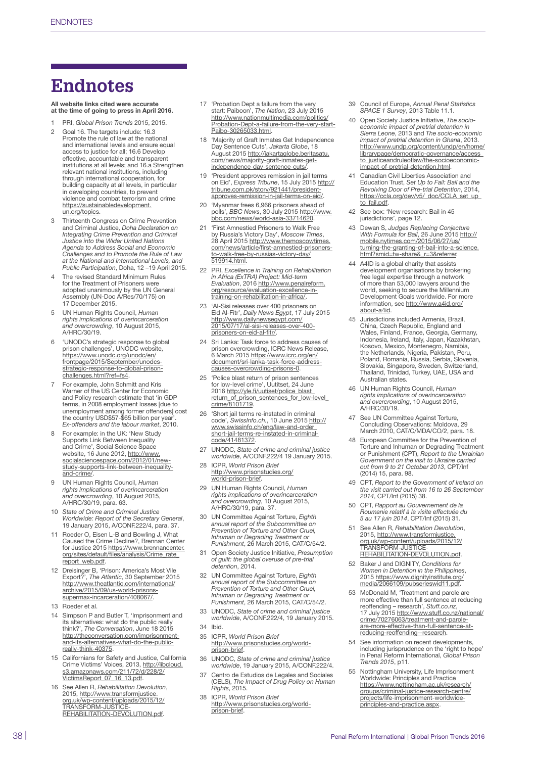# Endnotes

**All website links cited were accurate at the time of going to press in April 2016.**

1. PRI, *Global Prison Trends* 2015, 2015.
2. Goal 16. The targets include: 16.3 Promote the rule of law at the national and international levels and ensure equal access to justice for all; 16.6 Develop effective, accountable and transparent institutions at all levels; and 16.a Strengthen relevant national institutions, including through international cooperation, for building capacity at all levels, in particular in developing countries, to prevent violence and combat terrorism and crime https://sustainabledevelopment.un.org/topics.
3. Thirteenth Congress on Crime Prevention and Criminal Justice, *Doha Declaration on Integrating Crime Prevention and Criminal Justice into the Wider United Nations Agenda to Address Social and Economic Challenges and to Promote the Rule of Law at the National and International Levels, and Public Participation*, Doha, 12 –19 April 2015.
4. The revised Standard Minimum Rules for the Treatment of Prisoners were adopted unanimously by the UN General Assembly (UN-Doc A/Res/70/175) on 17 December 2015.
5. UN Human Rights Council, *Human rights implications of overincarceration and overcrowding*, 10 August 2015, A/HRC/30/19.
6. 'UNODC's strategic response to global prison challenges', UNODC website, https://www.unodc.org/unodc/en/frontpage/2015/September/unodcs-strategic-response-to-global-prison-challenges.html?ref=fs4.
7. For example, John Schmitt and Kris Warner of the US Center for Economic and Policy research estimate that 'in GDP terms, in 2008 employment losses [due to unemployment among former offenders] cost the country USD$57-$65 billion per year'. *Ex-offenders and the labour market*, 2010.
8. For example: in the UK: 'New Study Supports Link Between Inequality and Crime', Social Science Space website, 16 June 2012, http://www.socialsciencespace.com/2012/01/new-study-supports-link-between-inequality-and-crime/.
9. UN Human Rights Council, *Human rights implications of overincarceration and overcrowding*, 10 August 2015, A/HRC/30/19, para. 63.
10. *State of Crime and Criminal Justice Worldwide: Report of the Secretary General*, 19 January 2015, A/CONF.222/4, para. 37.
11. Roeder O, Eisen L-B and Bowling J, What Caused the Crime Decline?, Brennan Center for Justice 2015 https://www.brennancenter.org/sites/default/files/analysis/Crime_rate_report_web.pdf.
12. Dreisinger B, 'Prison: America's Most Vile Export?', *The Atlantic*, 30 September 2015 http://www.theatlantic.com/international/archive/2015/09/us-world-prisons-supermax-incarceration/408067/.
13. Roeder et al.
14. Simpson P and Butler T, 'Imprisonment and its alternatives: what do the public really think?', *The Conversation*, June 18 2015 http://theconversation.com/imprisonment-and-its-alternatives-what-do-the-public-really-think-40375.
15. Californians for Safety and Justice, California Crime Victims' Voices, 2013, http://libcloud.s3.amazonaws.com/211/72/d/228/2/VictimsReport_07_16_13.pdf.
16. See Allen R, *Rehabilitation Devolution*, 2015, http://www.transformjustice.org.uk/wp-content/uploads/2015/12/TRANSFORM-JUSTICE-REHABILITATION-DEVOLUTION.pdf.
17. 'Probation Dept a failure from the very start: Paiboon', *The Nation*, 23 July 2015 http://www.nationmultimedia.com/politics/Probation-Dept-a-failure-from-the-very-start-Paibo-30265033.html.
18. 'Majority of Graft Inmates Get Independence Day Sentence Cuts', *Jakarta Globe*, 18 August 2015 http://jakartaglobe.beritasatu.com/news/majority-graft-inmates-get-independence-day-sentence-cuts/.
19. 'President approves remission in jail terms on Eid', *Express Tribune*, 15 July 2015 http://tribune.com.pk/story/921441/president-approves-remission-in-jail-terms-on-eid/.
20. 'Myanmar frees 6,966 prisoners ahead of polls', *BBC News*, 30 July 2015 http://www.bbc.com/news/world-asia-33714620.
21. 'First Amnestied Prisoners to Walk Free by Russia's Victory Day', *Moscow Times*, 28 April 2015 http://www.themoscowtimes.com/news/article/first-amnestied-prisoners-to-walk-free-by-russias-victory-day/519914.html.
22. PRI, *Excellence in Training on Rehabilitation in Africa (ExTRA) Project: Mid-term Evaluation*, 2016 http://www.penalreform.org/resource/evaluation-excellence-in-training-on-rehabilitation-in-africa/.
23. 'Al-Sisi releases over 400 prisoners on Eid Al-Fitr', *Daily News Egypt*, 17 July 2015 http://www.dailynewsegypt.com/2015/07/17/al-sisi-releases-over-400-prisoners-on-eid-al-fitr/.
24. Sri Lanka: Task force to address causes of prison overcrowding, ICRC News Release, 6 March 2015 https://www.icrc.org/en/document/sri-lanka-task-force-address-causes-overcrowding-prisons-0.
25. 'Police blast return of prison sentences for low-level crime', Uutitset, 24 June 2016 http://yle.fi/uutiset/police_blast_return_of_prison_sentences_for_low-level_crime/8101719.
26. 'Short jail terms re-instated in criminal code', *SwissInfo.ch.*, 10 June 2015 http://www.swissinfo.ch/eng/law-and-order_short-jail-terms-re-instated-in-criminal-code/41481372.
27. UNODC, *State of crime and criminal justice worldwide*, A/CONF.222/4 19 January 2015.
28. ICPR, *World Prison Brief* http://www.prisonstudies.org/world-prison-brief.
29. UN Human Rights Council, *Human rights implications of overincarceration and overcrowding*, 10 August 2015, A/HRC/30/19, para. 37.
30. UN Committee Against Torture, *Eighth annual report of the Subcommittee on Prevention of Torture and Other Cruel, Inhuman or Degrading Treatment or Punishment*, 26 March 2015, CAT/C/54/2.
31. Open Society Justice Initiative, *Presumption of guilt: the global overuse of pre-trial detention*, 2014.
32. UN Committee Against Torture, *Eighth annual report of the Subcommittee on Prevention of Torture and Other Cruel, Inhuman or Degrading Treatment or Punishment*, 26 March 2015, CAT/C/54/2.
33. UNODC, *State of crime and criminal justice worldwide*, A/CONF.222/4, 19 January 2015.
34. Ibid.
35. ICPR, *World Prison Brief* http://www.prisonstudies.org/world-prison-brief.
36. UNODC, *State of crime and criminal justice worldwide*, 19 January 2015, A/CONF.222/4.
37. Centro de Estudios de Legales and Sociales (CELS), *The Impact of Drug Policy on Human Rights*, 2015.
38. ICPR, *World Prison Brief* http://www.prisonstudies.org/world-prison-brief.
39. Council of Europe, *Annual Penal Statistics SPACE 1 Survey*, 2013 Table 11.1.
40. Open Society Justice Initiative, *The socio-economic impact of pretrial detention in Sierra Leone*, 2013 and *The socio-economic impact of pretrial detention in Ghana*, 2013. http://www.undp.org/content/undp/en/home/librarypage/democratic-governance/access_to_justiceandruleoflaw/the-socioeconomic-impact-of-pretrial-detention.html.
41. Canadian Civil Liberties Association and Education Trust, *Set Up to Fail: Bail and the Revolving Door of Pre-trial Detention*, 2014, https://ccla.org/dev/v5/_doc/CCLA_set_up_to_fail.pdf.
42. See box: 'New research: Bail in 45 jurisdictions', page 12.
43. Dewan S, *Judges Replacing Conjecture With Formula for Bail*, 26 June 2015 http://mobile.nytimes.com/2015/06/27/us/turning-the-granting-of-bail-into-a-science.html?smid=tw-share&_r=3&referrer.
44. A4ID is a global charity that assists development organisations by brokering free legal expertise through a network of more than 53,000 lawyers around the world, seeking to secure the Millennium Development Goals worldwide. For more information, see http://www.a4id.org/about-a4id.
45. Jurisdictions included Armenia, Brazil, China, Czech Republic, England and Wales, Finland, France, Georgia, Germany, Indonesia, Ireland, Italy, Japan, Kazakhstan, Kosovo, Mexico, Montenegro, Namibia, the Netherlands, Nigeria, Pakistan, Peru, Poland, Romania, Russia, Serbia, Slovenia, Slovakia, Singapore, Sweden, Switzerland, Thailand, Trinidad, Turkey, UAE, USA and Australian states.
46. UN Human Rights Council, *Human rights implications of overincarceration and overcrowding*, 10 August 2015, A/HRC/30/19.
47. See UN Committee Against Torture, Concluding Observations: Moldova, 29 March 2010, CAT/C/MDA/CO/2, para. 18.
48. European Committee for the Prevention of Torture and Inhuman or Degrading Treatment or Punishment (CPT), *Report to the Ukrainian Government on the visit to Ukraine carried out from 9 to 21 October 2013*, CPT/Inf (2014) 15, para. 98.
49. CPT, *Report to the Government of Ireland on the visit carried out from 16 to 26 September 2014*, CPT/Inf (2015) 38.
50. CPT, *Rapport au Gouvernement de la Roumanie relatif à la visite effectuée du 5 au 17 juin 2014*, CPT/Inf (2015) 31.
51. See Allen R, *Rehabilitation Devolution*, 2015, http://www.transformjustice.org.uk/wp-content/uploads/2015/12/TRANSFORM-JUSTICE-REHABILITATION-DEVOLUTION.pdf.
52. Baker J and DIGNITY, *Conditions for Women in Detention in the Philippines*, 2015 https://www.dignityinstitute.org/media/2066109/pubserieswid11.pdf.
53. McDonald M, 'Treatment and parole are more effective than full sentence at reducing reoffending – research', *Stuff.co.nz*, 17 July 2015 http://www.stuff.co.nz/national/crime/70276063/treatment-and-parole-are-more-effective-than-full-sentence-at-reducing-reoffending--research.
54. See information on recent developments, including jurisprudence on the 'right to hope' in Penal Reform International, *Global Prison Trends 2015*, p11.
55. Nottingham University, Life Imprisonment Worldwide: Principles and Practice https://www.nottingham.ac.uk/research/groups/criminal-justice-research-centre/projects/life-imprisonment-worldwide-principles-and-practice.aspx.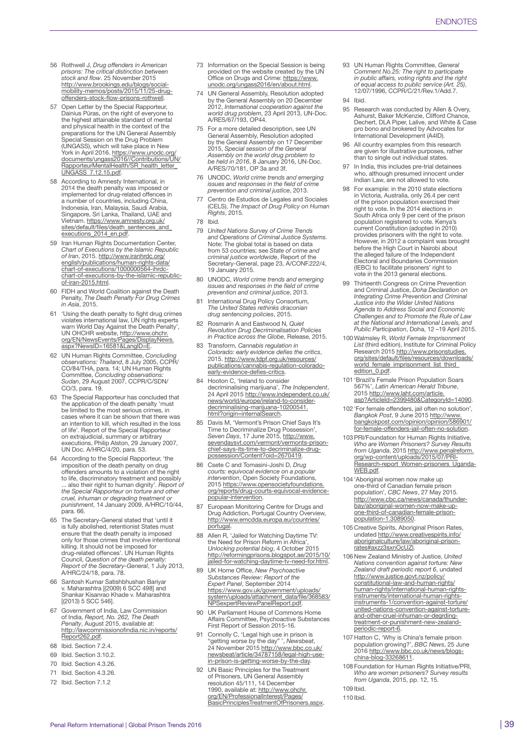56 Rothwell J, *Drug offenders in American prisons: The critical distinction between stock and flow*. 25 November 2015 http://www.brookings.edu/blogs/social-mobility-memos/posts/2015/11/25-drug-offenders-stock-flow-prisons-rothwell.

57 Open Letter by the Special Rapporteur, Dainius Pūras, on the right of everyone to the highest attainable standard of mental and physical health in the context of the preparations for the UN General Assembly Special Session on the Drug Problem (UNGASS), which will take place in New York in April 2016. https://www.unodc.org/documents/ungass2016//Contributions/UN/RapporteurMentalHealth/SR_health_letter_UNGASS_7.12.15.pdf.

58 According to Amnesty International, in 2014 the death penalty was imposed or implemented for drug-related offences in a number of countries, including China, Indonesia, Iran, Malaysia, Saudi Arabia, Singapore, Sri Lanka, Thailand, UAE and Vietnam. https://www.amnesty.org.uk/sites/default/files/death_sentences_and_executions_2014_en.pdf.

59 Iran Human Rights Documentation Center, *Chart of Executions by the Islamic Republic of Iran*, 2015. http://www.iranhrdc.org/english/publications/human-rights-data/chart-of-executions/1000000564-ihrdc-chart-of-executions-by-the-islamic-republic-of-iran-2015.html.

60 FIDH and World Coalition against the Death Penalty, *The Death Penalty For Drug Crimes in Asia*, 2015.

61 'Using the death penalty to fight drug crimes violates international law, UN rights experts warn World Day Against the Death Penalty', UN OHCHR website, http://www.ohchr.org/EN/NewsEvents/Pages/DisplayNews.aspx?NewsID=16581&LangID=E.

62 UN Human Rights Committee, *Concluding observations: Thailand*, 8 July 2005, CCPR/CO/84/THA, para. 14; UN Human Rights Committee, *Concluding observations: Sudan*, 29 August 2007, CCPR/C/SDN/CO/3, para. 19.

63 The Special Rapporteur has concluded that the application of the death penalty 'must be limited to the most serious crimes, in cases where it can be shown that there was an intention to kill, which resulted in the loss of life'. Report of the Special Rapporteur on extrajudicial, summary or arbitrary executions, Philip Alston, 29 January 2007, UN Doc. A/HRC/4/20, para. 53.

64 According to the Special Rapporteur, 'the imposition of the death penalty on drug offenders amounts to a violation of the right to life, discriminatory treatment and possibly ... also their right to human dignity'. *Report of the Special Rapporteur on torture and other cruel, inhuman or degrading treatment or punishment*, 14 January 2009, A/HRC/10/44, para. 66.

65 The Secretary-General stated that 'until it is fully abolished, retentionist States must ensure that the death penalty is imposed only for those crimes that involve intentional killing. It should not be imposed for drug-related offences'. UN Human Rights Council, *Question of the death penalty: Report of the Secretary-General*, 1 July 2013, A/HRC/24/18, para. 78.

66 Santosh Kumar Satishbhushan Bariyar v. Maharashtra [(2009) 6 SCC 498] and Shankar Kisanrao Khade v. Maharashtra [(2013) 5 SCC 546].

67 Government of India, Law Commission of India, *Report, No. 262, The Death Penalty*, August 2015, available at: http://lawcommissionofindia.nic.in/reports/Report262.pdf.

68 Ibid. Section 7.2.4.

69 Ibid. Section 3.10.2.

70 Ibid. Section 4.3.26.

71 Ibid. Section 4.3.26.

72 Ibid. Section 7.1.2

73 Information on the Special Session is being provided on the website created by the UN Office on Drugs and Crime: https://www.unodc.org/ungass2016/en/about.html.

74 UN General Assembly, Resolution adopted by the General Assembly on 20 December 2012, *International cooperation against the world drug problem*, 23 April 2013, UN-Doc. A/RES/67/193, OP44.

75 For a more detailed description, see UN General Assembly, Resolution adopted by the General Assembly on 17 December 2015, *Special session of the General Assembly on the world drug problem to be held in 2016*, 8 January 2016, UN-Doc. A/RES/70/181, OP 3a and 3f.

76 UNODC, *World crime trends and emerging issues and responses in the field of crime prevention and criminal justice*, 2013.

77 Centro de Estudios de Legales and Sociales (CELS), *The Impact of Drug Policy on Human Rights*, 2015.

78 Ibid.

79 *United Nations Survey of Crime Trends and Operations of Criminal Justice Systems*. Note: The global total is based on data from 53 countries; see *State of crime and criminal justice worldwide*, Report of the Secretary-General, page 23, A/CONF.222/4, 19 January 2015.

80 UNODC, *World crime trends and emerging issues and responses in the field of crime prevention and criminal justice*, 2013.

81 International Drug Policy Consortium, *The United States rethinks draconian drug sentencing policies*, 2015.

82 Rosmarin A and Eastwood N, *Quiet Revolution Drug Decriminalisation Policies in Practice across the Globe*, Release, 2015.

83 Transform, *Cannabis regulation in Colorado: early evidence defies the critics*, 2015. http://www.tdpf.org.uk/resources/publications/cannabis-regulation-colorado-early-evidence-defies-critics.

84 Hooton C, 'Ireland to consider decriminalising marijuana', *The Independent*, 24 April 2015 http://www.independent.co.uk/news/world/europe/ireland-to-consider-decriminalising-marijuana-10200541.html?origin=internalSearch.

85 Davis M, 'Vermont's Prison Chief Says It's Time to Decriminalize Drug Possession', *Seven Days*, 17 June 2015, http://www.sevendaysvt.com/vermont/vermonts-prison-chief-says-its-time-to-decriminalize-drug-possession/Content?oid=2670419.

86 Csete C and Tomasini-Joshi D, *Drug courts: equivocal evidence on a popular intervention*, Open Society Foundations, 2015 https://www.opensocietyfoundations.org/reports/drug-courts-equivocal-evidence-popular-intervention.

87 European Monitoring Centre for Drugs and Drug Addiction, Portugal Country Overview, http://www.emcdda.europa.eu/countries/portugal.

88 Allen R, 'Jailed for Watching Daytime TV: the Need for Prison Reform in Africa', *Unlocking potential blog*, 4 October 2015 http://reformingprisons.blogspot.ae/2015/10/jailed-for-watching-daytime-tv-need-for.html.

89 UK Home Office, *New Psychoactive Substances Review: Report of the Expert Panel*, September 2014 https://www.gov.uk/government/uploads/system/uploads/attachment_data/file/368583/NPSexpertReviewPanelReport.pdf.

90 UK Parliament House of Commons Home Affairs Committee, Psychoactive Substances First Report of Session 2015-16.

91 Connolly C, 'Legal high use in prison is "getting worse by the day" ', *Newsbeat*, 24 November 2015 http://www.bbc.co.uk/newsbeat/article/34787158/legal-high-use-in-prison-is-getting-worse-by-the-day.

92 UN Basic Principles for the Treatment of Prisoners, UN General Assembly resolution 45/111, 14 December 1990, available at: http://www.ohchr.org/EN/ProfessionalInterest/Pages/BasicPrinciplesTreatmentOfPrisoners.aspx.

93 UN Human Rights Committee, *General Comment No.25: The right to participate in public affairs, voting rights and the right of equal access to public service (Art. 25)*, 12/07/1996, CCPR/C/21/Rev.1/Add.7.

94 Ibid.

95 Research was conducted by Allen & Overy, Ashurst, Baker McKenzie, Clifford Chance, Dechert, DLA Piper, Lalive, and White & Case pro bono and brokered by Advocates for International Development (A4ID).

96 All country examples from this research are given for illustrative purposes, rather than to single out individual states.

97 In India, this includes pre-trial detainees who, although presumed innocent under Indian Law, are not allowed to vote.

98 For example: in the 2010 state elections in Victoria, Australia, only 26.4 per cent of the prison population exercised their right to vote. In the 2014 elections in South Africa only 9 per cent of the prison population registered to vote. Kenya's current Constitution (adopted in 2010) provides prisoners with the right to vote. However, in 2012 a complaint was brought before the High Court in Nairobi about the alleged failure of the Independent Electoral and Boundaries Commission (IEBC) to facilitate prisoners' right to vote in the 2013 general elections.

99 Thirteenth Congress on Crime Prevention and Criminal Justice, *Doha Declaration on Integrating Crime Prevention and Criminal Justice into the Wider United Nations Agenda to Address Social and Economic Challenges and to Promote the Rule of Law at the National and International Levels, and Public Participation*, Doha, 12 –19 April 2015.

100 Walmsley R, *World Female Imprisonment List* (third edition), Institute for Criminal Policy Research 2015 http://www.prisonstudies.org/sites/default/files/resources/downloads/world_female_imprisonment_list_third_edition_0.pdf.

101 'Brazil's Female Prison Population Soars 567%', *Latin American Herald Tribune*, 2015 http://www.laht.com/article.asp?ArticleId=2399480&CategoryId=14090.

102 'For female offenders, jail often no solution', *Bangkok Post*, 9 June 2015 http://www.bangkokpost.com/opinion/opinion/586901/for-female-offenders-jail-often-no-solution.

103 PRI/Foundation for Human Rights Initiative, *Who are Women Prisoners? Survey Results from Uganda*, 2015 http://www.penalreform.org/wp-content/uploads/2015/07/PRI-Research-report_Women-prisoners_Uganda-WEB.pdf.

104 'Aboriginal women now make up one-third of Canadian female prison population', *CBC News*, 27 May 2015. http://www.cbc.ca/news/canada/thunder-bay/aboriginal-women-now-make-up-one-third-of-canadian-female-prison-population-1.3089050.

105 Creative Spirits, Aboriginal Prison Rates, undated http://www.creativespirits.info/aboriginalculture/law/aboriginal-prison-rates#axzz3sxnOcUZl.

106 New Zealand Ministry of Justice, *United Nations convention against torture: New Zealand draft periodic report 6*, undated http://www.justice.govt.nz/policy/constitutional-law-and-human-rights/human-rights/international-human-rights-instruments/international-human-rights-instruments-1/convention-against-torture/united-nations-convention-against-torture-and-other-cruel-inhuman-or-degrding-treatment-or-punishment-new-zealand-periodic-report-6.

107 Hatton C, 'Why is China's female prison population growing?', *BBC News*, 25 June 2016 http://www.bbc.co.uk/news/blogs-china-blog-33268611.

108 Foundation for Human Rights Initiative/PRI, *Who are women prisoners? Survey results from Uganda*, 2015, pp. 12, 15.

109 Ibid.

110 Ibid.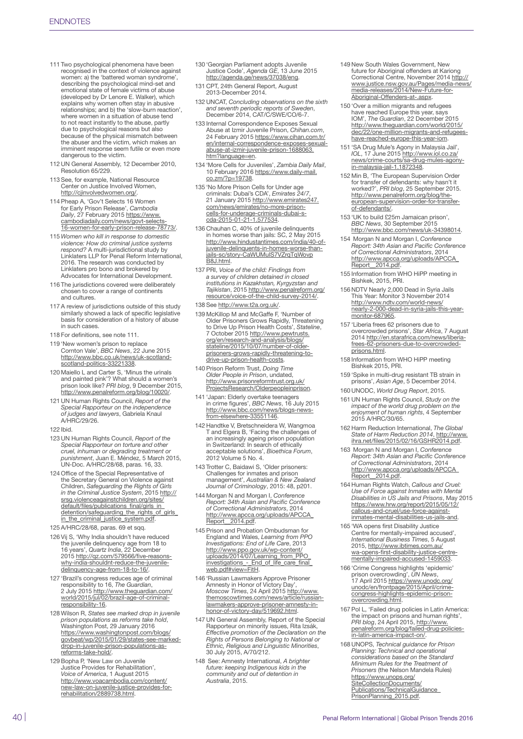# ENDNOTES

111 Two psychological phenomena have been recognised in the context of violence against women: a) the 'battered woman syndrome', describing the psychological mind-set and emotional state of female victims of abuse (developed by Dr Lenore E. Walker), which explains why women often stay in abusive relationships; and b) the 'slow-burn reaction', where women in a situation of abuse tend to not react instantly to the abuse, partly due to psychological reasons but also because of the physical mismatch between the abuser and the victim, which makes an imminent response seem futile or even more dangerous to the victim.

112 UN General Assembly, 12 December 2010, Resolution 65/229.

113 See, for example, National Resource Center on Justice Involved Women, http://cjinvolvedwomen.org/.

114 Pheap A, 'Gov't Selects 16 Women for Early Prison Release', *Cambodia Daily*, 27 February 2015 https://www.cambodiadaily.com/news/govt-selects-16-women-for-early-prison-release-78773/.

115 *Women who kill in response to domestic violence: How do criminal justice systems respond?* A multi-jurisdictional study by Linklaters LLP for Penal Reform International, 2016. The research was conducted by Linklaters pro bono and brokered by Advocates for International Development.

116 The jurisdictions covered were deliberately chosen to cover a range of continents and cultures.

117 A review of jurisdictions outside of this study similarly showed a lack of specific legislative basis for consideration of a history of abuse in such cases.

118 For definitions, see note 111.

119 'New women's prison to replace Cornton Vale', *BBC News*, 22 June 2015 http://www.bbc.co.uk/news/uk-scotland-scotland-politics-33221338.

120 Maiello L and Carter S, 'Minus the urinals and painted pink'? What should a women's prison look like? *PRI blog*, 9 December 2015, http://www.penalreform.org/blog/10020/.

121 UN Human Rights Council, *Report of the Special Rapporteur on the independence of judges and lawyers*, Gabriela Knaul A/HRC/29/26.

122 Ibid.

123 UN Human Rights Council, *Report of the Special Rapporteur on torture and other cruel, inhuman or degrading treatment or punishment*, Juan E. Méndez, 5 March 2015, UN-Doc. A/HRC/28/68, paras. 16, 33.

124 Office of the Special Representative of the Secretary General on Violence against Children, *Safeguarding the Rights of Girls in the Criminal Justice System*, 2015 http://srsg.violenceagainstchildren.org/sites/default/files/publications_final/girls_in_detention/safeguarding_the_rights_of_girls_in_the_criminal_justice_system.pdf.

125 A/HRC/28/68, paras. 69 et sqq.

126 Vij S, 'Why India shouldn't have reduced the juvenile delinquency age from 18 to 16 years', *Quartz India*, 22 December 2015 http://qz.com/579566/five-reasons-why-india-shouldnt-reduce-the-juvenile-delinquency-age-from-18-to-16/.

127 'Brazil's congress reduces age of criminal responsibility to 16, *The Guardian*, 2 July 2015 http://www.theguardian.com/world/2015/jul/02/brazil-age-of-criminal-responsibility-16.

128 Wilson R, *States see marked drop in juvenile prison populations as reforms take hold*, Washington Post, 29 January 2016 https://www.washingtonpost.com/blogs/govbeat/wp/2015/01/29/states-see-marked-drop-in-juvenile-prison-populations-as-reforms-take-hold/.

129 Bopha P, 'New Law on Juvenile Justice Provides for Rehabilitation', *Voice of America*, 1 August 2015 http://www.voacambodia.com/content/new-law-on-juvenile-justice-provides-for-rehabilitation/2889738.html.

130 'Georgian Parliament adopts Juvenile Justice Code', *Agenda GE*, 13 June 2015 http://agenda.ge/news/37038/eng.

131 CPT, 24th General Report, August 2013-December 2014.

132 UNCAT, *Concluding observations on the sixth and seventh periodic reports of Sweden*, December 2014, CAT/C/SWE/CO/6-7.

133 Internal Correspondence Exposes Sexual Abuse at Izmir Juvenile Prison, *Chihan.com*, 24 February 2015 https://www.cihan.com.tr/en/internal-correspondence-exposes-sexual-abuse-at-izmir-juvenile-prison-1688063.htm?language=en.

134 'More Cells for Juveniles', *Zambia Daily Mail*, 10 February 2016 https://www.daily-mail.co.zm/?p=19738.

135 'No More Prison Cells for Under age criminals: Dubai's CDA', *Emirates 24/7*, 21 January 2015 http://www.emirates247.com/news/emirates/no-more-prison-cells-for-underage-criminals-dubai-s-cda-2015-01-21-1.577534.

136 Chauhan C, 40% of juvenile delinquents in homes worse than jails: SC, 2 May 2015 http://www.hindustantimes.com/india/40-of-juvenile-delinquents-in-homes-worse-than-jails-sc/story-CaWUMulS7VZrqTqWovpB8J.html.

137 PRI, *Voice of the child: Findings from a survey of children detained in closed institutions in Kazakhstan, Kyrgyzstan and Tajikistan*, 2015 http://www.penalreform.org/resource/voice-of-the-child-survey-2014/.

138 See http://www.t2a.org.uk/.

139 McKillop M and McGaffe F, 'Number of Older Prisoners Grows Rapidly, Threatening to Drive Up Prison Health Costs', *Stateline*, 7 October 2015 http://www.pewtrusts.org/en/research-and-analysis/blogs/stateline/2015/10/07/number-of-older-prisoners-grows-rapidly-threatening-to-drive-up-prison-health-costs.

140 Prison Reform Trust, *Doing Time Older People in Prison*, undated, http://www.prisonreformtrust.org.uk/ProjectsResearch/Olderpeopleinprison.

141 'Japan: Elderly overtake teenagers in crime figures', *BBC News*, 16 July 2015 http://www.bbc.com/news/blogs-news-from-elsewhere-33551146.

142 Handtke V, Bretschneidera W, Wangmoa T and Elgera B, 'Facing the challenges of an increasingly ageing prison population in Switzerland: In search of ethically acceptable solutions', *Bioethica Forum*, 2012 Volume 5 No. 4.

143 Trotter C, Baidawi S, 'Older prisoners: Challenges for inmates and prison management', *Australian & New Zealand Journal of Criminology*, 2015: 48, p201.

144 Morgan N and Morgan I, *Conference Report: 34th Asian and Pacific Conference of Correctional Administrators*, 2014 http://www.apcca.org/uploads/APCCA_Report__2014.pdf.

145 Prison and Probation Ombudsman for England and Wales, *Learning from PPO Investigations: End of Life Care*, 2013 http://www.ppo.gov.uk/wp-content/uploads/2014/07/Learning_from_PPO_investigations_-_End_of_life_care_final_web.pdf#view=FitH.

146 'Russian Lawmakers Approve Prisoner Amnesty in Honor of Victory Day', *Moscow Times*, 24 April 2015 http://www.themoscowtimes.com/news/article/russian-lawmakers-approve-prisoner-amnesty-in-honor-of-victory-day/519692.html.

147 UN General Assembly, Report of the Special Rapporteur on minority issues, Rita Izsák, *Effective promotion of the Declaration on the Rights of Persons Belonging to National or Ethnic, Religious and Linguistic Minorities*, 30 July 2015, A/70/212.

148 See: Amnesty International, *A brighter future: keeping Indigenous kids in the community and out of detention in Australia*, 2015.

149 New South Wales Government, New future for Aboriginal offenders at Kariong Correctional Centre, November 2014 http://www.justice.nsw.gov.au/Pages/media-news/media-releases/2014/New-Future-for-Aboriginal-Offenders-at-.aspx.

150 'Over a million migrants and refugees have reached Europe this year, says IOM', *The Guardian*, 22 December 2015 http://www.theguardian.com/world/2015/dec/22/one-million-migrants-and-refugees-have-reached-europe-this-year-iom.

151 'SA Drug Mule's Agony in Malaysia Jail', *IOL*, 17 June 2015 http://www.iol.co.za/news/crime-courts/sa-drug-mules-agony-in-malaysia-jail-1.1872348.

152 Min B, 'The European Supervision Order for transfer of defendants: why hasn't it worked?', *PRI blog*, 25 September 2015. http://www.penalreform.org/blog/the-european-supervision-order-for-transfer-of-defendants/.

153 'UK to build £25m Jamaican prison', *BBC News*, 30 September 2015 http://www.bbc.com/news/uk-34398014.

154 Morgan N and Morgan I, *Conference Report: 34th Asian and Pacific Conference of Correctional Administrators*, 2014 http://www.apcca.org/uploads/APCCA_Report__2014.pdf.

155 Information from WHO HiPP meeting in Bishkek, 2015, PRI.

156 NDTV Nearly 2,000 Dead in Syria Jails This Year: Monitor 3 November 2014 http://www.ndtv.com/world-news/nearly-2-000-dead-in-syria-jails-this-year-monitor-687965.

157 'Liberia frees 62 prisoners due to overcrowded prisons', *Star Africa*, 7 August 2014 http://en.starafrica.com/news/liberia-frees-62-prisoners-due-to-overcrowded-prisons.html.

158 Information from WHO HiPP meeting Bishkek 2015, PRI.

159 'Spike in multi-drug resistant TB strain in prisons', *Asian Age*, 5 December 2014.

160 UNODC, *World Drug Report*, 2015.

161 UN Human Rights Council, *Study on the impact of the world drug problem on the enjoyment of human rights*, 4 September 2015 A/HRC/30/65.

162 Harm Reduction International, *The Global State of Harm Reduction 2014*, http://www.ihra.net/files/2015/02/16/GSHR2014.pdf.

163 Morgan N and Morgan I, *Conference Report: 34th Asian and Pacific Conference of Correctional Administrators*, 2014 http://www.apcca.org/uploads/APCCA_Report__2014.pdf.

164 Human Rights Watch, *Callous and Cruel: Use of Force against Inmates with Mental Disabilities in US Jails and Prisons*, May 2015 https://www.hrw.org/report/2015/05/12/callous-and-cruel/use-force-against-inmates-mental-disabilities-us-jails-and.

165 'WA opens first Disability Justice Centre for mentally-impaired accused', *International Business Times*, 5 August 2015, http://www.ibtimes.com.au/wa-opens-first-disability-justice-centre-mentally-impaired-accused-1459033.

166 'Crime Congress highlights 'epidemic' prison overcrowding', *UN News*, 17 April 2015 https://www.unodc.org/unodc/en/frontpage/2015/April/crime-congress-highlights-epidemic-prison-overcrowding.html.

167 Pol L, 'Failed drug policies in Latin America: the impact on prisons and human rights', *PRI blog*, 24 April 2015, http://www.penalreform.org/blog/failed-drug-policies-in-latin-america-impact-on/.

168 UNOPS, *Technical guidance for Prison Planning: Technical and operational considerations based on the Standard Minimum Rules for the Treatment of Prisoners* (the Nelson Mandela Rules) https://www.unops.org/SiteCollectionDocuments/Publications/TechnicalGuidance_PrisonPlanning_2015.pdf.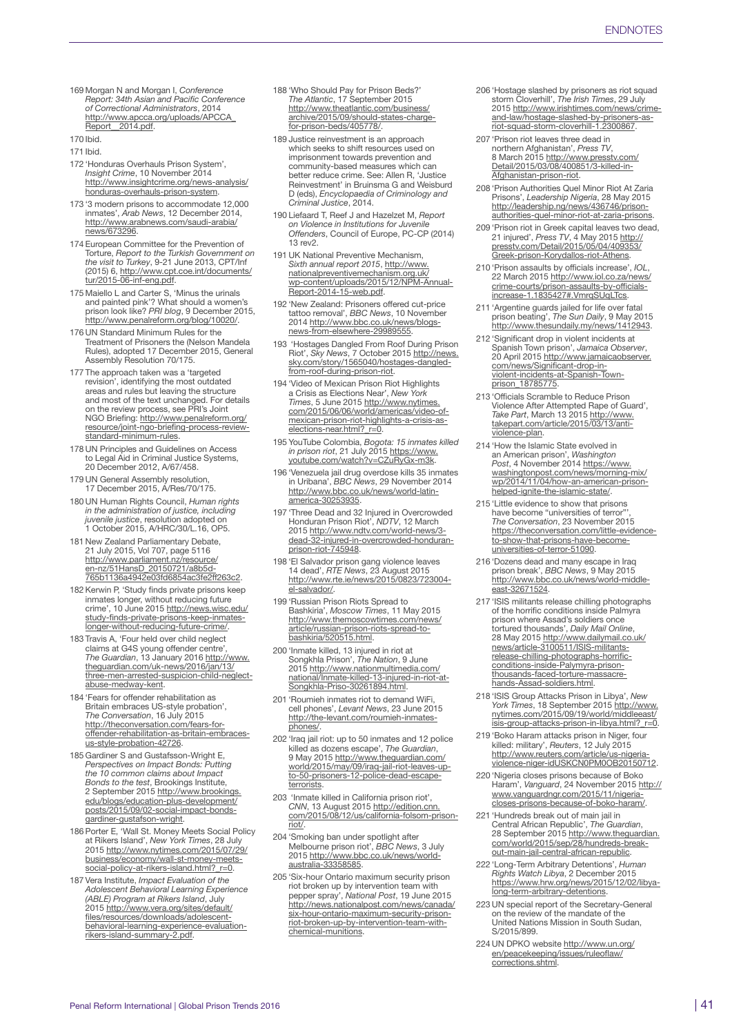169 Morgan N and Morgan I, *Conference Report: 34th Asian and Pacific Conference of Correctional Administrators*, 2014 http://www.apcca.org/uploads/APCCA_Report__2014.pdf.

170 Ibid.

171 Ibid.

172 'Honduras Overhauls Prison System', *Insight Crime*, 10 November 2014 http://www.insightcrime.org/news-analysis/honduras-overhauls-prison-system.

173 '3 modern prisons to accommodate 12,000 inmates', *Arab News*, 12 December 2014, http://www.arabnews.com/saudi-arabia/news/673296.

174 European Committee for the Prevention of Torture, *Report to the Turkish Government on the visit to Turkey*, 9-21 June 2013, CPT/Inf (2015) 6, http://www.cpt.coe.int/documents/tur/2015-06-inf-eng.pdf.

175 Maiello L and Carter S, 'Minus the urinals and painted pink'? What should a women's prison look like? *PRI blog*, 9 December 2015, http://www.penalreform.org/blog/10020/.

176 UN Standard Minimum Rules for the Treatment of Prisoners (the Nelson Mandela Rules), adopted 17 December 2015, General Assembly Resolution 70/175.

177 The approach taken was a 'targeted revision', identifying the most outdated areas and rules but leaving the structure and most of the text unchanged. For details on the review process, see PRI's Joint NGO Briefing: http://www.penalreform.org/resource/joint-ngo-briefing-process-review-standard-minimum-rules.

178 UN Principles and Guidelines on Access to Legal Aid in Criminal Justice Systems, 20 December 2012, A/67/458.

179 UN General Assembly resolution, 17 December 2015, A/Res/70/175.

180 UN Human Rights Council, *Human rights in the administration of justice, including juvenile justice*, resolution adopted on 1 October 2015, A/HRC/30/L.16, OP5.

181 New Zealand Parliamentary Debate, 21 July 2015, Vol 707, page 5116 http://www.parliament.nz/resource/en-nz/51HansD_20150721/a8b5d765b1136a4942e03fd6854ac3fe2ff263c2.

182 Kerwin P, 'Study finds private prisons keep inmates longer, without reducing future crime', 10 June 2015 http://news.wisc.edu/study-finds-private-prisons-keep-inmates-longer-without-reducing-future-crime/.

183 Travis A, 'Four held over child neglect claims at G4S young offender centre', *The Guardian*, 13 January 2016 http://www.theguardian.com/uk-news/2016/jan/13/three-men-arrested-suspicion-child-neglect-abuse-medway-kent.

184 'Fears for offender rehabilitation as Britain embraces US-style probation', *The Conversation*, 16 July 2015 http://theconversation.com/fears-for-offender-rehabilitation-as-britain-embraces-us-style-probation-42726.

185 Gardiner S and Gustafsson-Wright E, *Perspectives on Impact Bonds: Putting the 10 common claims about Impact Bonds to the test*, Brookings Institute, 2 September 2015 http://www.brookings.edu/blogs/education-plus-development/posts/2015/09/02-social-impact-bonds-gardiner-gustafson-wright.

186 Porter E, 'Wall St. Money Meets Social Policy at Rikers Island', *New York Times*, 28 July 2015 http://www.nytimes.com/2015/07/29/business/economy/wall-st-money-meets-social-policy-at-rikers-island.html?_r=0.

187 Vera Institute, *Impact Evaluation of the Adolescent Behavioral Learning Experience (ABLE) Program at Rikers Island*, July 2015 http://www.vera.org/sites/default/files/resources/downloads/adolescent-behavioral-learning-experience-evaluation-rikers-island-summary-2.pdf.

188 'Who Should Pay for Prison Beds?' *The Atlantic*, 17 September 2015 http://www.theatlantic.com/business/archive/2015/09/should-states-charge-for-prison-beds/405778/.

189 Justice reinvestment is an approach which seeks to shift resources used on imprisonment towards prevention and community-based measures which can better reduce crime. See: Allen R, 'Justice Reinvestment' in Bruinsma G and Weisburd D (eds), *Encyclopaedia of Criminology and Criminal Justice*, 2014.

190 Liefaard T, Reef J and Hazelzet M, *Report on Violence in Institutions for Juvenile Offenders*, Council of Europe, PC-CP (2014) 13 rev2.

191 UK National Preventive Mechanism, *Sixth annual report 2015*, http://www.nationalpreventivemechanism.org.uk/wp-content/uploads/2015/12/NPM-Annual-Report-2014-15-web.pdf.

192 'New Zealand: Prisoners offered cut-price tattoo removal', *BBC News*, 10 November 2014 http://www.bbc.co.uk/news/blogs-news-from-elsewhere-29989555.

193 'Hostages Dangled From Roof During Prison Riot', *Sky News*, 7 October 2015 http://news.sky.com/story/1565040/hostages-dangled-from-roof-during-prison-riot.

194 'Video of Mexican Prison Riot Highlights a Crisis as Elections Near', *New York Times*, 5 June 2015 http://www.nytimes.com/2015/06/06/world/americas/video-of-mexican-prison-riot-highlights-a-crisis-as-elections-near.html?_r=0.

195 YouTube Colombia, *Bogota: 15 inmates killed in prison riot*, 21 July 2015 https://www.youtube.com/watch?v=CZuRyGx-m3k.

196 'Venezuela jail drug overdose kills 35 inmates in Uribana', *BBC News*, 29 November 2014 http://www.bbc.co.uk/news/world-latin-america-30253935.

197 'Three Dead and 32 Injured in Overcrowded Honduran Prison Riot', *NDTV*, 12 March 2015 http://www.ndtv.com/world-news/3-dead-32-injured-in-overcrowded-honduran-prison-riot-745948.

198 'El Salvador prison gang violence leaves 14 dead', *RTE News*, 23 August 2015 http://www.rte.ie/news/2015/0823/723004-el-salvador/.

199 'Russian Prison Riots Spread to Bashkiria', *Moscow Times*, 11 May 2015 http://www.themoscowtimes.com/news/article/russian-prison-riots-spread-to-bashkiria/520515.html.

200 'Inmate killed, 13 injured in riot at Songkhla Prison', *The Nation*, 9 June 2015 http://www.nationmultimedia.com/national/Inmate-killed-13-injured-in-riot-at-Songkhla-Priso-30261894.html.

201 'Roumieh inmates riot to demand WiFi, cell phones', *Levant News*, 23 June 2015 http://the-levant.com/roumieh-inmates-phones/.

202 'Iraq jail riot: up to 50 inmates and 12 police killed as dozens escape', *The Guardian*, 9 May 2015 http://www.theguardian.com/world/2015/may/09/iraq-jail-riot-leaves-up-to-50-prisoners-12-police-dead-escape-terrorists.

203 'Inmate killed in California prison riot', *CNN*, 13 August 2015 http://edition.cnn.com/2015/08/12/us/california-folsom-prison-riot/.

204 'Smoking ban under spotlight after Melbourne prison riot', *BBC News*, 3 July 2015 http://www.bbc.co.uk/news/world-australia-33358585.

205 'Six-hour Ontario maximum security prison riot broken up by intervention team with pepper spray', *National Post*, 19 June 2015 http://news.nationalpost.com/news/canada/six-hour-ontario-maximum-security-prison-riot-broken-up-by-intervention-team-with-chemical-munitions.

206 'Hostage slashed by prisoners as riot squad storm Cloverhill', *The Irish Times*, 29 July 2015 http://www.irishtimes.com/news/crime-and-law/hostage-slashed-by-prisoners-as-riot-squad-storm-cloverhill-1.2300867.

207 'Prison riot leaves three dead in northern Afghanistan', *Press TV*, 8 March 2015 http://www.presstv.com/Detail/2015/03/08/400851/3-killed-in-Afghanistan-prison-riot.

208 'Prison Authorities Quel Minor Riot At Zaria Prisons', *Leadership Nigeria*, 28 May 2015 http://leadership.ng/news/436746/prison-authorities-quel-minor-riot-at-zaria-prisons.

209 'Prison riot in Greek capital leaves two dead, 21 injured', *Press TV*, 4 May 2015 http://presstv.com/Detail/2015/05/04/409353/Greek-prison-Korydallos-riot-Athens.

210 'Prison assaults by officials increase', *IOL*, 22 March 2015 http://www.iol.co.za/news/crime-courts/prison-assaults-by-officials-increase-1.1835427#.VmrqSUqLTcs.

211 'Argentine guards jailed for life over fatal prison beating', *The Sun Daily*, 9 May 2015 http://www.thesundaily.my/news/1412943.

212 'Significant drop in violent incidents at Spanish Town prison', *Jamaica Observer*, 20 April 2015 http://www.jamaicaobserver.com/news/Significant-drop-in-violent-incidents-at-Spanish-Town-prison_18785775.

213 'Officials Scramble to Reduce Prison Violence After Attempted Rape of Guard', *Take Part*, March 13 2015 http://www.takepart.com/article/2015/03/13/anti-violence-plan.

214 'How the Islamic State evolved in an American prison', *Washington Post*, 4 November 2014 https://www.washingtonpost.com/news/morning-mix/wp/2014/11/04/how-an-american-prison-helped-ignite-the-islamic-state/.

215 'Little evidence to show that prisons have become "universities of terror"', *The Conversation*, 23 November 2015 https://theconversation.com/little-evidence-to-show-that-prisons-have-become-universities-of-terror-51090.

216 'Dozens dead and many escape in Iraq prison break', *BBC News*, 9 May 2015 http://www.bbc.co.uk/news/world-middle-east-32671524.

217 'ISIS militants release chilling photographs of the horrific conditions inside Palmyra prison where Assad's soldiers once tortured thousands', *Daily Mail Online*, 28 May 2015 http://www.dailymail.co.uk/news/article-3100511/ISIS-militants-release-chilling-photographs-horrific-conditions-inside-Palymyra-prison-thousands-faced-torture-massacre-hands-Assad-soldiers.html.

218 'ISIS Group Attacks Prison in Libya', *New York Times*, 18 September 2015 http://www.nytimes.com/2015/09/19/world/middleeast/isis-group-attacks-prison-in-libya.html?_r=0.

219 'Boko Haram attacks prison in Niger, four killed: military', *Reuters*, 12 July 2015 http://www.reuters.com/article/us-nigeria-violence-niger-idUSKCN0PM0OB20150712.

220 'Nigeria closes prisons because of Boko Haram', *Vanguard*, 24 November 2015 http://www.vanguardngr.com/2015/11/nigeria-closes-prisons-because-of-boko-haram/.

221 'Hundreds break out of main jail in Central African Republic', *The Guardian*, 28 September 2015 http://www.theguardian.com/world/2015/sep/28/hundreds-break-out-main-jail-central-african-republic.

222 'Long-Term Arbitrary Detentions', *Human Rights Watch Libya*, 2 December 2015 https://www.hrw.org/news/2015/12/02/libya-long-term-arbitrary-detentions.

223 UN special report of the Secretary-General on the review of the mandate of the United Nations Mission in South Sudan, S/2015/899.

224 UN DPKO website http://www.un.org/en/peacekeeping/issues/ruleoflaw/corrections.shtml.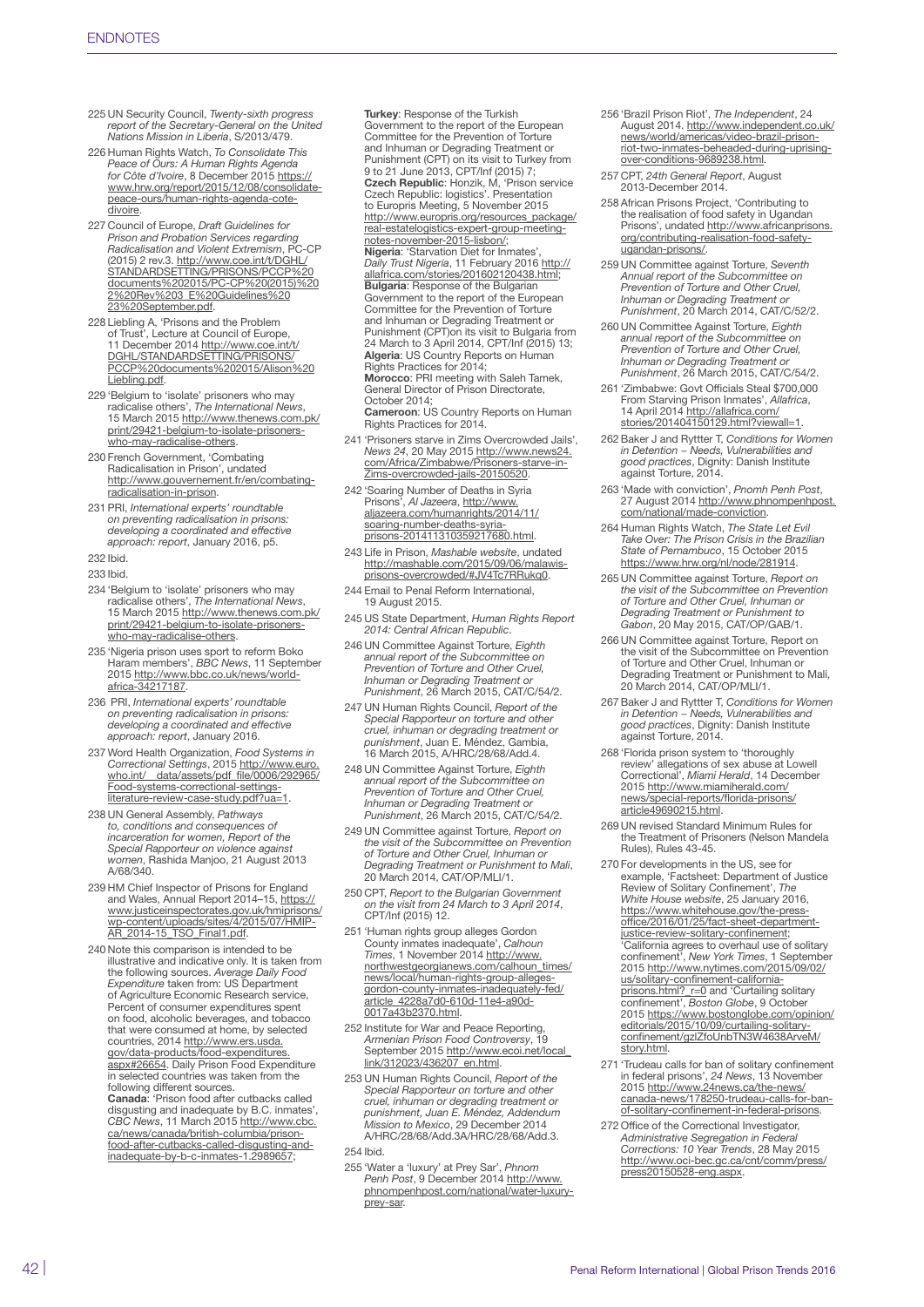# ENDNOTES

225 UN Security Council, *Twenty-sixth progress report of the Secretary-General on the United Nations Mission in Liberia*, S/2013/479.

226 Human Rights Watch, *To Consolidate This Peace of Ours: A Human Rights Agenda for Côte d'Ivoire*, 8 December 2015 https://www.hrw.org/report/2015/12/08/consolidate-peace-ours/human-rights-agenda-cote-divoire.

227 Council of Europe, *Draft Guidelines for Prison and Probation Services regarding Radicalisation and Violent Extremism*, PC-CP (2015) 2 rev.3. http://www.coe.int/t/DGHL/STANDARDSETTING/PRISONS/PCCP%20documents%202015/PC-CP%20(2015)%202%20Rev%203_E%20Guidelines%2023%20September.pdf.

228 Liebling A, 'Prisons and the Problem of Trust', Lecture at Council of Europe, 11 December 2014 http://www.coe.int/t/DGHL/STANDARDSETTING/PRISONS/PCCP%20documents%202015/Alison%20Liebling.pdf.

229 'Belgium to 'isolate' prisoners who may radicalise others', *The International News*, 15 March 2015 http://www.thenews.com.pk/print/29421-belgium-to-isolate-prisoners-who-may-radicalise-others.

230 French Government, 'Combating Radicalisation in Prison', undated http://www.gouvernement.fr/en/combating-radicalisation-in-prison.

231 PRI, *International experts' roundtable on preventing radicalisation in prisons: developing a coordinated and effective approach: report*, January 2016, p5.

232 Ibid.

233 Ibid.

234 'Belgium to 'isolate' prisoners who may radicalise others', *The International News*, 15 March 2015 http://www.thenews.com.pk/print/29421-belgium-to-isolate-prisoners-who-may-radicalise-others.

235 'Nigeria prison uses sport to reform Boko Haram members', *BBC News*, 11 September 2015 http://www.bbc.co.uk/news/world-africa-34217187.

236 PRI, *International experts' roundtable on preventing radicalisation in prisons: developing a coordinated and effective approach: report*, January 2016.

237 Word Health Organization, *Food Systems in Correctional Settings*, 2015 http://www.euro.who.int/__data/assets/pdf_file/0006/292965/Food-systems-correctional-settings-literature-review-case-study.pdf?ua=1.

238 UN General Assembly, *Pathways to, conditions and consequences of incarceration for women, Report of the Special Rapporteur on violence against women*, Rashida Manjoo, 21 August 2013 A/68/340.

239 HM Chief Inspector of Prisons for England and Wales, Annual Report 2014–15, https://www.justiceinspectorates.gov.uk/hmiprisons/wp-content/uploads/sites/4/2015/07/HMIP-AR_2014-15_TSO_Final1.pdf.

240 Note this comparison is intended to be illustrative and indicative only. It is taken from the following sources. *Average Daily Food Expenditure* taken from: US Department of Agriculture Economic Research service, Percent of consumer expenditures spent on food, alcoholic beverages, and tobacco that were consumed at home, by selected countries, 2014 http://www.ers.usda.gov/data-products/food-expenditures.aspx#26654. Daily Prison Food Expenditure in selected countries was taken from the following different sources.
**Canada**: 'Prison food after cutbacks called disgusting and inadequate by B.C. inmates', *CBC News*, 11 March 2015 http://www.cbc.ca/news/canada/british-columbia/prison-food-after-cutbacks-called-disgusting-and-inadequate-by-b-c-inmates-1.2989657;
**Turkey**: Response of the Turkish Government to the report of the European Committee for the Prevention of Torture and Inhuman or Degrading Treatment or Punishment (CPT) on its visit to Turkey from 9 to 21 June 2013, CPT/Inf (2015) 7;
**Czech Republic**: Honzik, M, 'Prison service Czech Republic: logistics'. Presentation to Europris Meeting, 5 November 2015 http://www.europris.org/resources_package/real-estatelogistics-expert-group-meeting-notes-november-2015-lisbon/;
**Nigeria**: 'Starvation Diet for Inmates', *Daily Trust Nigeria*, 11 February 2016 http://allafrica.com/stories/201602120438.html;
**Bulgaria**: Response of the Bulgarian Government to the report of the European Committee for the Prevention of Torture and Inhuman or Degrading Treatment or Punishment (CPT)on its visit to Bulgaria from 24 March to 3 April 2014, CPT/Inf (2015) 13;
**Algeria**: US Country Reports on Human Rights Practices for 2014;
**Morocco**: PRI meeting with Saleh Tamek, General Director of Prison Directorate, October 2014;
**Cameroon**: US Country Reports on Human Rights Practices for 2014.

241 'Prisoners starve in Zims Overcrowded Jails', *News 24*, 20 May 2015 http://www.news24.com/Africa/Zimbabwe/Prisoners-starve-in-Zims-overcrowded-jails-20150520.

242 'Soaring Number of Deaths in Syria Prisons', *Al Jazeera*, http://www.aljazeera.com/humanrights/2014/11/soaring-number-deaths-syria-prisons-201411310359217680.html.

243 Life in Prison, *Mashable website*, undated http://mashable.com/2015/09/06/malawis-prisons-overcrowded/#JV4Tc7RRukq0.

244 Email to Penal Reform International, 19 August 2015.

245 US State Department, *Human Rights Report 2014: Central African Republic*.

246 UN Committee Against Torture, *Eighth annual report of the Subcommittee on Prevention of Torture and Other Cruel, Inhuman or Degrading Treatment or Punishment*, 26 March 2015, CAT/C/54/2.

247 UN Human Rights Council, *Report of the Special Rapporteur on torture and other cruel, inhuman or degrading treatment or punishment*, Juan E. Méndez, Gambia, 16 March 2015, A/HRC/28/68/Add.4.

248 UN Committee Against Torture, *Eighth annual report of the Subcommittee on Prevention of Torture and Other Cruel, Inhuman or Degrading Treatment or Punishment*, 26 March 2015, CAT/C/54/2.

249 UN Committee against Torture, *Report on the visit of the Subcommittee on Prevention of Torture and Other Cruel, Inhuman or Degrading Treatment or Punishment to Mali*, 20 March 2014, CAT/OP/MLI/1.

250 CPT, *Report to the Bulgarian Government on the visit from 24 March to 3 April 2014*, CPT/Inf (2015) 12.

251 'Human rights group alleges Gordon County inmates inadequate', *Calhoun Times*, 1 November 2014 http://www.northwestgeorgianews.com/calhoun_times/news/local/human-rights-group-alleges-gordon-county-inmates-inadequately-fed/article_4228a7d0-610d-11e4-a90d-0017a43b2370.html.

252 Institute for War and Peace Reporting, *Armenian Prison Food Controversy*, 19 September 2015 http://www.ecoi.net/local_link/312023/436207_en.html.

253 UN Human Rights Council, *Report of the Special Rapporteur on torture and other cruel, inhuman or degrading treatment or punishment, Juan E. Méndez, Addendum Mission to Mexico*, 29 December 2014 A/HRC/28/68/Add.3A/HRC/28/68/Add.3.

254 Ibid.

255 'Water a 'luxury' at Prey Sar', *Phnom Penh Post*, 9 December 2014 http://www.phnompenhpost.com/national/water-luxury-prey-sar.

256 'Brazil Prison Riot', *The Independent*, 24 August 2014. http://www.independent.co.uk/news/world/americas/video-brazil-prison-riot-two-inmates-beheaded-during-uprising-over-conditions-9689238.html.

257 CPT, *24th General Report*, August 2013-December 2014.

258 African Prisons Project, 'Contributing to the realisation of food safety in Ugandan Prisons', undated http://www.africanprisons.org/contributing-realisation-food-safety-ugandan-prisons/.

259 UN Committee against Torture, *Seventh Annual report of the Subcommittee on Prevention of Torture and Other Cruel, Inhuman or Degrading Treatment or Punishment*, 20 March 2014, CAT/C/52/2.

260 UN Committee Against Torture, *Eighth annual report of the Subcommittee on Prevention of Torture and Other Cruel, Inhuman or Degrading Treatment or Punishment*, 26 March 2015, CAT/C/54/2.

261 'Zimbabwe: Govt Officials Steal $700,000 From Starving Prison Inmates', *Allafrica*, 14 April 2014 http://allafrica.com/stories/201404150129.html?viewall=1.

262 Baker J and Ryttter T, *Conditions for Women in Detention – Needs, Vulnerabilities and good practices*, Dignity: Danish Institute against Torture, 2014.

263 'Made with conviction', *Pnomh Penh Post*, 27 August 2014 http://www.phnompenhpost.com/national/made-conviction.

264 Human Rights Watch, *The State Let Evil Take Over: The Prison Crisis in the Brazilian State of Pernambuco*, 15 October 2015 https://www.hrw.org/nl/node/281914.

265 UN Committee against Torture, *Report on the visit of the Subcommittee on Prevention of Torture and Other Cruel, Inhuman or Degrading Treatment or Punishment to Gabon*, 20 May 2015, CAT/OP/GAB/1.

266 UN Committee against Torture, Report on the visit of the Subcommittee on Prevention of Torture and Other Cruel, Inhuman or Degrading Treatment or Punishment to Mali, 20 March 2014, CAT/OP/MLI/1.

267 Baker J and Ryttter T, *Conditions for Women in Detention – Needs, Vulnerabilities and good practices*, Dignity: Danish Institute against Torture, 2014.

268 'Florida prison system to 'thoroughly review' allegations of sex abuse at Lowell Correctional', *Miami Herald*, 14 December 2015 http://www.miamiherald.com/news/special-reports/florida-prisons/article49690215.html.

269 UN revised Standard Minimum Rules for the Treatment of Prisoners (Nelson Mandela Rules), Rules 43-45.

270 For developments in the US, see for example, 'Factsheet: Department of Justice Review of Solitary Confinement', *The White House website*, 25 January 2016, https://www.whitehouse.gov/the-press-office/2016/01/25/fact-sheet-department-justice-review-solitary-confinement; 'California agrees to overhaul use of solitary confinement', *New York Times*, 1 September 2015 http://www.nytimes.com/2015/09/02/us/solitary-confinement-california-prisons.html?_r=0 and 'Curtailing solitary confinement', *Boston Globe*, 9 October 2015 https://www.bostonglobe.com/opinion/editorials/2015/10/09/curtailing-solitary-confinement/gzIZfoUnbTN3W4638ArveM/story.html.

271 'Trudeau calls for ban of solitary confinement in federal prisons', *24 News*, 13 November 2015 http://www.24news.ca/the-news/canada-news/178250-trudeau-calls-for-ban-of-solitary-confinement-in-federal-prisons.

272 Office of the Correctional Investigator, *Administrative Segregation in Federal Corrections: 10 Year Trends*, 28 May 2015 http://www.oci-bec.gc.ca/cnt/comm/press/press20150528-eng.aspx.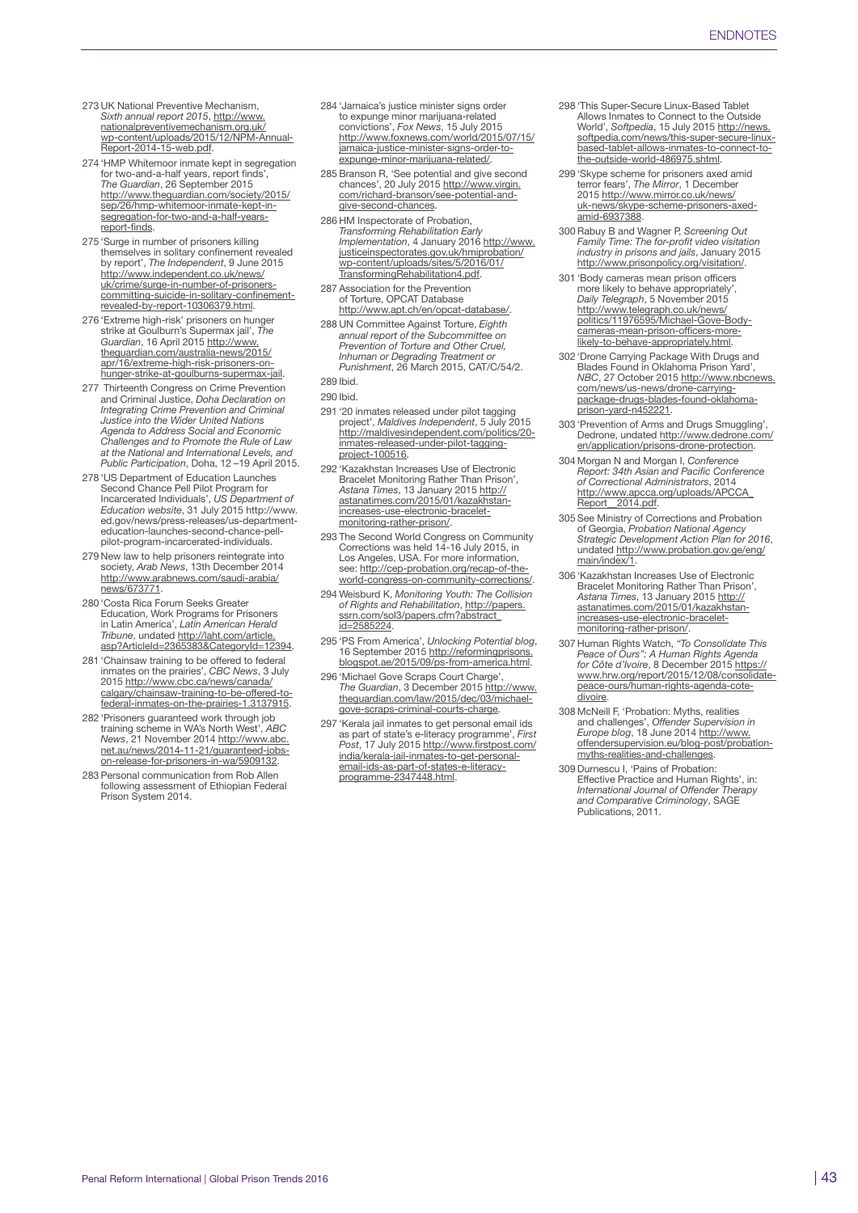273 UK National Preventive Mechanism, *Sixth annual report 2015*, http://www.nationalpreventivemechanism.org.uk/wp-content/uploads/2015/12/NPM-Annual-Report-2014-15-web.pdf.

274 'HMP Whitemoor inmate kept in segregation for two-and-a-half years, report finds', *The Guardian*, 26 September 2015 http://www.theguardian.com/society/2015/sep/26/hmp-whitemoor-inmate-kept-in-segregation-for-two-and-a-half-years-report-finds.

275 'Surge in number of prisoners killing themselves in solitary confinement revealed by report', *The Independent*, 9 June 2015 http://www.independent.co.uk/news/uk/crime/surge-in-number-of-prisoners-committing-suicide-in-solitary-confinement-revealed-by-report-10306379.html.

276 'Extreme high-risk' prisoners on hunger strike at Goulburn's Supermax jail', *The Guardian*, 16 April 2015 http://www.theguardian.com/australia-news/2015/apr/16/extreme-high-risk-prisoners-on-hunger-strike-at-goulburns-supermax-jail.

277 Thirteenth Congress on Crime Prevention and Criminal Justice, *Doha Declaration on Integrating Crime Prevention and Criminal Justice into the Wider United Nations Agenda to Address Social and Economic Challenges and to Promote the Rule of Law at the National and International Levels, and Public Participation*, Doha, 12 –19 April 2015.

278 'US Department of Education Launches Second Chance Pell Pilot Program for Incarcerated Individuals', *US Department of Education website*, 31 July 2015 http://www.ed.gov/news/press-releases/us-department-education-launches-second-chance-pell-pilot-program-incarcerated-individuals.

279 New law to help prisoners reintegrate into society, *Arab News*, 13th December 2014 http://www.arabnews.com/saudi-arabia/news/673771.

280 'Costa Rica Forum Seeks Greater Education, Work Programs for Prisoners in Latin America', *Latin American Herald Tribune*, undated http://laht.com/article.asp?ArticleId=2365383&CategoryId=12394.

281 'Chainsaw training to be offered to federal inmates on the prairies', *CBC News*, 3 July 2015 http://www.cbc.ca/news/canada/calgary/chainsaw-training-to-be-offered-to-federal-inmates-on-the-prairies-1.3137915.

282 'Prisoners guaranteed work through job training scheme in WA's North West', *ABC News*, 21 November 2014 http://www.abc.net.au/news/2014-11-21/guaranteed-jobs-on-release-for-prisoners-in-wa/5909132.

283 Personal communication from Rob Allen following assessment of Ethiopian Federal Prison System 2014.

284 'Jamaica's justice minister signs order to expunge minor marijuana-related convictions', *Fox News*, 15 July 2015 http://www.foxnews.com/world/2015/07/15/jamaica-justice-minister-signs-order-to-expunge-minor-marijuana-related/.

285 Branson R, 'See potential and give second chances', 20 July 2015 http://www.virgin.com/richard-branson/see-potential-and-give-second-chances.

286 HM Inspectorate of Probation, *Transforming Rehabilitation Early Implementation*, 4 January 2016 http://www.justiceinspectorates.gov.uk/hmiprobation/wp-content/uploads/sites/5/2016/01/TransformingRehabilitation4.pdf.

287 Association for the Prevention of Torture, OPCAT Database http://www.apt.ch/en/opcat-database/.

288 UN Committee Against Torture, *Eighth annual report of the Subcommittee on Prevention of Torture and Other Cruel, Inhuman or Degrading Treatment or Punishment*, 26 March 2015, CAT/C/54/2.

289 Ibid.

290 Ibid.

291 '20 inmates released under pilot tagging project', *Maldives Independent*, 5 July 2015 http://maldivesindependent.com/politics/20-inmates-released-under-pilot-tagging-project-100516.

292 'Kazakhstan Increases Use of Electronic Bracelet Monitoring Rather Than Prison', *Astana Times*, 13 January 2015 http://astanatimes.com/2015/01/kazakhstan-increases-use-electronic-bracelet-monitoring-rather-prison/.

293 The Second World Congress on Community Corrections was held 14-16 July 2015, in Los Angeles, USA. For more information, see: http://cep-probation.org/recap-of-the-world-congress-on-community-corrections/.

294 Weisburd K, *Monitoring Youth: The Collision of Rights and Rehabilitation*, http://papers.ssrn.com/sol3/papers.cfm?abstract_id=2585224.

295 'PS From America', *Unlocking Potential blog*, 16 September 2015 http://reformingprisons.blogspot.ae/2015/09/ps-from-america.html.

296 'Michael Gove Scraps Court Charge', *The Guardian*, 3 December 2015 http://www.theguardian.com/law/2015/dec/03/michael-gove-scraps-criminal-courts-charge.

297 'Kerala jail inmates to get personal email ids as part of state's e-literacy programme', *First Post*, 17 July 2015 http://www.firstpost.com/india/kerala-jail-inmates-to-get-personal-email-ids-as-part-of-states-e-literacy-programme-2347448.html.

298 'This Super-Secure Linux-Based Tablet Allows Inmates to Connect to the Outside World', *Softpedia*, 15 July 2015 http://news.softpedia.com/news/this-super-secure-linux-based-tablet-allows-inmates-to-connect-to-the-outside-world-486975.shtml.

299 'Skype scheme for prisoners axed amid terror fears', *The Mirror*, 1 December 2015 http://www.mirror.co.uk/news/uk-news/skype-scheme-prisoners-axed-amid-6937388.

300 Rabuy B and Wagner P, *Screening Out Family Time: The for-profit video visitation industry in prisons and jails*, January 2015 http://www.prisonpolicy.org/visitation/.

301 'Body cameras mean prison officers more likely to behave appropriately', *Daily Telegraph*, 5 November 2015 http://www.telegraph.co.uk/news/politics/11976595/Michael-Gove-Body-cameras-mean-prison-officers-more-likely-to-behave-appropriately.html.

302 'Drone Carrying Package With Drugs and Blades Found in Oklahoma Prison Yard', *NBC*, 27 October 2015 http://www.nbcnews.com/news/us-news/drone-carrying-package-drugs-blades-found-oklahoma-prison-yard-n452221.

303 'Prevention of Arms and Drugs Smuggling', Dedrone, undated http://www.dedrone.com/en/application/prisons-drone-protection.

304 Morgan N and Morgan I, *Conference Report: 34th Asian and Pacific Conference of Correctional Administrators*, 2014 http://www.apcca.org/uploads/APCCA_Report__2014.pdf.

305 See Ministry of Corrections and Probation of Georgia, *Probation National Agency Strategic Development Action Plan for 2016*, undated http://www.probation.gov.ge/eng/main/index/1.

306 'Kazakhstan Increases Use of Electronic Bracelet Monitoring Rather Than Prison', *Astana Times*, 13 January 2015 http://astanatimes.com/2015/01/kazakhstan-increases-use-electronic-bracelet-monitoring-rather-prison/.

307 Human Rights Watch, *"To Consolidate This Peace of Ours": A Human Rights Agenda for Côte d'Ivoire*, 8 December 2015 https://www.hrw.org/report/2015/12/08/consolidate-peace-ours/human-rights-agenda-cote-divoire.

308 McNeill F, 'Probation: Myths, realities and challenges', *Offender Supervision in Europe blog*, 18 June 2014 http://www.offendersupervision.eu/blog-post/probation-myths-realities-and-challenges.

309 Durnescu I, 'Pains of Probation: Effective Practice and Human Rights', in: *International Journal of Offender Therapy and Comparative Criminology*, SAGE Publications, 2011.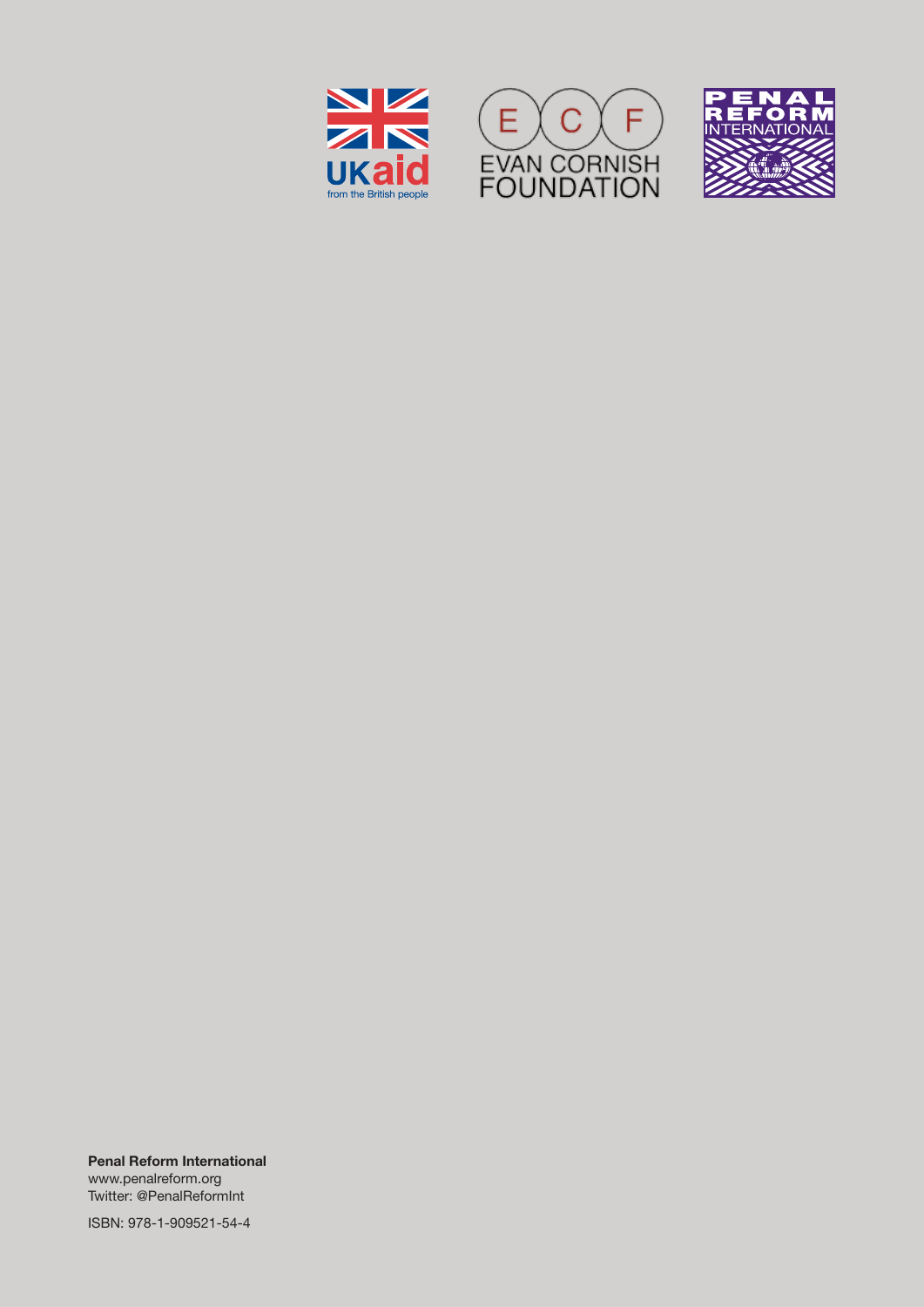UKaid
from the British people

EVAN CORNISH FOUNDATION

PENAL REFORM INTERNATIONAL

**Penal Reform International**
www.penalreform.org
Twitter: @PenalReformInt

ISBN: 978-1-909521-54-4